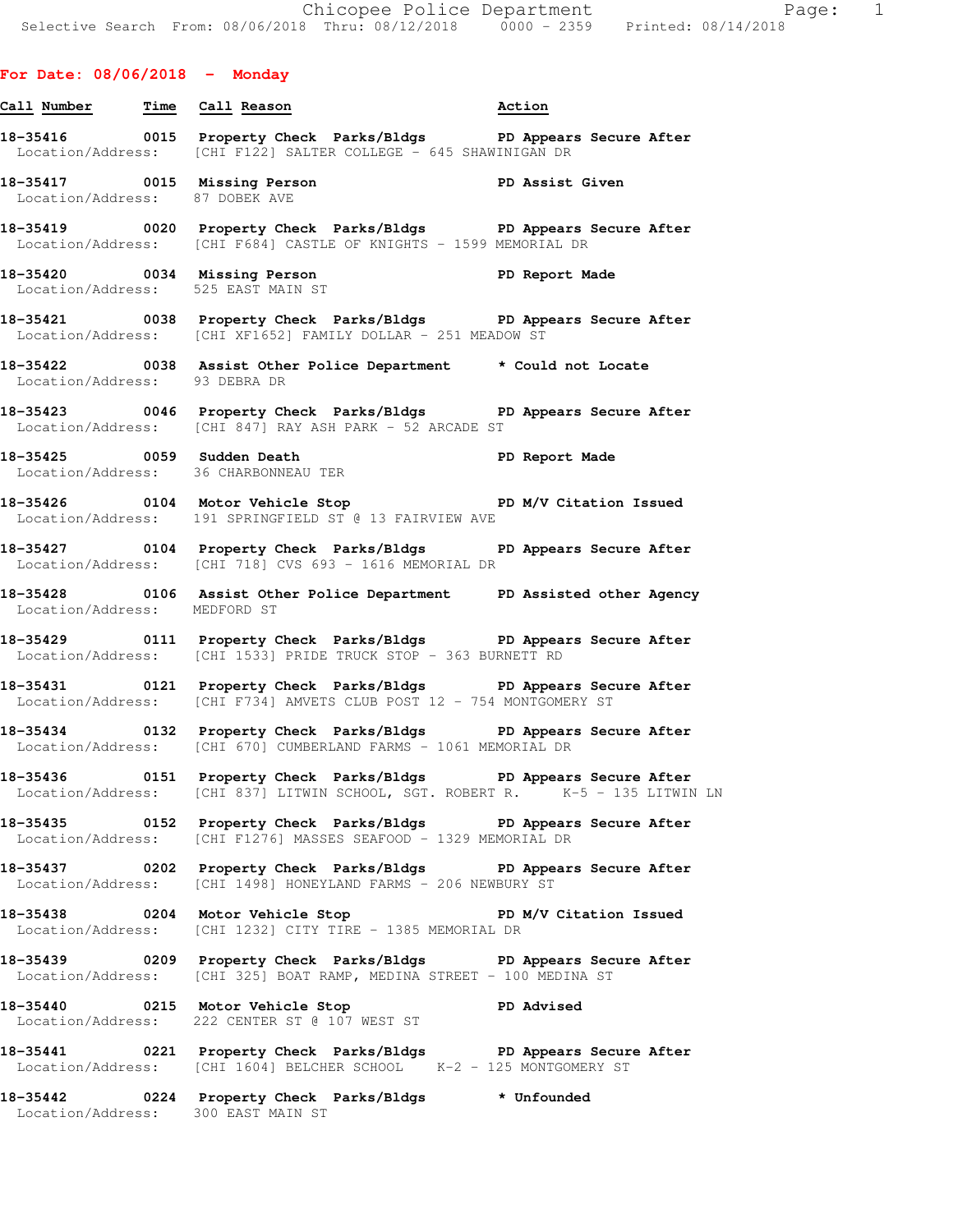Chicopee Police Department
Selective Search From: 08/06/2018 Thru: 08/12/2018 0000 - 2359 Printed: 08/14/2018

## For Date: 08/06/2018 - Monday

| Call Number | Time | Call Reason | Action |
|---|---|---|---|
| 18-35416 | 0015 | Property Check Parks/Bldgs | PD Appears Secure After |
| Location/Address: | | [CHI F122] SALTER COLLEGE - 645 SHAWINIGAN DR | |
| 18-35417 | 0015 | Missing Person | PD Assist Given |
| Location/Address: | | 87 DOBEK AVE | |
| 18-35419 | 0020 | Property Check Parks/Bldgs | PD Appears Secure After |
| Location/Address: | | [CHI F684] CASTLE OF KNIGHTS - 1599 MEMORIAL DR | |
| 18-35420 | 0034 | Missing Person | PD Report Made |
| Location/Address: | | 525 EAST MAIN ST | |
| 18-35421 | 0038 | Property Check Parks/Bldgs | PD Appears Secure After |
| Location/Address: | | [CHI XF1652] FAMILY DOLLAR - 251 MEADOW ST | |
| 18-35422 | 0038 | Assist Other Police Department | * Could not Locate |
| Location/Address: | | 93 DEBRA DR | |
| 18-35423 | 0046 | Property Check Parks/Bldgs | PD Appears Secure After |
| Location/Address: | | [CHI 847] RAY ASH PARK - 52 ARCADE ST | |
| 18-35425 | 0059 | Sudden Death | PD Report Made |
| Location/Address: | | 36 CHARBONNEAU TER | |
| 18-35426 | 0104 | Motor Vehicle Stop | PD M/V Citation Issued |
| Location/Address: | | 191 SPRINGFIELD ST @ 13 FAIRVIEW AVE | |
| 18-35427 | 0104 | Property Check Parks/Bldgs | PD Appears Secure After |
| Location/Address: | | [CHI 718] CVS 693 - 1616 MEMORIAL DR | |
| 18-35428 | 0106 | Assist Other Police Department | PD Assisted other Agency |
| Location/Address: | | MEDFORD ST | |
| 18-35429 | 0111 | Property Check Parks/Bldgs | PD Appears Secure After |
| Location/Address: | | [CHI 1533] PRIDE TRUCK STOP - 363 BURNETT RD | |
| 18-35431 | 0121 | Property Check Parks/Bldgs | PD Appears Secure After |
| Location/Address: | | [CHI F734] AMVETS CLUB POST 12 - 754 MONTGOMERY ST | |
| 18-35434 | 0132 | Property Check Parks/Bldgs | PD Appears Secure After |
| Location/Address: | | [CHI 670] CUMBERLAND FARMS - 1061 MEMORIAL DR | |
| 18-35436 | 0151 | Property Check Parks/Bldgs | PD Appears Secure After |
| Location/Address: | | [CHI 837] LITWIN SCHOOL, SGT. ROBERT R. K-5 - 135 LITWIN LN | |
| 18-35435 | 0152 | Property Check Parks/Bldgs | PD Appears Secure After |
| Location/Address: | | [CHI F1276] MASSES SEAFOOD - 1329 MEMORIAL DR | |
| 18-35437 | 0202 | Property Check Parks/Bldgs | PD Appears Secure After |
| Location/Address: | | [CHI 1498] HONEYLAND FARMS - 206 NEWBURY ST | |
| 18-35438 | 0204 | Motor Vehicle Stop | PD M/V Citation Issued |
| Location/Address: | | [CHI 1232] CITY TIRE - 1385 MEMORIAL DR | |
| 18-35439 | 0209 | Property Check Parks/Bldgs | PD Appears Secure After |
| Location/Address: | | [CHI 325] BOAT RAMP, MEDINA STREET - 100 MEDINA ST | |
| 18-35440 | 0215 | Motor Vehicle Stop | PD Advised |
| Location/Address: | | 222 CENTER ST @ 107 WEST ST | |
| 18-35441 | 0221 | Property Check Parks/Bldgs | PD Appears Secure After |
| Location/Address: | | [CHI 1604] BELCHER SCHOOL K-2 - 125 MONTGOMERY ST | |
| 18-35442 | 0224 | Property Check Parks/Bldgs | * Unfounded |
| Location/Address: | | 300 EAST MAIN ST | |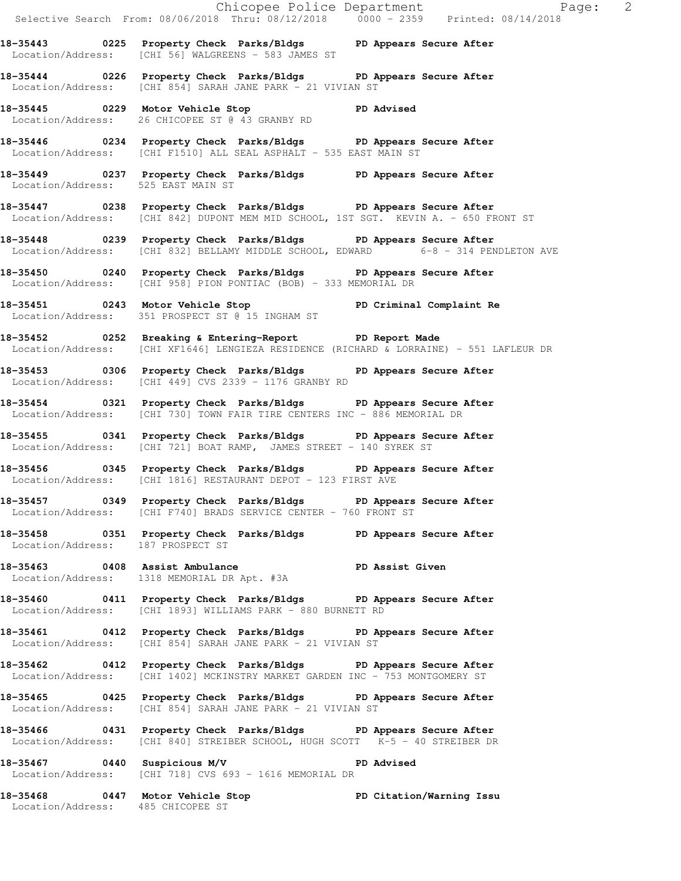**18-35443 0225 Property Check Parks/Bldgs PD Appears Secure After**
Location/Address: [CHI 56] WALGREENS - 583 JAMES ST

**18-35444 0226 Property Check Parks/Bldgs PD Appears Secure After**
Location/Address: [CHI 854] SARAH JANE PARK - 21 VIVIAN ST

**18-35445 0229 Motor Vehicle Stop PD Advised**
Location/Address: 26 CHICOPEE ST @ 43 GRANBY RD

**18-35446 0234 Property Check Parks/Bldgs PD Appears Secure After**
Location/Address: [CHI F1510] ALL SEAL ASPHALT - 535 EAST MAIN ST

**18-35449 0237 Property Check Parks/Bldgs PD Appears Secure After**
Location/Address: 525 EAST MAIN ST

**18-35447 0238 Property Check Parks/Bldgs PD Appears Secure After**
Location/Address: [CHI 842] DUPONT MEM MID SCHOOL, 1ST SGT. KEVIN A. - 650 FRONT ST

**18-35448 0239 Property Check Parks/Bldgs PD Appears Secure After**
Location/Address: [CHI 832] BELLAMY MIDDLE SCHOOL, EDWARD 6-8 - 314 PENDLETON AVE

**18-35450 0240 Property Check Parks/Bldgs PD Appears Secure After**
Location/Address: [CHI 958] PION PONTIAC (BOB) - 333 MEMORIAL DR

**18-35451 0243 Motor Vehicle Stop PD Criminal Complaint Re**
Location/Address: 351 PROSPECT ST @ 15 INGHAM ST

**18-35452 0252 Breaking & Entering-Report PD Report Made**
Location/Address: [CHI XF1646] LENGIEZA RESIDENCE (RICHARD & LORRAINE) - 551 LAFLEUR DR

**18-35453 0306 Property Check Parks/Bldgs PD Appears Secure After**
Location/Address: [CHI 449] CVS 2339 - 1176 GRANBY RD

**18-35454 0321 Property Check Parks/Bldgs PD Appears Secure After**
Location/Address: [CHI 730] TOWN FAIR TIRE CENTERS INC - 886 MEMORIAL DR

**18-35455 0341 Property Check Parks/Bldgs PD Appears Secure After**
Location/Address: [CHI 721] BOAT RAMP, JAMES STREET - 140 SYREK ST

**18-35456 0345 Property Check Parks/Bldgs PD Appears Secure After**
Location/Address: [CHI 1816] RESTAURANT DEPOT - 123 FIRST AVE

**18-35457 0349 Property Check Parks/Bldgs PD Appears Secure After**
Location/Address: [CHI F740] BRADS SERVICE CENTER - 760 FRONT ST

**18-35458 0351 Property Check Parks/Bldgs PD Appears Secure After**
Location/Address: 187 PROSPECT ST

**18-35463 0408 Assist Ambulance PD Assist Given**
Location/Address: 1318 MEMORIAL DR Apt. #3A

**18-35460 0411 Property Check Parks/Bldgs PD Appears Secure After**
Location/Address: [CHI 1893] WILLIAMS PARK - 880 BURNETT RD

**18-35461 0412 Property Check Parks/Bldgs PD Appears Secure After**
Location/Address: [CHI 854] SARAH JANE PARK - 21 VIVIAN ST

**18-35462 0412 Property Check Parks/Bldgs PD Appears Secure After**
Location/Address: [CHI 1402] MCKINSTRY MARKET GARDEN INC - 753 MONTGOMERY ST

**18-35465 0425 Property Check Parks/Bldgs PD Appears Secure After**
Location/Address: [CHI 854] SARAH JANE PARK - 21 VIVIAN ST

**18-35466 0431 Property Check Parks/Bldgs PD Appears Secure After**
Location/Address: [CHI 840] STREIBER SCHOOL, HUGH SCOTT K-5 - 40 STREIBER DR

**18-35467 0440 Suspicious M/V PD Advised**
Location/Address: [CHI 718] CVS 693 - 1616 MEMORIAL DR

**18-35468 0447 Motor Vehicle Stop PD Citation/Warning Issu**
Location/Address: 485 CHICOPEE ST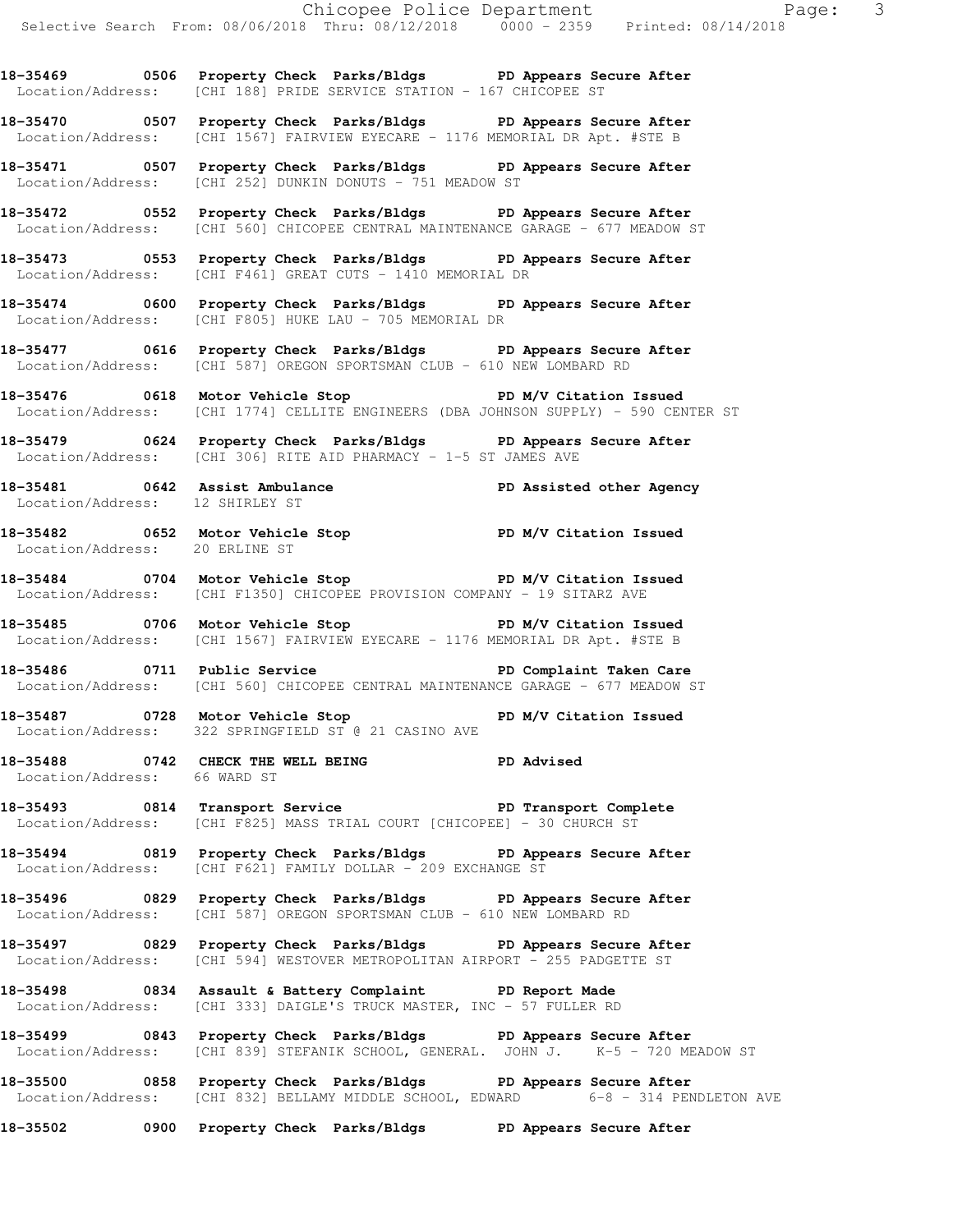**18-35469 0506 Property Check Parks/Bldgs PD Appears Secure After**
Location/Address: [CHI 188] PRIDE SERVICE STATION - 167 CHICOPEE ST

**18-35470 0507 Property Check Parks/Bldgs PD Appears Secure After**
Location/Address: [CHI 1567] FAIRVIEW EYECARE - 1176 MEMORIAL DR Apt. #STE B

**18-35471 0507 Property Check Parks/Bldgs PD Appears Secure After**
Location/Address: [CHI 252] DUNKIN DONUTS - 751 MEADOW ST

**18-35472 0552 Property Check Parks/Bldgs PD Appears Secure After**
Location/Address: [CHI 560] CHICOPEE CENTRAL MAINTENANCE GARAGE - 677 MEADOW ST

**18-35473 0553 Property Check Parks/Bldgs PD Appears Secure After**
Location/Address: [CHI F461] GREAT CUTS - 1410 MEMORIAL DR

**18-35474 0600 Property Check Parks/Bldgs PD Appears Secure After**
Location/Address: [CHI F805] HUKE LAU - 705 MEMORIAL DR

**18-35477 0616 Property Check Parks/Bldgs PD Appears Secure After**
Location/Address: [CHI 587] OREGON SPORTSMAN CLUB - 610 NEW LOMBARD RD

**18-35476 0618 Motor Vehicle Stop PD M/V Citation Issued**
Location/Address: [CHI 1774] CELLITE ENGINEERS (DBA JOHNSON SUPPLY) - 590 CENTER ST

**18-35479 0624 Property Check Parks/Bldgs PD Appears Secure After**
Location/Address: [CHI 306] RITE AID PHARMACY - 1-5 ST JAMES AVE

**18-35481 0642 Assist Ambulance PD Assisted other Agency**
Location/Address: 12 SHIRLEY ST

**18-35482 0652 Motor Vehicle Stop PD M/V Citation Issued**
Location/Address: 20 ERLINE ST

**18-35484 0704 Motor Vehicle Stop PD M/V Citation Issued**
Location/Address: [CHI F1350] CHICOPEE PROVISION COMPANY - 19 SITARZ AVE

**18-35485 0706 Motor Vehicle Stop PD M/V Citation Issued**
Location/Address: [CHI 1567] FAIRVIEW EYECARE - 1176 MEMORIAL DR Apt. #STE B

**18-35486 0711 Public Service PD Complaint Taken Care**
Location/Address: [CHI 560] CHICOPEE CENTRAL MAINTENANCE GARAGE - 677 MEADOW ST

**18-35487 0728 Motor Vehicle Stop PD M/V Citation Issued**
Location/Address: 322 SPRINGFIELD ST @ 21 CASINO AVE

**18-35488 0742 CHECK THE WELL BEING PD Advised**
Location/Address: 66 WARD ST

**18-35493 0814 Transport Service PD Transport Complete**
Location/Address: [CHI F825] MASS TRIAL COURT [CHICOPEE] - 30 CHURCH ST

**18-35494 0819 Property Check Parks/Bldgs PD Appears Secure After**
Location/Address: [CHI F621] FAMILY DOLLAR - 209 EXCHANGE ST

**18-35496 0829 Property Check Parks/Bldgs PD Appears Secure After**
Location/Address: [CHI 587] OREGON SPORTSMAN CLUB - 610 NEW LOMBARD RD

**18-35497 0829 Property Check Parks/Bldgs PD Appears Secure After**
Location/Address: [CHI 594] WESTOVER METROPOLITAN AIRPORT - 255 PADGETTE ST

**18-35498 0834 Assault & Battery Complaint PD Report Made**
Location/Address: [CHI 333] DAIGLE'S TRUCK MASTER, INC - 57 FULLER RD

**18-35499 0843 Property Check Parks/Bldgs PD Appears Secure After**
Location/Address: [CHI 839] STEFANIK SCHOOL, GENERAL. JOHN J. K-5 - 720 MEADOW ST

**18-35500 0858 Property Check Parks/Bldgs PD Appears Secure After**
Location/Address: [CHI 832] BELLAMY MIDDLE SCHOOL, EDWARD 6-8 - 314 PENDLETON AVE

**18-35502 0900 Property Check Parks/Bldgs PD Appears Secure After**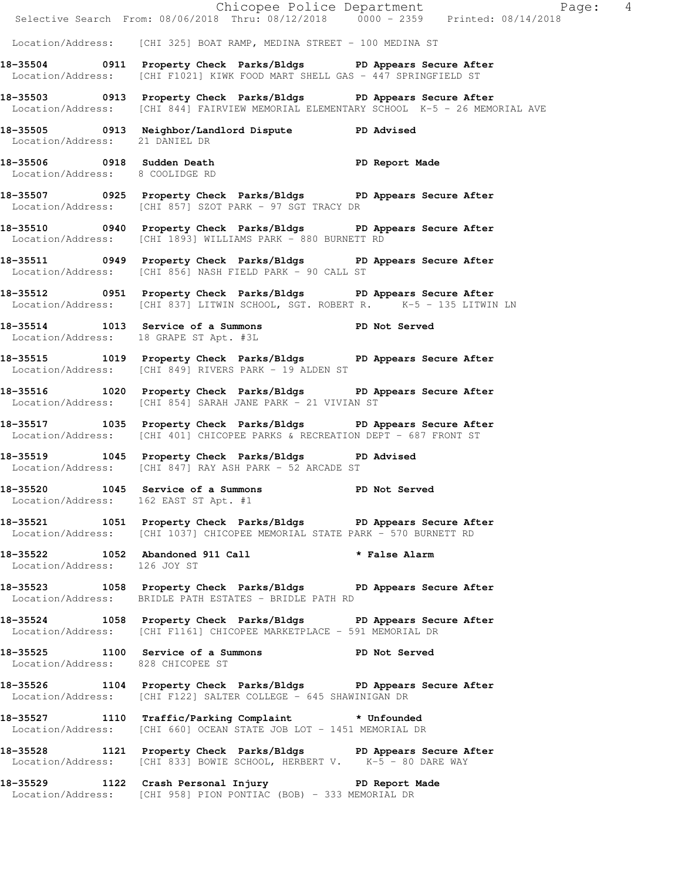Location/Address: [CHI 325] BOAT RAMP, MEDINA STREET - 100 MEDINA ST

**18-35504 0911 Property Check Parks/Bldgs PD Appears Secure After**
Location/Address: [CHI F1021] KIWK FOOD MART SHELL GAS - 447 SPRINGFIELD ST

**18-35503 0913 Property Check Parks/Bldgs PD Appears Secure After**
Location/Address: [CHI 844] FAIRVIEW MEMORIAL ELEMENTARY SCHOOL K-5 - 26 MEMORIAL AVE

**18-35505 0913 Neighbor/Landlord Dispute PD Advised**
Location/Address: 21 DANIEL DR

**18-35506 0918 Sudden Death PD Report Made**
Location/Address: 8 COOLIDGE RD

**18-35507 0925 Property Check Parks/Bldgs PD Appears Secure After**
Location/Address: [CHI 857] SZOT PARK - 97 SGT TRACY DR

**18-35510 0940 Property Check Parks/Bldgs PD Appears Secure After**
Location/Address: [CHI 1893] WILLIAMS PARK - 880 BURNETT RD

**18-35511 0949 Property Check Parks/Bldgs PD Appears Secure After**
Location/Address: [CHI 856] NASH FIELD PARK - 90 CALL ST

**18-35512 0951 Property Check Parks/Bldgs PD Appears Secure After**
Location/Address: [CHI 837] LITWIN SCHOOL, SGT. ROBERT R. K-5 - 135 LITWIN LN

**18-35514 1013 Service of a Summons PD Not Served**
Location/Address: 18 GRAPE ST Apt. #3L

**18-35515 1019 Property Check Parks/Bldgs PD Appears Secure After**
Location/Address: [CHI 849] RIVERS PARK - 19 ALDEN ST

**18-35516 1020 Property Check Parks/Bldgs PD Appears Secure After**
Location/Address: [CHI 854] SARAH JANE PARK - 21 VIVIAN ST

**18-35517 1035 Property Check Parks/Bldgs PD Appears Secure After**
Location/Address: [CHI 401] CHICOPEE PARKS & RECREATION DEPT - 687 FRONT ST

**18-35519 1045 Property Check Parks/Bldgs PD Advised**
Location/Address: [CHI 847] RAY ASH PARK - 52 ARCADE ST

**18-35520 1045 Service of a Summons PD Not Served**
Location/Address: 162 EAST ST Apt. #1

**18-35521 1051 Property Check Parks/Bldgs PD Appears Secure After**
Location/Address: [CHI 1037] CHICOPEE MEMORIAL STATE PARK - 570 BURNETT RD

**18-35522 1052 Abandoned 911 Call * False Alarm**
Location/Address: 126 JOY ST

**18-35523 1058 Property Check Parks/Bldgs PD Appears Secure After**
Location/Address: BRIDLE PATH ESTATES - BRIDLE PATH RD

**18-35524 1058 Property Check Parks/Bldgs PD Appears Secure After**
Location/Address: [CHI F1161] CHICOPEE MARKETPLACE - 591 MEMORIAL DR

**18-35525 1100 Service of a Summons PD Not Served**
Location/Address: 828 CHICOPEE ST

**18-35526 1104 Property Check Parks/Bldgs PD Appears Secure After**
Location/Address: [CHI F122] SALTER COLLEGE - 645 SHAWINIGAN DR

**18-35527 1110 Traffic/Parking Complaint * Unfounded**
Location/Address: [CHI 660] OCEAN STATE JOB LOT - 1451 MEMORIAL DR

**18-35528 1121 Property Check Parks/Bldgs PD Appears Secure After**
Location/Address: [CHI 833] BOWIE SCHOOL, HERBERT V. K-5 - 80 DARE WAY

**18-35529 1122 Crash Personal Injury PD Report Made**
Location/Address: [CHI 958] PION PONTIAC (BOB) - 333 MEMORIAL DR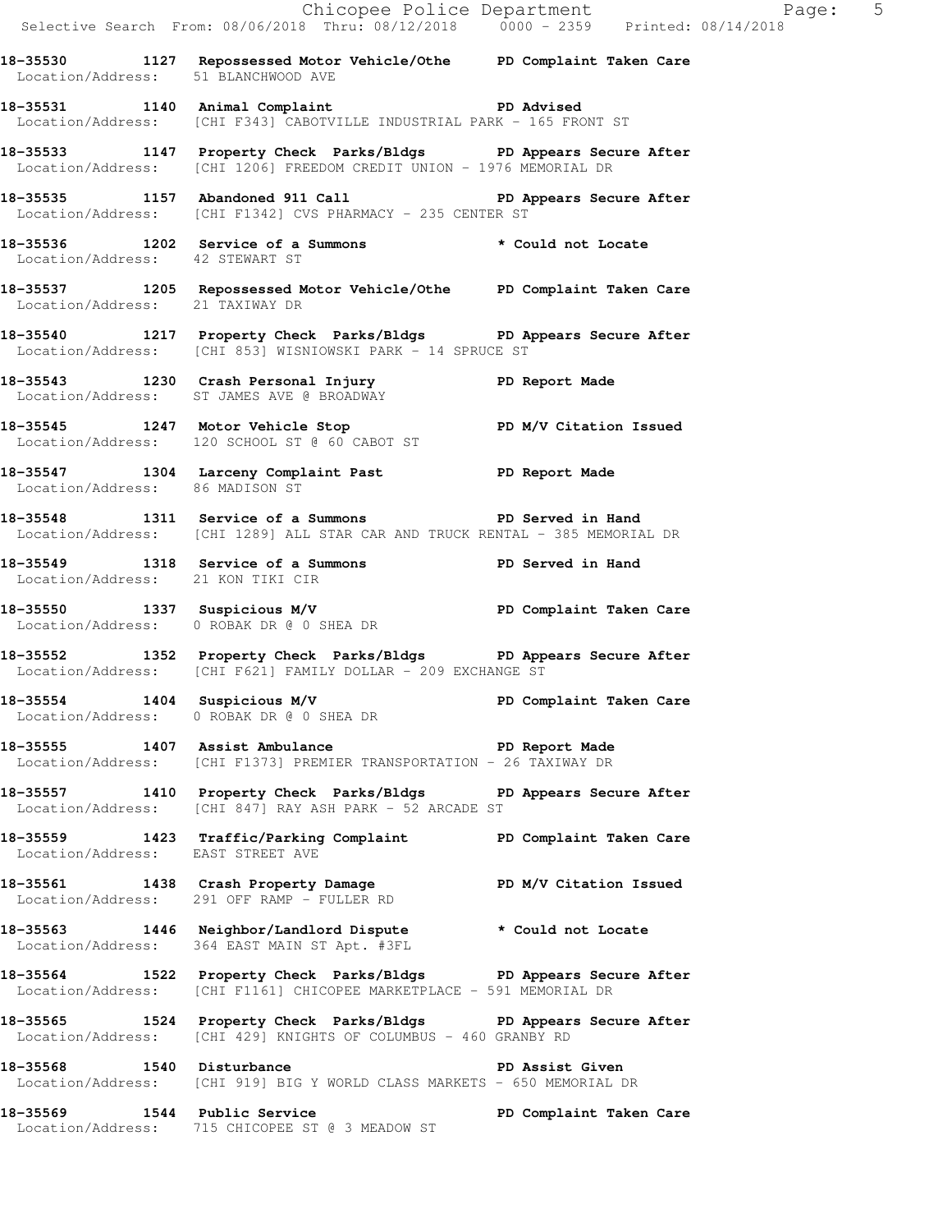**18-35530 1127 Repossessed Motor Vehicle/Othe PD Complaint Taken Care**
Location/Address: 51 BLANCHWOOD AVE

**18-35531 1140 Animal Complaint PD Advised**
Location/Address: [CHI F343] CABOTVILLE INDUSTRIAL PARK - 165 FRONT ST

**18-35533 1147 Property Check Parks/Bldgs PD Appears Secure After**
Location/Address: [CHI 1206] FREEDOM CREDIT UNION - 1976 MEMORIAL DR

**18-35535 1157 Abandoned 911 Call PD Appears Secure After**
Location/Address: [CHI F1342] CVS PHARMACY - 235 CENTER ST

**18-35536 1202 Service of a Summons * Could not Locate**
Location/Address: 42 STEWART ST

**18-35537 1205 Repossessed Motor Vehicle/Othe PD Complaint Taken Care**
Location/Address: 21 TAXIWAY DR

**18-35540 1217 Property Check Parks/Bldgs PD Appears Secure After**
Location/Address: [CHI 853] WISNIOWSKI PARK - 14 SPRUCE ST

**18-35543 1230 Crash Personal Injury PD Report Made**
Location/Address: ST JAMES AVE @ BROADWAY

**18-35545 1247 Motor Vehicle Stop PD M/V Citation Issued**
Location/Address: 120 SCHOOL ST @ 60 CABOT ST

**18-35547 1304 Larceny Complaint Past PD Report Made**
Location/Address: 86 MADISON ST

**18-35548 1311 Service of a Summons PD Served in Hand**
Location/Address: [CHI 1289] ALL STAR CAR AND TRUCK RENTAL - 385 MEMORIAL DR

**18-35549 1318 Service of a Summons PD Served in Hand**
Location/Address: 21 KON TIKI CIR

**18-35550 1337 Suspicious M/V PD Complaint Taken Care**
Location/Address: 0 ROBAK DR @ 0 SHEA DR

**18-35552 1352 Property Check Parks/Bldgs PD Appears Secure After**
Location/Address: [CHI F621] FAMILY DOLLAR - 209 EXCHANGE ST

**18-35554 1404 Suspicious M/V PD Complaint Taken Care**
Location/Address: 0 ROBAK DR @ 0 SHEA DR

**18-35555 1407 Assist Ambulance PD Report Made**
Location/Address: [CHI F1373] PREMIER TRANSPORTATION - 26 TAXIWAY DR

**18-35557 1410 Property Check Parks/Bldgs PD Appears Secure After**
Location/Address: [CHI 847] RAY ASH PARK - 52 ARCADE ST

**18-35559 1423 Traffic/Parking Complaint PD Complaint Taken Care**
Location/Address: EAST STREET AVE

**18-35561 1438 Crash Property Damage PD M/V Citation Issued**
Location/Address: 291 OFF RAMP - FULLER RD

**18-35563 1446 Neighbor/Landlord Dispute * Could not Locate**
Location/Address: 364 EAST MAIN ST Apt. #3FL

**18-35564 1522 Property Check Parks/Bldgs PD Appears Secure After**
Location/Address: [CHI F1161] CHICOPEE MARKETPLACE - 591 MEMORIAL DR

**18-35565 1524 Property Check Parks/Bldgs PD Appears Secure After**
Location/Address: [CHI 429] KNIGHTS OF COLUMBUS - 460 GRANBY RD

**18-35568 1540 Disturbance PD Assist Given**
Location/Address: [CHI 919] BIG Y WORLD CLASS MARKETS - 650 MEMORIAL DR

**18-35569 1544 Public Service PD Complaint Taken Care**
Location/Address: 715 CHICOPEE ST @ 3 MEADOW ST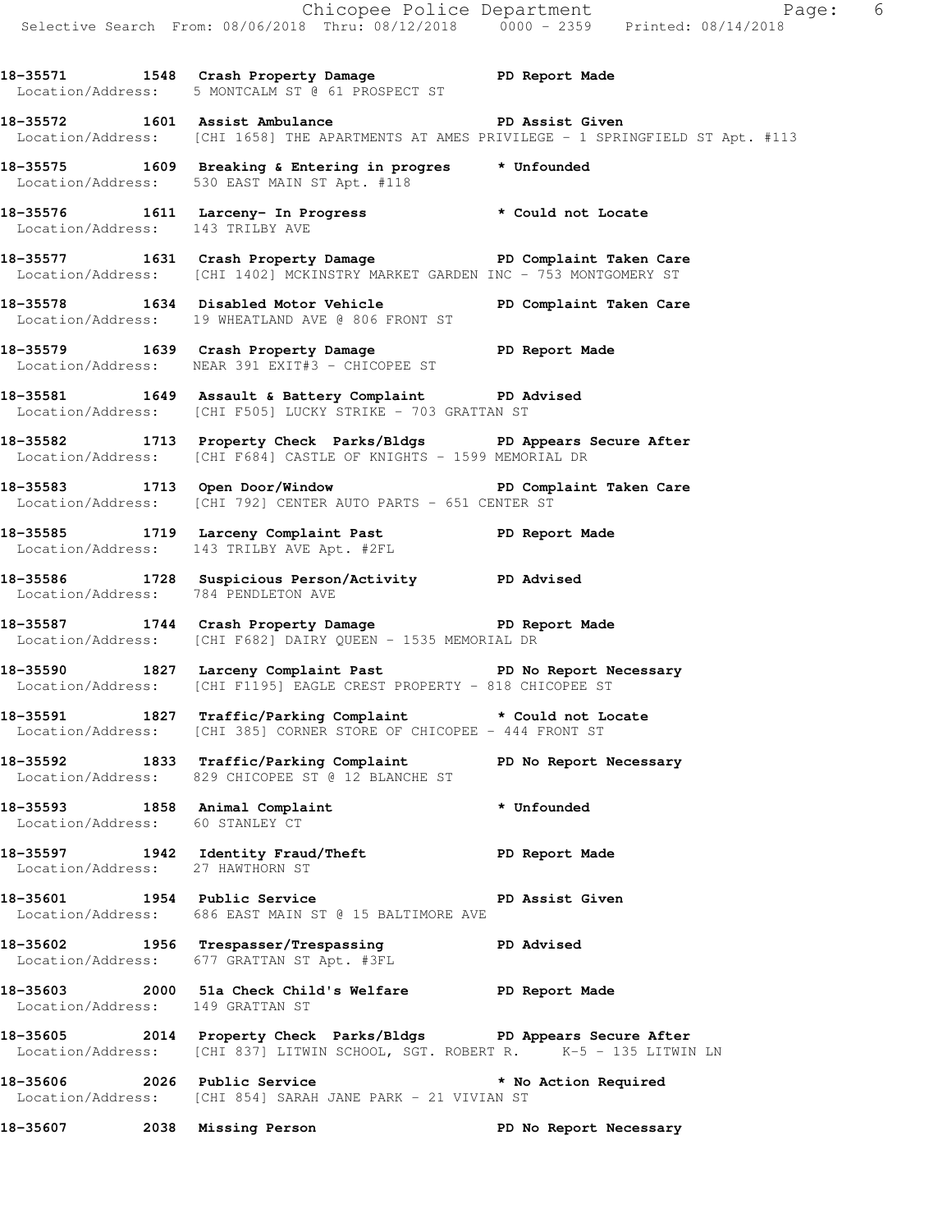18-35571 1548 Crash Property Damage PD Report Made
Location/Address: 5 MONTCALM ST @ 61 PROSPECT ST

18-35572 1601 Assist Ambulance PD Assist Given
Location/Address: [CHI 1658] THE APARTMENTS AT AMES PRIVILEGE - 1 SPRINGFIELD ST Apt. #113

18-35575 1609 Breaking & Entering in progres * Unfounded
Location/Address: 530 EAST MAIN ST Apt. #118

18-35576 1611 Larceny- In Progress * Could not Locate
Location/Address: 143 TRILBY AVE

18-35577 1631 Crash Property Damage PD Complaint Taken Care
Location/Address: [CHI 1402] MCKINSTRY MARKET GARDEN INC - 753 MONTGOMERY ST

18-35578 1634 Disabled Motor Vehicle PD Complaint Taken Care
Location/Address: 19 WHEATLAND AVE @ 806 FRONT ST

18-35579 1639 Crash Property Damage PD Report Made
Location/Address: NEAR 391 EXIT#3 - CHICOPEE ST

18-35581 1649 Assault & Battery Complaint PD Advised
Location/Address: [CHI F505] LUCKY STRIKE - 703 GRATTAN ST

18-35582 1713 Property Check Parks/Bldgs PD Appears Secure After
Location/Address: [CHI F684] CASTLE OF KNIGHTS - 1599 MEMORIAL DR

18-35583 1713 Open Door/Window PD Complaint Taken Care
Location/Address: [CHI 792] CENTER AUTO PARTS - 651 CENTER ST

18-35585 1719 Larceny Complaint Past PD Report Made
Location/Address: 143 TRILBY AVE Apt. #2FL

18-35586 1728 Suspicious Person/Activity PD Advised
Location/Address: 784 PENDLETON AVE

18-35587 1744 Crash Property Damage PD Report Made
Location/Address: [CHI F682] DAIRY QUEEN - 1535 MEMORIAL DR

18-35590 1827 Larceny Complaint Past PD No Report Necessary
Location/Address: [CHI F1195] EAGLE CREST PROPERTY - 818 CHICOPEE ST

18-35591 1827 Traffic/Parking Complaint * Could not Locate
Location/Address: [CHI 385] CORNER STORE OF CHICOPEE - 444 FRONT ST

18-35592 1833 Traffic/Parking Complaint PD No Report Necessary
Location/Address: 829 CHICOPEE ST @ 12 BLANCHE ST

18-35593 1858 Animal Complaint * Unfounded
Location/Address: 60 STANLEY CT

18-35597 1942 Identity Fraud/Theft PD Report Made
Location/Address: 27 HAWTHORN ST

18-35601 1954 Public Service PD Assist Given
Location/Address: 686 EAST MAIN ST @ 15 BALTIMORE AVE

18-35602 1956 Trespasser/Trespassing PD Advised
Location/Address: 677 GRATTAN ST Apt. #3FL

18-35603 2000 51a Check Child's Welfare PD Report Made
Location/Address: 149 GRATTAN ST

18-35605 2014 Property Check Parks/Bldgs PD Appears Secure After
Location/Address: [CHI 837] LITWIN SCHOOL, SGT. ROBERT R. K-5 - 135 LITWIN LN

18-35606 2026 Public Service * No Action Required
Location/Address: [CHI 854] SARAH JANE PARK - 21 VIVIAN ST

18-35607 2038 Missing Person PD No Report Necessary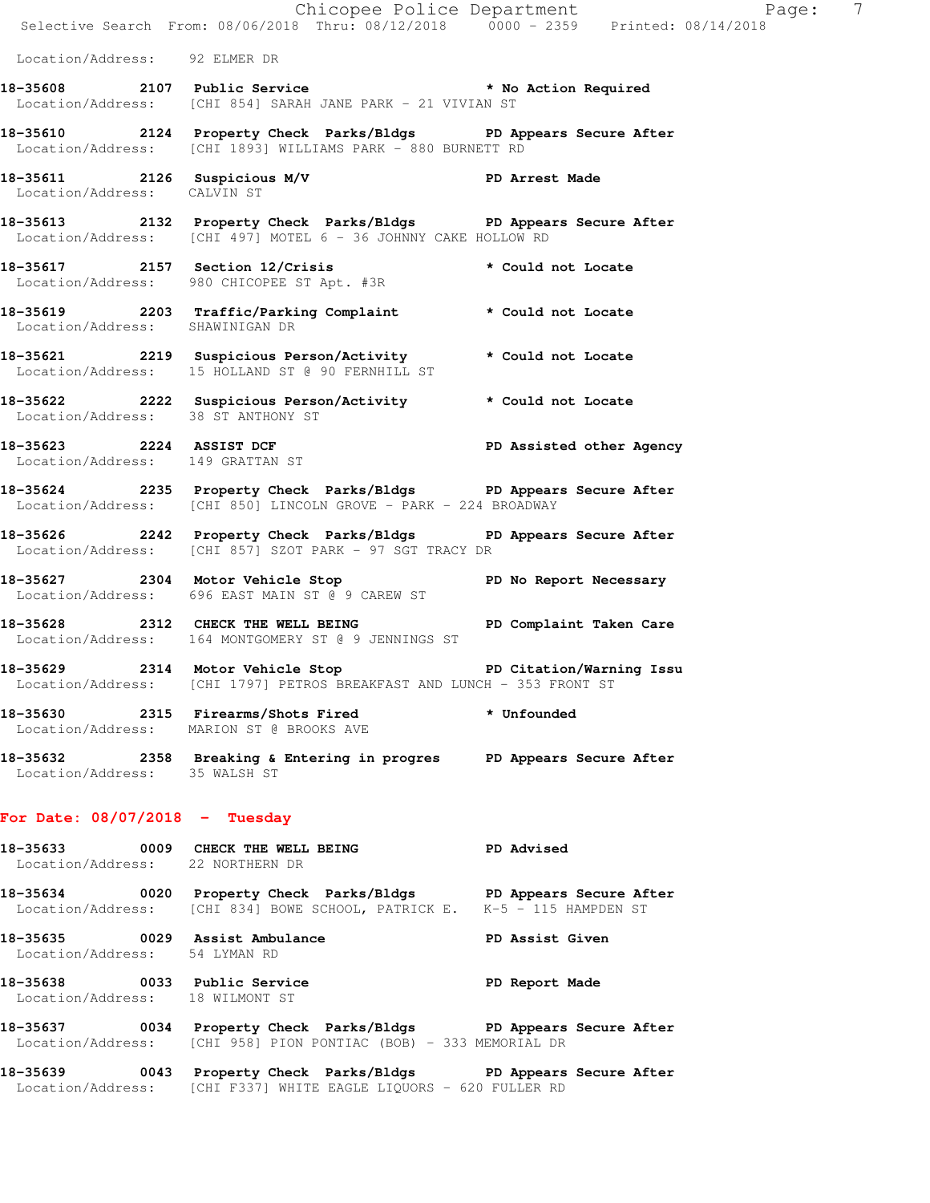Location/Address: 92 ELMER DR

**18-35608 2107 Public Service** * No Action Required
Location/Address: [CHI 854] SARAH JANE PARK - 21 VIVIAN ST

**18-35610 2124 Property Check Parks/Bldgs** PD Appears Secure After
Location/Address: [CHI 1893] WILLIAMS PARK - 880 BURNETT RD

**18-35611 2126 Suspicious M/V** PD Arrest Made
Location/Address: CALVIN ST

**18-35613 2132 Property Check Parks/Bldgs** PD Appears Secure After
Location/Address: [CHI 497] MOTEL 6 - 36 JOHNNY CAKE HOLLOW RD

**18-35617 2157 Section 12/Crisis** * Could not Locate
Location/Address: 980 CHICOPEE ST Apt. #3R

**18-35619 2203 Traffic/Parking Complaint** * Could not Locate
Location/Address: SHAWINIGAN DR

**18-35621 2219 Suspicious Person/Activity** * Could not Locate
Location/Address: 15 HOLLAND ST @ 90 FERNHILL ST

**18-35622 2222 Suspicious Person/Activity** * Could not Locate
Location/Address: 38 ST ANTHONY ST

**18-35623 2224 ASSIST DCF** PD Assisted other Agency
Location/Address: 149 GRATTAN ST

**18-35624 2235 Property Check Parks/Bldgs** PD Appears Secure After
Location/Address: [CHI 850] LINCOLN GROVE - PARK - 224 BROADWAY

**18-35626 2242 Property Check Parks/Bldgs** PD Appears Secure After
Location/Address: [CHI 857] SZOT PARK - 97 SGT TRACY DR

**18-35627 2304 Motor Vehicle Stop** PD No Report Necessary
Location/Address: 696 EAST MAIN ST @ 9 CAREW ST

**18-35628 2312 CHECK THE WELL BEING** PD Complaint Taken Care
Location/Address: 164 MONTGOMERY ST @ 9 JENNINGS ST

**18-35629 2314 Motor Vehicle Stop** PD Citation/Warning Issu
Location/Address: [CHI 1797] PETROS BREAKFAST AND LUNCH - 353 FRONT ST

**18-35630 2315 Firearms/Shots Fired** * Unfounded
Location/Address: MARION ST @ BROOKS AVE

**18-35632 2358 Breaking & Entering in progres** PD Appears Secure After
Location/Address: 35 WALSH ST

## For Date: 08/07/2018 - Tuesday

**18-35633 0009 CHECK THE WELL BEING** PD Advised
Location/Address: 22 NORTHERN DR

**18-35634 0020 Property Check Parks/Bldgs** PD Appears Secure After
Location/Address: [CHI 834] BOWE SCHOOL, PATRICK E. K-5 - 115 HAMPDEN ST

**18-35635 0029 Assist Ambulance** PD Assist Given
Location/Address: 54 LYMAN RD

**18-35638 0033 Public Service** PD Report Made
Location/Address: 18 WILMONT ST

**18-35637 0034 Property Check Parks/Bldgs** PD Appears Secure After
Location/Address: [CHI 958] PION PONTIAC (BOB) - 333 MEMORIAL DR

**18-35639 0043 Property Check Parks/Bldgs** PD Appears Secure After
Location/Address: [CHI F337] WHITE EAGLE LIQUORS - 620 FULLER RD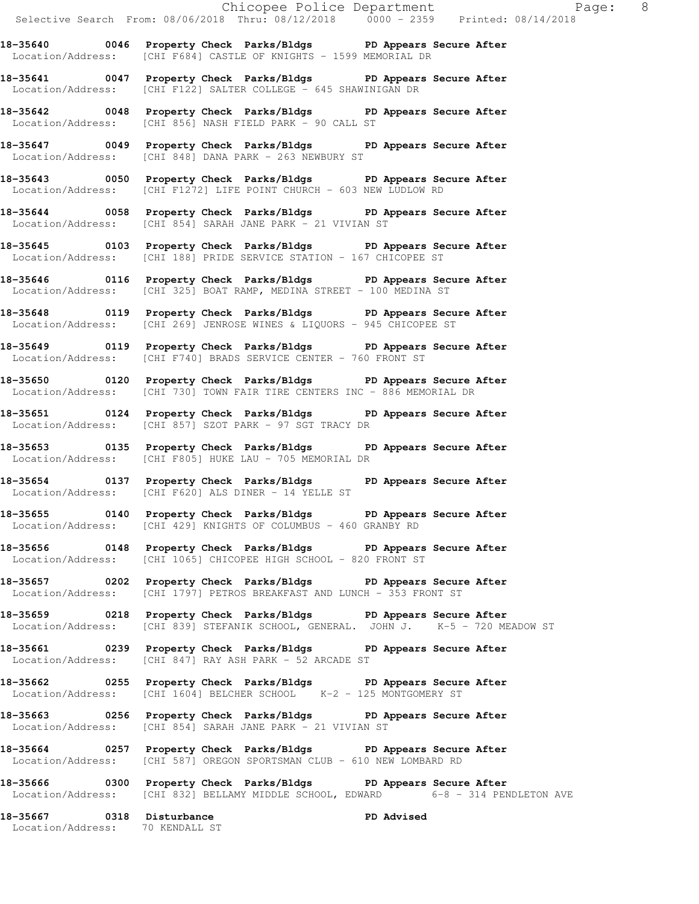**18-35640 0046 Property Check Parks/Bldgs PD Appears Secure After**
Location/Address: [CHI F684] CASTLE OF KNIGHTS - 1599 MEMORIAL DR

**18-35641 0047 Property Check Parks/Bldgs PD Appears Secure After**
Location/Address: [CHI F122] SALTER COLLEGE - 645 SHAWINIGAN DR

**18-35642 0048 Property Check Parks/Bldgs PD Appears Secure After**
Location/Address: [CHI 856] NASH FIELD PARK - 90 CALL ST

**18-35647 0049 Property Check Parks/Bldgs PD Appears Secure After**
Location/Address: [CHI 848] DANA PARK - 263 NEWBURY ST

**18-35643 0050 Property Check Parks/Bldgs PD Appears Secure After**
Location/Address: [CHI F1272] LIFE POINT CHURCH - 603 NEW LUDLOW RD

**18-35644 0058 Property Check Parks/Bldgs PD Appears Secure After**
Location/Address: [CHI 854] SARAH JANE PARK - 21 VIVIAN ST

**18-35645 0103 Property Check Parks/Bldgs PD Appears Secure After**
Location/Address: [CHI 188] PRIDE SERVICE STATION - 167 CHICOPEE ST

**18-35646 0116 Property Check Parks/Bldgs PD Appears Secure After**
Location/Address: [CHI 325] BOAT RAMP, MEDINA STREET - 100 MEDINA ST

**18-35648 0119 Property Check Parks/Bldgs PD Appears Secure After**
Location/Address: [CHI 269] JENROSE WINES & LIQUORS - 945 CHICOPEE ST

**18-35649 0119 Property Check Parks/Bldgs PD Appears Secure After**
Location/Address: [CHI F740] BRADS SERVICE CENTER - 760 FRONT ST

**18-35650 0120 Property Check Parks/Bldgs PD Appears Secure After**
Location/Address: [CHI 730] TOWN FAIR TIRE CENTERS INC - 886 MEMORIAL DR

**18-35651 0124 Property Check Parks/Bldgs PD Appears Secure After**
Location/Address: [CHI 857] SZOT PARK - 97 SGT TRACY DR

**18-35653 0135 Property Check Parks/Bldgs PD Appears Secure After**
Location/Address: [CHI F805] HUKE LAU - 705 MEMORIAL DR

**18-35654 0137 Property Check Parks/Bldgs PD Appears Secure After**
Location/Address: [CHI F620] ALS DINER - 14 YELLE ST

**18-35655 0140 Property Check Parks/Bldgs PD Appears Secure After**
Location/Address: [CHI 429] KNIGHTS OF COLUMBUS - 460 GRANBY RD

**18-35656 0148 Property Check Parks/Bldgs PD Appears Secure After**
Location/Address: [CHI 1065] CHICOPEE HIGH SCHOOL - 820 FRONT ST

**18-35657 0202 Property Check Parks/Bldgs PD Appears Secure After**
Location/Address: [CHI 1797] PETROS BREAKFAST AND LUNCH - 353 FRONT ST

**18-35659 0218 Property Check Parks/Bldgs PD Appears Secure After**
Location/Address: [CHI 839] STEFANIK SCHOOL, GENERAL. JOHN J. K-5 - 720 MEADOW ST

**18-35661 0239 Property Check Parks/Bldgs PD Appears Secure After**
Location/Address: [CHI 847] RAY ASH PARK - 52 ARCADE ST

**18-35662 0255 Property Check Parks/Bldgs PD Appears Secure After**
Location/Address: [CHI 1604] BELCHER SCHOOL K-2 - 125 MONTGOMERY ST

**18-35663 0256 Property Check Parks/Bldgs PD Appears Secure After**
Location/Address: [CHI 854] SARAH JANE PARK - 21 VIVIAN ST

**18-35664 0257 Property Check Parks/Bldgs PD Appears Secure After**
Location/Address: [CHI 587] OREGON SPORTSMAN CLUB - 610 NEW LOMBARD RD

**18-35666 0300 Property Check Parks/Bldgs PD Appears Secure After**
Location/Address: [CHI 832] BELLAMY MIDDLE SCHOOL, EDWARD 6-8 - 314 PENDLETON AVE

**18-35667 0318 Disturbance PD Advised**
Location/Address: 70 KENDALL ST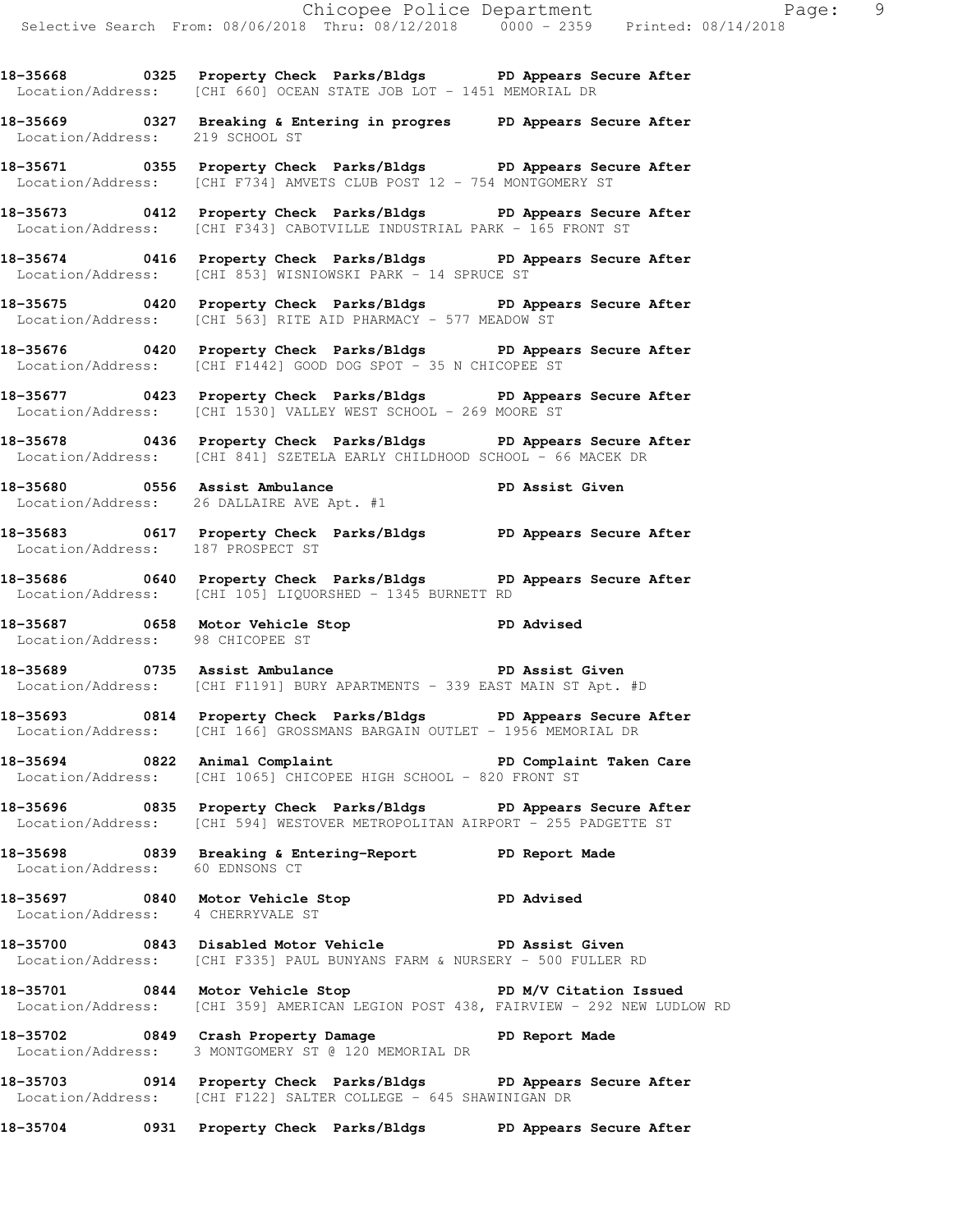**18-35668 0325 Property Check Parks/Bldgs PD Appears Secure After**
Location/Address: [CHI 660] OCEAN STATE JOB LOT - 1451 MEMORIAL DR

**18-35669 0327 Breaking & Entering in progres PD Appears Secure After**
Location/Address: 219 SCHOOL ST

**18-35671 0355 Property Check Parks/Bldgs PD Appears Secure After**
Location/Address: [CHI F734] AMVETS CLUB POST 12 - 754 MONTGOMERY ST

**18-35673 0412 Property Check Parks/Bldgs PD Appears Secure After**
Location/Address: [CHI F343] CABOTVILLE INDUSTRIAL PARK - 165 FRONT ST

**18-35674 0416 Property Check Parks/Bldgs PD Appears Secure After**
Location/Address: [CHI 853] WISNIOWSKI PARK - 14 SPRUCE ST

**18-35675 0420 Property Check Parks/Bldgs PD Appears Secure After**
Location/Address: [CHI 563] RITE AID PHARMACY - 577 MEADOW ST

**18-35676 0420 Property Check Parks/Bldgs PD Appears Secure After**
Location/Address: [CHI F1442] GOOD DOG SPOT - 35 N CHICOPEE ST

**18-35677 0423 Property Check Parks/Bldgs PD Appears Secure After**
Location/Address: [CHI 1530] VALLEY WEST SCHOOL - 269 MOORE ST

**18-35678 0436 Property Check Parks/Bldgs PD Appears Secure After**
Location/Address: [CHI 841] SZETELA EARLY CHILDHOOD SCHOOL - 66 MACEK DR

**18-35680 0556 Assist Ambulance PD Assist Given**
Location/Address: 26 DALLAIRE AVE Apt. #1

**18-35683 0617 Property Check Parks/Bldgs PD Appears Secure After**
Location/Address: 187 PROSPECT ST

**18-35686 0640 Property Check Parks/Bldgs PD Appears Secure After**
Location/Address: [CHI 105] LIQUORSHED - 1345 BURNETT RD

**18-35687 0658 Motor Vehicle Stop PD Advised**
Location/Address: 98 CHICOPEE ST

**18-35689 0735 Assist Ambulance PD Assist Given**
Location/Address: [CHI F1191] BURY APARTMENTS - 339 EAST MAIN ST Apt. #D

**18-35693 0814 Property Check Parks/Bldgs PD Appears Secure After**
Location/Address: [CHI 166] GROSSMANS BARGAIN OUTLET - 1956 MEMORIAL DR

**18-35694 0822 Animal Complaint PD Complaint Taken Care**
Location/Address: [CHI 1065] CHICOPEE HIGH SCHOOL - 820 FRONT ST

**18-35696 0835 Property Check Parks/Bldgs PD Appears Secure After**
Location/Address: [CHI 594] WESTOVER METROPOLITAN AIRPORT - 255 PADGETTE ST

**18-35698 0839 Breaking & Entering-Report PD Report Made**
Location/Address: 60 EDNSONS CT

**18-35697 0840 Motor Vehicle Stop PD Advised**
Location/Address: 4 CHERRYVALE ST

**18-35700 0843 Disabled Motor Vehicle PD Assist Given**
Location/Address: [CHI F335] PAUL BUNYANS FARM & NURSERY - 500 FULLER RD

**18-35701 0844 Motor Vehicle Stop PD M/V Citation Issued**
Location/Address: [CHI 359] AMERICAN LEGION POST 438, FAIRVIEW - 292 NEW LUDLOW RD

**18-35702 0849 Crash Property Damage PD Report Made**
Location/Address: 3 MONTGOMERY ST @ 120 MEMORIAL DR

**18-35703 0914 Property Check Parks/Bldgs PD Appears Secure After**
Location/Address: [CHI F122] SALTER COLLEGE - 645 SHAWINIGAN DR

**18-35704 0931 Property Check Parks/Bldgs PD Appears Secure After**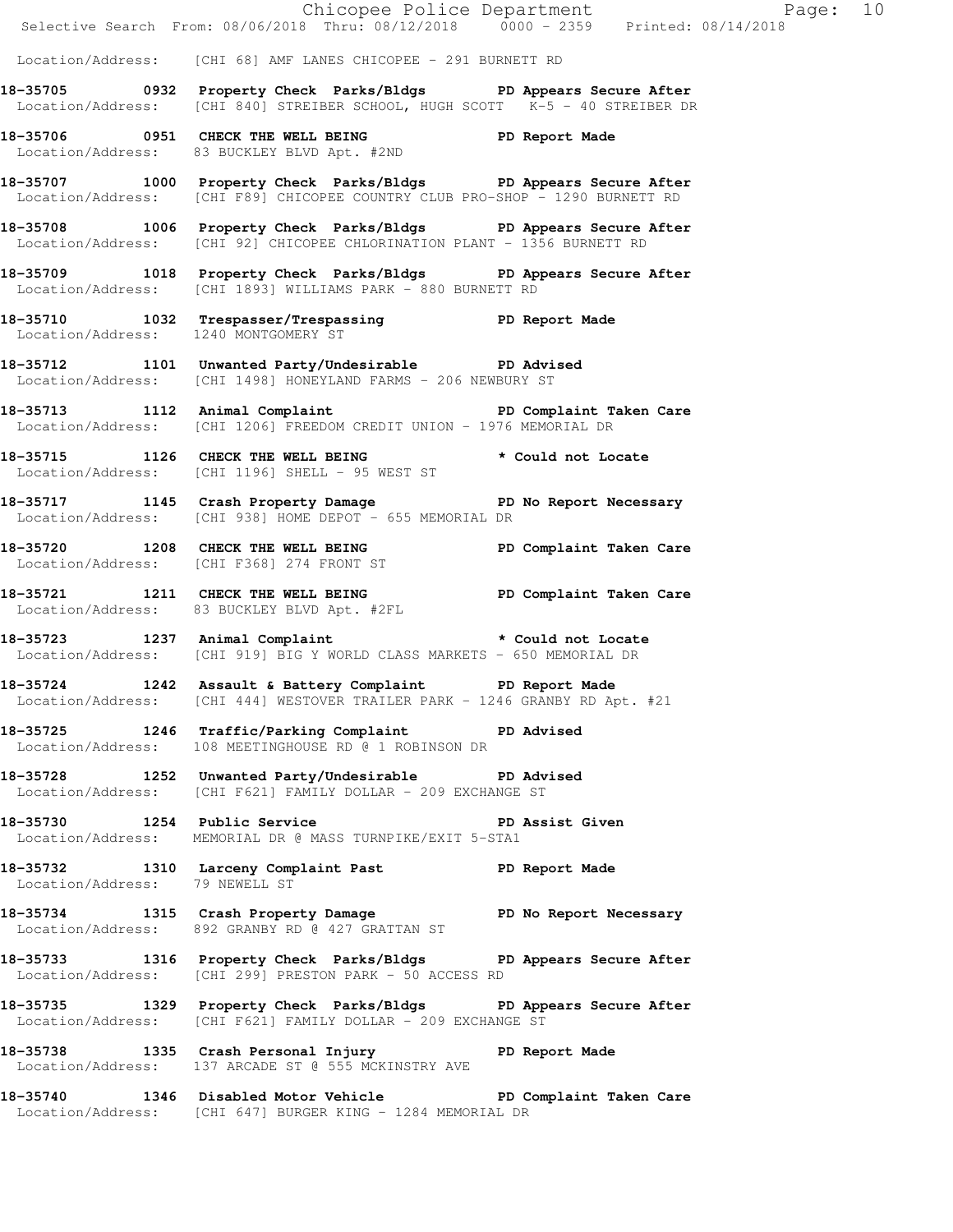Location/Address: [CHI 68] AMF LANES CHICOPEE - 291 BURNETT RD

**18-35705 0932 Property Check Parks/Bldgs PD Appears Secure After**
Location/Address: [CHI 840] STREIBER SCHOOL, HUGH SCOTT K-5 - 40 STREIBER DR

**18-35706 0951 CHECK THE WELL BEING PD Report Made**
Location/Address: 83 BUCKLEY BLVD Apt. #2ND

**18-35707 1000 Property Check Parks/Bldgs PD Appears Secure After**
Location/Address: [CHI F89] CHICOPEE COUNTRY CLUB PRO-SHOP - 1290 BURNETT RD

**18-35708 1006 Property Check Parks/Bldgs PD Appears Secure After**
Location/Address: [CHI 92] CHICOPEE CHLORINATION PLANT - 1356 BURNETT RD

**18-35709 1018 Property Check Parks/Bldgs PD Appears Secure After**
Location/Address: [CHI 1893] WILLIAMS PARK - 880 BURNETT RD

**18-35710 1032 Trespasser/Trespassing PD Report Made**
Location/Address: 1240 MONTGOMERY ST

**18-35712 1101 Unwanted Party/Undesirable PD Advised**
Location/Address: [CHI 1498] HONEYLAND FARMS - 206 NEWBURY ST

**18-35713 1112 Animal Complaint PD Complaint Taken Care**
Location/Address: [CHI 1206] FREEDOM CREDIT UNION - 1976 MEMORIAL DR

**18-35715 1126 CHECK THE WELL BEING * Could not Locate**
Location/Address: [CHI 1196] SHELL - 95 WEST ST

**18-35717 1145 Crash Property Damage PD No Report Necessary**
Location/Address: [CHI 938] HOME DEPOT - 655 MEMORIAL DR

**18-35720 1208 CHECK THE WELL BEING PD Complaint Taken Care**
Location/Address: [CHI F368] 274 FRONT ST

**18-35721 1211 CHECK THE WELL BEING PD Complaint Taken Care**
Location/Address: 83 BUCKLEY BLVD Apt. #2FL

**18-35723 1237 Animal Complaint * Could not Locate**
Location/Address: [CHI 919] BIG Y WORLD CLASS MARKETS - 650 MEMORIAL DR

**18-35724 1242 Assault & Battery Complaint PD Report Made**
Location/Address: [CHI 444] WESTOVER TRAILER PARK - 1246 GRANBY RD Apt. #21

**18-35725 1246 Traffic/Parking Complaint PD Advised**
Location/Address: 108 MEETINGHOUSE RD @ 1 ROBINSON DR

**18-35728 1252 Unwanted Party/Undesirable PD Advised**
Location/Address: [CHI F621] FAMILY DOLLAR - 209 EXCHANGE ST

**18-35730 1254 Public Service PD Assist Given**
Location/Address: MEMORIAL DR @ MASS TURNPIKE/EXIT 5-STA1

**18-35732 1310 Larceny Complaint Past PD Report Made**
Location/Address: 79 NEWELL ST

**18-35734 1315 Crash Property Damage PD No Report Necessary**
Location/Address: 892 GRANBY RD @ 427 GRATTAN ST

**18-35733 1316 Property Check Parks/Bldgs PD Appears Secure After**
Location/Address: [CHI 299] PRESTON PARK - 50 ACCESS RD

**18-35735 1329 Property Check Parks/Bldgs PD Appears Secure After**
Location/Address: [CHI F621] FAMILY DOLLAR - 209 EXCHANGE ST

**18-35738 1335 Crash Personal Injury PD Report Made**
Location/Address: 137 ARCADE ST @ 555 MCKINSTRY AVE

**18-35740 1346 Disabled Motor Vehicle PD Complaint Taken Care**
Location/Address: [CHI 647] BURGER KING - 1284 MEMORIAL DR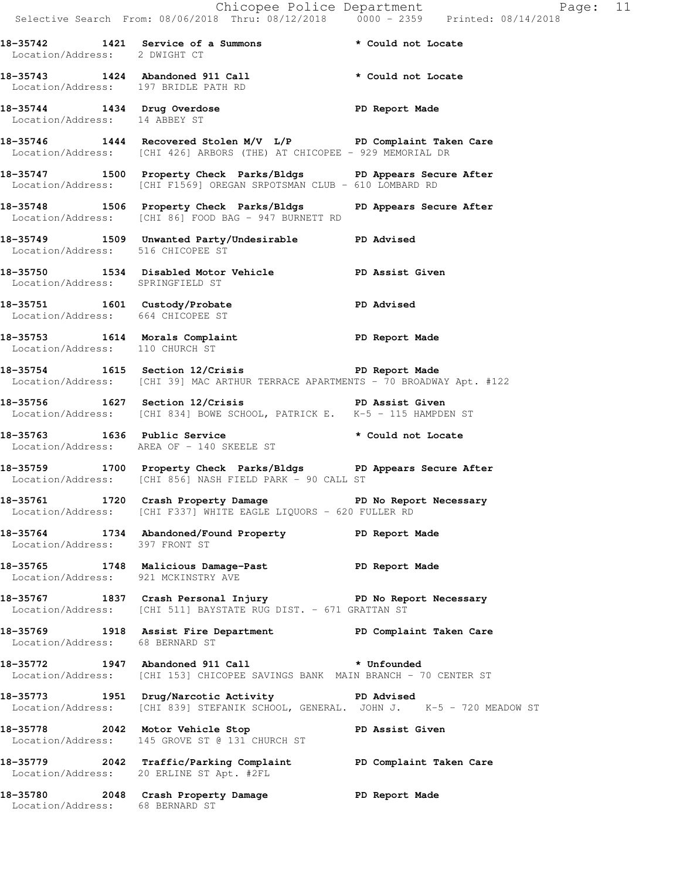**18-35742 1421 Service of a Summons * Could not Locate**
Location/Address: 2 DWIGHT CT

**18-35743 1424 Abandoned 911 Call * Could not Locate**
Location/Address: 197 BRIDLE PATH RD

**18-35744 1434 Drug Overdose PD Report Made**
Location/Address: 14 ABBEY ST

**18-35746 1444 Recovered Stolen M/V L/P PD Complaint Taken Care**
Location/Address: [CHI 426] ARBORS (THE) AT CHICOPEE - 929 MEMORIAL DR

**18-35747 1500 Property Check Parks/Bldgs PD Appears Secure After**
Location/Address: [CHI F1569] OREGAN SRPOTSMAN CLUB - 610 LOMBARD RD

**18-35748 1506 Property Check Parks/Bldgs PD Appears Secure After**
Location/Address: [CHI 86] FOOD BAG - 947 BURNETT RD

**18-35749 1509 Unwanted Party/Undesirable PD Advised**
Location/Address: 516 CHICOPEE ST

**18-35750 1534 Disabled Motor Vehicle PD Assist Given**
Location/Address: SPRINGFIELD ST

**18-35751 1601 Custody/Probate PD Advised**
Location/Address: 664 CHICOPEE ST

**18-35753 1614 Morals Complaint PD Report Made**
Location/Address: 110 CHURCH ST

**18-35754 1615 Section 12/Crisis PD Report Made**
Location/Address: [CHI 39] MAC ARTHUR TERRACE APARTMENTS - 70 BROADWAY Apt. #122

**18-35756 1627 Section 12/Crisis PD Assist Given**
Location/Address: [CHI 834] BOWE SCHOOL, PATRICK E. K-5 - 115 HAMPDEN ST

**18-35763 1636 Public Service * Could not Locate**
Location/Address: AREA OF - 140 SKEELE ST

**18-35759 1700 Property Check Parks/Bldgs PD Appears Secure After**
Location/Address: [CHI 856] NASH FIELD PARK - 90 CALL ST

**18-35761 1720 Crash Property Damage PD No Report Necessary**
Location/Address: [CHI F337] WHITE EAGLE LIQUORS - 620 FULLER RD

**18-35764 1734 Abandoned/Found Property PD Report Made**
Location/Address: 397 FRONT ST

**18-35765 1748 Malicious Damage-Past PD Report Made**
Location/Address: 921 MCKINSTRY AVE

**18-35767 1837 Crash Personal Injury PD No Report Necessary**
Location/Address: [CHI 511] BAYSTATE RUG DIST. - 671 GRATTAN ST

**18-35769 1918 Assist Fire Department PD Complaint Taken Care**
Location/Address: 68 BERNARD ST

**18-35772 1947 Abandoned 911 Call * Unfounded**
Location/Address: [CHI 153] CHICOPEE SAVINGS BANK MAIN BRANCH - 70 CENTER ST

**18-35773 1951 Drug/Narcotic Activity PD Advised**
Location/Address: [CHI 839] STEFANIK SCHOOL, GENERAL. JOHN J. K-5 - 720 MEADOW ST

**18-35778 2042 Motor Vehicle Stop PD Assist Given**
Location/Address: 145 GROVE ST @ 131 CHURCH ST

**18-35779 2042 Traffic/Parking Complaint PD Complaint Taken Care**
Location/Address: 20 ERLINE ST Apt. #2FL

**18-35780 2048 Crash Property Damage PD Report Made**
Location/Address: 68 BERNARD ST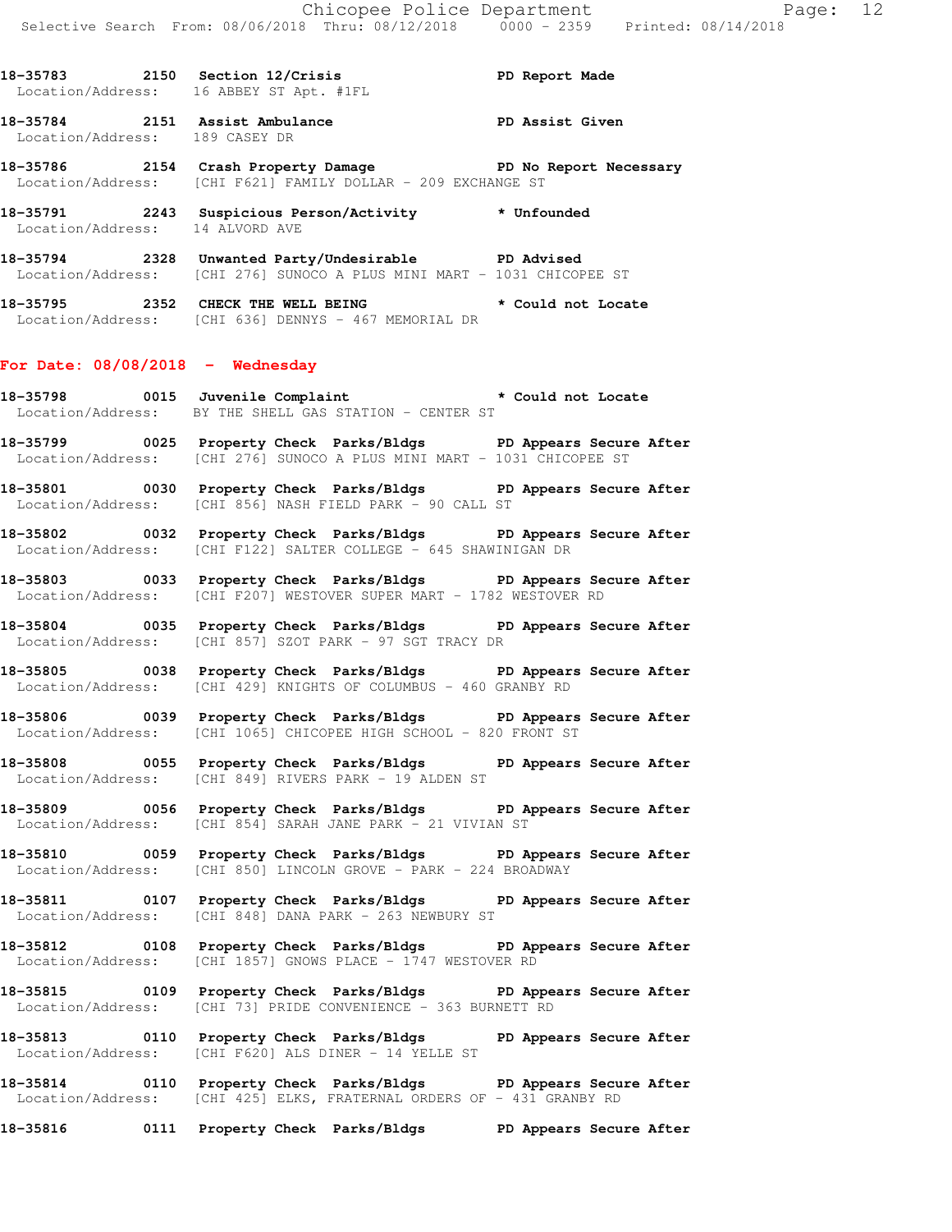18-35783 2150 Section 12/Crisis PD Report Made
Location/Address: 16 ABBEY ST Apt. #1FL

18-35784 2151 Assist Ambulance PD Assist Given
Location/Address: 189 CASEY DR

18-35786 2154 Crash Property Damage PD No Report Necessary
Location/Address: [CHI F621] FAMILY DOLLAR - 209 EXCHANGE ST

18-35791 2243 Suspicious Person/Activity * Unfounded
Location/Address: 14 ALVORD AVE

18-35794 2328 Unwanted Party/Undesirable PD Advised
Location/Address: [CHI 276] SUNOCO A PLUS MINI MART - 1031 CHICOPEE ST

18-35795 2352 CHECK THE WELL BEING * Could not Locate
Location/Address: [CHI 636] DENNYS - 467 MEMORIAL DR

## For Date: 08/08/2018 - Wednesday

18-35798 0015 Juvenile Complaint * Could not Locate
Location/Address: BY THE SHELL GAS STATION - CENTER ST

18-35799 0025 Property Check Parks/Bldgs PD Appears Secure After
Location/Address: [CHI 276] SUNOCO A PLUS MINI MART - 1031 CHICOPEE ST

18-35801 0030 Property Check Parks/Bldgs PD Appears Secure After
Location/Address: [CHI 856] NASH FIELD PARK - 90 CALL ST

18-35802 0032 Property Check Parks/Bldgs PD Appears Secure After
Location/Address: [CHI F122] SALTER COLLEGE - 645 SHAWINIGAN DR

18-35803 0033 Property Check Parks/Bldgs PD Appears Secure After
Location/Address: [CHI F207] WESTOVER SUPER MART - 1782 WESTOVER RD

18-35804 0035 Property Check Parks/Bldgs PD Appears Secure After
Location/Address: [CHI 857] SZOT PARK - 97 SGT TRACY DR

18-35805 0038 Property Check Parks/Bldgs PD Appears Secure After
Location/Address: [CHI 429] KNIGHTS OF COLUMBUS - 460 GRANBY RD

18-35806 0039 Property Check Parks/Bldgs PD Appears Secure After
Location/Address: [CHI 1065] CHICOPEE HIGH SCHOOL - 820 FRONT ST

18-35808 0055 Property Check Parks/Bldgs PD Appears Secure After
Location/Address: [CHI 849] RIVERS PARK - 19 ALDEN ST

18-35809 0056 Property Check Parks/Bldgs PD Appears Secure After
Location/Address: [CHI 854] SARAH JANE PARK - 21 VIVIAN ST

18-35810 0059 Property Check Parks/Bldgs PD Appears Secure After
Location/Address: [CHI 850] LINCOLN GROVE - PARK - 224 BROADWAY

18-35811 0107 Property Check Parks/Bldgs PD Appears Secure After
Location/Address: [CHI 848] DANA PARK - 263 NEWBURY ST

18-35812 0108 Property Check Parks/Bldgs PD Appears Secure After
Location/Address: [CHI 1857] GNOWS PLACE - 1747 WESTOVER RD

18-35815 0109 Property Check Parks/Bldgs PD Appears Secure After
Location/Address: [CHI 73] PRIDE CONVENIENCE - 363 BURNETT RD

18-35813 0110 Property Check Parks/Bldgs PD Appears Secure After
Location/Address: [CHI F620] ALS DINER - 14 YELLE ST

18-35814 0110 Property Check Parks/Bldgs PD Appears Secure After
Location/Address: [CHI 425] ELKS, FRATERNAL ORDERS OF - 431 GRANBY RD

18-35816 0111 Property Check Parks/Bldgs PD Appears Secure After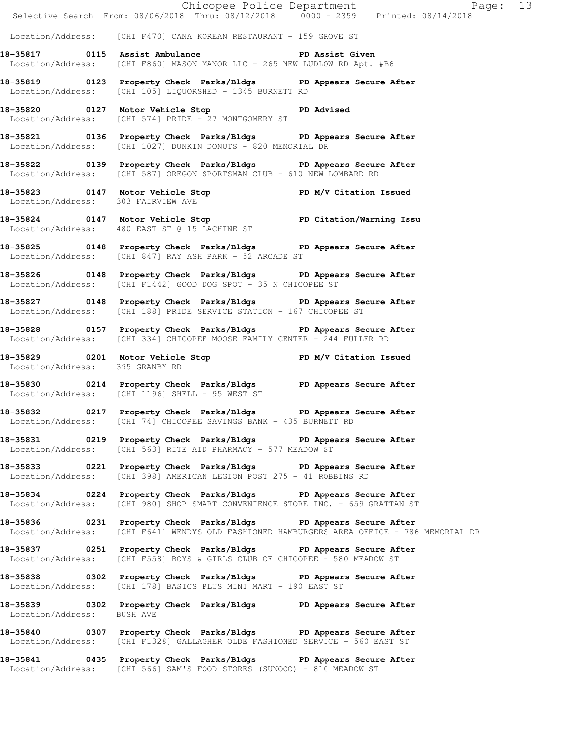Location/Address: [CHI F470] CANA KOREAN RESTAURANT - 159 GROVE ST

**18-35817 0115 Assist Ambulance PD Assist Given**
Location/Address: [CHI F860] MASON MANOR LLC - 265 NEW LUDLOW RD Apt. #B6

**18-35819 0123 Property Check Parks/Bldgs PD Appears Secure After**
Location/Address: [CHI 105] LIQUORSHED - 1345 BURNETT RD

**18-35820 0127 Motor Vehicle Stop PD Advised**
Location/Address: [CHI 574] PRIDE - 27 MONTGOMERY ST

**18-35821 0136 Property Check Parks/Bldgs PD Appears Secure After**
Location/Address: [CHI 1027] DUNKIN DONUTS - 820 MEMORIAL DR

**18-35822 0139 Property Check Parks/Bldgs PD Appears Secure After**
Location/Address: [CHI 587] OREGON SPORTSMAN CLUB - 610 NEW LOMBARD RD

**18-35823 0147 Motor Vehicle Stop PD M/V Citation Issued**
Location/Address: 303 FAIRVIEW AVE

**18-35824 0147 Motor Vehicle Stop PD Citation/Warning Issu**
Location/Address: 480 EAST ST @ 15 LACHINE ST

**18-35825 0148 Property Check Parks/Bldgs PD Appears Secure After**
Location/Address: [CHI 847] RAY ASH PARK - 52 ARCADE ST

**18-35826 0148 Property Check Parks/Bldgs PD Appears Secure After**
Location/Address: [CHI F1442] GOOD DOG SPOT - 35 N CHICOPEE ST

**18-35827 0148 Property Check Parks/Bldgs PD Appears Secure After**
Location/Address: [CHI 188] PRIDE SERVICE STATION - 167 CHICOPEE ST

**18-35828 0157 Property Check Parks/Bldgs PD Appears Secure After**
Location/Address: [CHI 334] CHICOPEE MOOSE FAMILY CENTER - 244 FULLER RD

**18-35829 0201 Motor Vehicle Stop PD M/V Citation Issued**
Location/Address: 395 GRANBY RD

**18-35830 0214 Property Check Parks/Bldgs PD Appears Secure After**
Location/Address: [CHI 1196] SHELL - 95 WEST ST

**18-35832 0217 Property Check Parks/Bldgs PD Appears Secure After**
Location/Address: [CHI 74] CHICOPEE SAVINGS BANK - 435 BURNETT RD

**18-35831 0219 Property Check Parks/Bldgs PD Appears Secure After**
Location/Address: [CHI 563] RITE AID PHARMACY - 577 MEADOW ST

**18-35833 0221 Property Check Parks/Bldgs PD Appears Secure After**
Location/Address: [CHI 398] AMERICAN LEGION POST 275 - 41 ROBBINS RD

**18-35834 0224 Property Check Parks/Bldgs PD Appears Secure After**
Location/Address: [CHI 980] SHOP SMART CONVENIENCE STORE INC. - 659 GRATTAN ST

**18-35836 0231 Property Check Parks/Bldgs PD Appears Secure After**
Location/Address: [CHI F641] WENDYS OLD FASHIONED HAMBURGERS AREA OFFICE - 786 MEMORIAL DR

**18-35837 0251 Property Check Parks/Bldgs PD Appears Secure After**
Location/Address: [CHI F558] BOYS & GIRLS CLUB OF CHICOPEE - 580 MEADOW ST

**18-35838 0302 Property Check Parks/Bldgs PD Appears Secure After**
Location/Address: [CHI 178] BASICS PLUS MINI MART - 190 EAST ST

**18-35839 0302 Property Check Parks/Bldgs PD Appears Secure After**
Location/Address: BUSH AVE

**18-35840 0307 Property Check Parks/Bldgs PD Appears Secure After**
Location/Address: [CHI F1328] GALLAGHER OLDE FASHIONED SERVICE - 560 EAST ST

**18-35841 0435 Property Check Parks/Bldgs PD Appears Secure After**
Location/Address: [CHI 566] SAM'S FOOD STORES (SUNOCO) - 810 MEADOW ST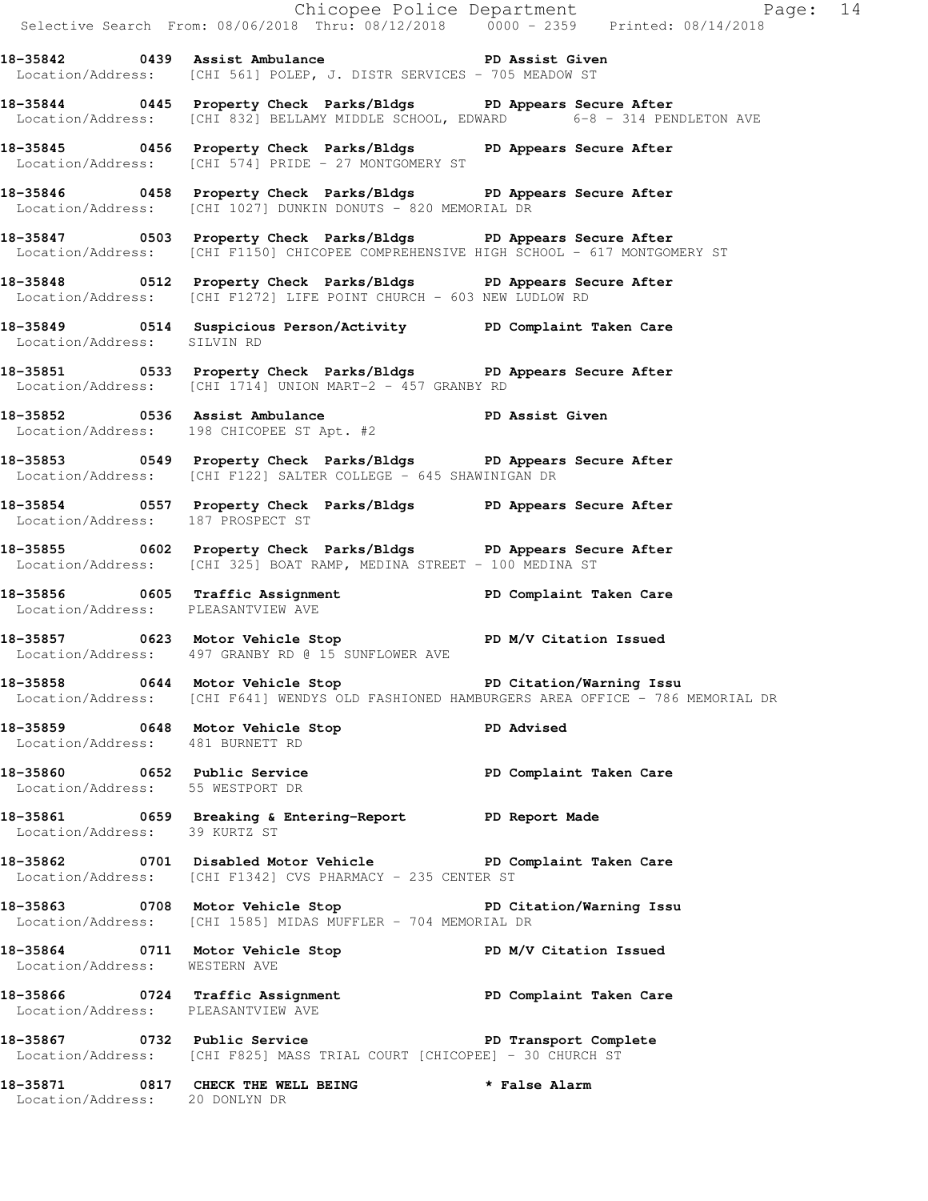**18-35842 0439 Assist Ambulance PD Assist Given**
Location/Address: [CHI 561] POLEP, J. DISTR SERVICES - 705 MEADOW ST

**18-35844 0445 Property Check Parks/Bldgs PD Appears Secure After**
Location/Address: [CHI 832] BELLAMY MIDDLE SCHOOL, EDWARD 6-8 - 314 PENDLETON AVE

**18-35845 0456 Property Check Parks/Bldgs PD Appears Secure After**
Location/Address: [CHI 574] PRIDE - 27 MONTGOMERY ST

**18-35846 0458 Property Check Parks/Bldgs PD Appears Secure After**
Location/Address: [CHI 1027] DUNKIN DONUTS - 820 MEMORIAL DR

**18-35847 0503 Property Check Parks/Bldgs PD Appears Secure After**
Location/Address: [CHI F1150] CHICOPEE COMPREHENSIVE HIGH SCHOOL - 617 MONTGOMERY ST

**18-35848 0512 Property Check Parks/Bldgs PD Appears Secure After**
Location/Address: [CHI F1272] LIFE POINT CHURCH - 603 NEW LUDLOW RD

**18-35849 0514 Suspicious Person/Activity PD Complaint Taken Care**
Location/Address: SILVIN RD

**18-35851 0533 Property Check Parks/Bldgs PD Appears Secure After**
Location/Address: [CHI 1714] UNION MART-2 - 457 GRANBY RD

**18-35852 0536 Assist Ambulance PD Assist Given**
Location/Address: 198 CHICOPEE ST Apt. #2

**18-35853 0549 Property Check Parks/Bldgs PD Appears Secure After**
Location/Address: [CHI F122] SALTER COLLEGE - 645 SHAWINIGAN DR

**18-35854 0557 Property Check Parks/Bldgs PD Appears Secure After**
Location/Address: 187 PROSPECT ST

**18-35855 0602 Property Check Parks/Bldgs PD Appears Secure After**
Location/Address: [CHI 325] BOAT RAMP, MEDINA STREET - 100 MEDINA ST

**18-35856 0605 Traffic Assignment PD Complaint Taken Care**
Location/Address: PLEASANTVIEW AVE

**18-35857 0623 Motor Vehicle Stop PD M/V Citation Issued**
Location/Address: 497 GRANBY RD @ 15 SUNFLOWER AVE

**18-35858 0644 Motor Vehicle Stop PD Citation/Warning Issu**
Location/Address: [CHI F641] WENDYS OLD FASHIONED HAMBURGERS AREA OFFICE - 786 MEMORIAL DR

**18-35859 0648 Motor Vehicle Stop PD Advised**
Location/Address: 481 BURNETT RD

**18-35860 0652 Public Service PD Complaint Taken Care**
Location/Address: 55 WESTPORT DR

**18-35861 0659 Breaking & Entering-Report PD Report Made**
Location/Address: 39 KURTZ ST

**18-35862 0701 Disabled Motor Vehicle PD Complaint Taken Care**
Location/Address: [CHI F1342] CVS PHARMACY - 235 CENTER ST

**18-35863 0708 Motor Vehicle Stop PD Citation/Warning Issu**
Location/Address: [CHI 1585] MIDAS MUFFLER - 704 MEMORIAL DR

**18-35864 0711 Motor Vehicle Stop PD M/V Citation Issued**
Location/Address: WESTERN AVE

**18-35866 0724 Traffic Assignment PD Complaint Taken Care**
Location/Address: PLEASANTVIEW AVE

**18-35867 0732 Public Service PD Transport Complete**
Location/Address: [CHI F825] MASS TRIAL COURT [CHICOPEE] - 30 CHURCH ST

**18-35871 0817 CHECK THE WELL BEING * False Alarm**
Location/Address: 20 DONLYN DR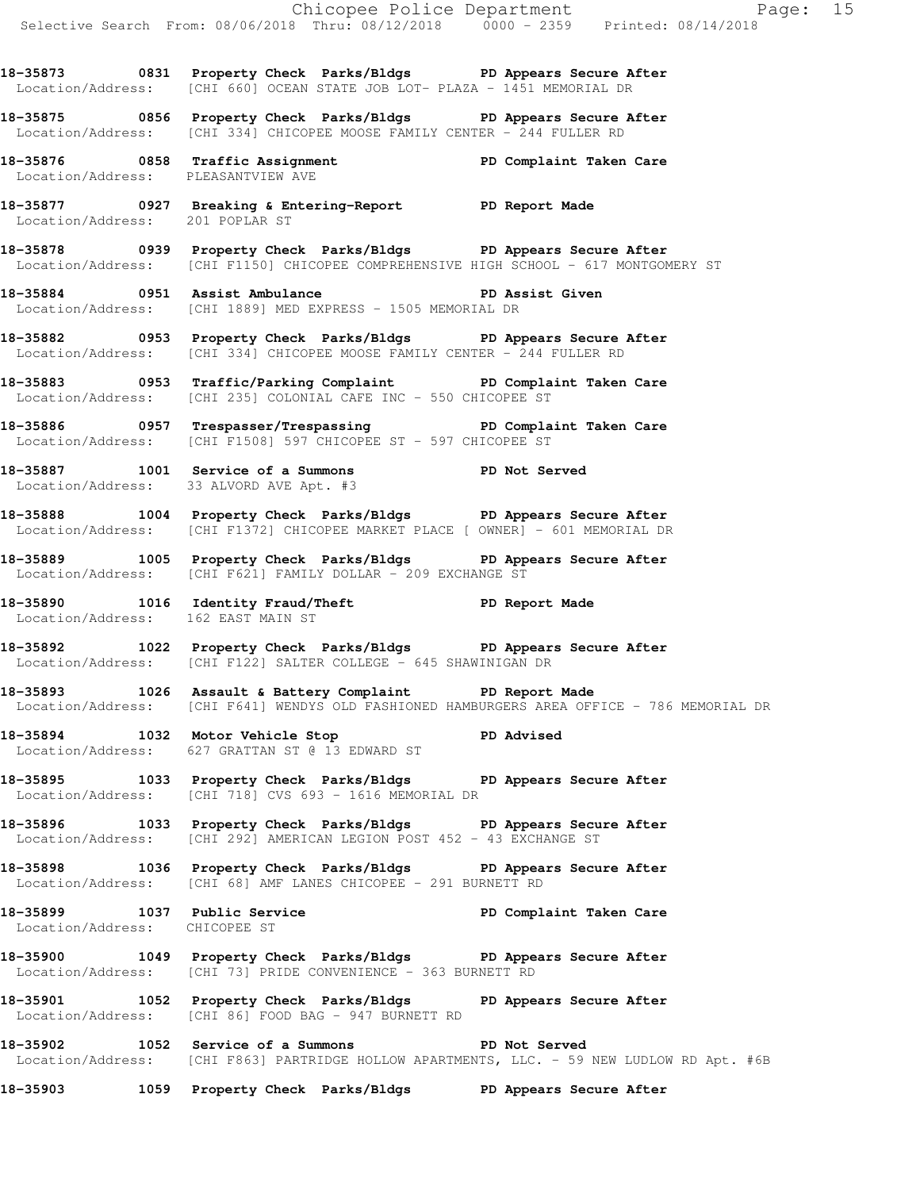18-35873 0831 Property Check Parks/Bldgs PD Appears Secure After
Location/Address: [CHI 660] OCEAN STATE JOB LOT- PLAZA - 1451 MEMORIAL DR

18-35875 0856 Property Check Parks/Bldgs PD Appears Secure After
Location/Address: [CHI 334] CHICOPEE MOOSE FAMILY CENTER - 244 FULLER RD

18-35876 0858 Traffic Assignment PD Complaint Taken Care
Location/Address: PLEASANTVIEW AVE

18-35877 0927 Breaking & Entering-Report PD Report Made
Location/Address: 201 POPLAR ST

18-35878 0939 Property Check Parks/Bldgs PD Appears Secure After
Location/Address: [CHI F1150] CHICOPEE COMPREHENSIVE HIGH SCHOOL - 617 MONTGOMERY ST

18-35884 0951 Assist Ambulance PD Assist Given
Location/Address: [CHI 1889] MED EXPRESS - 1505 MEMORIAL DR

18-35882 0953 Property Check Parks/Bldgs PD Appears Secure After
Location/Address: [CHI 334] CHICOPEE MOOSE FAMILY CENTER - 244 FULLER RD

18-35883 0953 Traffic/Parking Complaint PD Complaint Taken Care
Location/Address: [CHI 235] COLONIAL CAFE INC - 550 CHICOPEE ST

18-35886 0957 Trespasser/Trespassing PD Complaint Taken Care
Location/Address: [CHI F1508] 597 CHICOPEE ST - 597 CHICOPEE ST

18-35887 1001 Service of a Summons PD Not Served
Location/Address: 33 ALVORD AVE Apt. #3

18-35888 1004 Property Check Parks/Bldgs PD Appears Secure After
Location/Address: [CHI F1372] CHICOPEE MARKET PLACE [ OWNER] - 601 MEMORIAL DR

18-35889 1005 Property Check Parks/Bldgs PD Appears Secure After
Location/Address: [CHI F621] FAMILY DOLLAR - 209 EXCHANGE ST

18-35890 1016 Identity Fraud/Theft PD Report Made
Location/Address: 162 EAST MAIN ST

18-35892 1022 Property Check Parks/Bldgs PD Appears Secure After
Location/Address: [CHI F122] SALTER COLLEGE - 645 SHAWINIGAN DR

18-35893 1026 Assault & Battery Complaint PD Report Made
Location/Address: [CHI F641] WENDYS OLD FASHIONED HAMBURGERS AREA OFFICE - 786 MEMORIAL DR

18-35894 1032 Motor Vehicle Stop PD Advised
Location/Address: 627 GRATTAN ST @ 13 EDWARD ST

18-35895 1033 Property Check Parks/Bldgs PD Appears Secure After
Location/Address: [CHI 718] CVS 693 - 1616 MEMORIAL DR

18-35896 1033 Property Check Parks/Bldgs PD Appears Secure After
Location/Address: [CHI 292] AMERICAN LEGION POST 452 - 43 EXCHANGE ST

18-35898 1036 Property Check Parks/Bldgs PD Appears Secure After
Location/Address: [CHI 68] AMF LANES CHICOPEE - 291 BURNETT RD

18-35899 1037 Public Service PD Complaint Taken Care
Location/Address: CHICOPEE ST

18-35900 1049 Property Check Parks/Bldgs PD Appears Secure After
Location/Address: [CHI 73] PRIDE CONVENIENCE - 363 BURNETT RD

18-35901 1052 Property Check Parks/Bldgs PD Appears Secure After
Location/Address: [CHI 86] FOOD BAG - 947 BURNETT RD

18-35902 1052 Service of a Summons PD Not Served
Location/Address: [CHI F863] PARTRIDGE HOLLOW APARTMENTS, LLC. - 59 NEW LUDLOW RD Apt. #6B

18-35903 1059 Property Check Parks/Bldgs PD Appears Secure After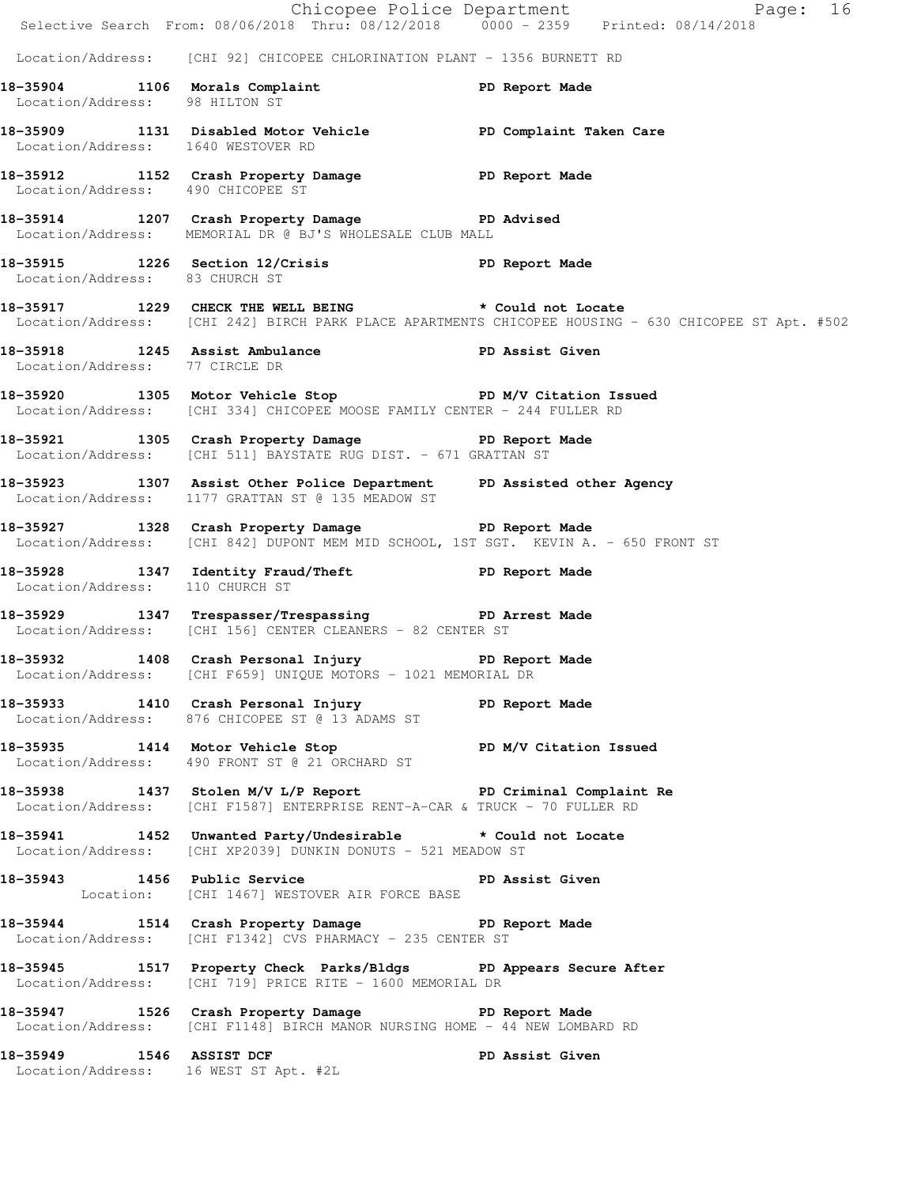Location/Address: [CHI 92] CHICOPEE CHLORINATION PLANT - 1356 BURNETT RD

**18-35904 1106 Morals Complaint PD Report Made**
Location/Address: 98 HILTON ST

**18-35909 1131 Disabled Motor Vehicle PD Complaint Taken Care**
Location/Address: 1640 WESTOVER RD

**18-35912 1152 Crash Property Damage PD Report Made**
Location/Address: 490 CHICOPEE ST

**18-35914 1207 Crash Property Damage PD Advised**
Location/Address: MEMORIAL DR @ BJ'S WHOLESALE CLUB MALL

**18-35915 1226 Section 12/Crisis PD Report Made**
Location/Address: 83 CHURCH ST

**18-35917 1229 CHECK THE WELL BEING * Could not Locate**
Location/Address: [CHI 242] BIRCH PARK PLACE APARTMENTS CHICOPEE HOUSING - 630 CHICOPEE ST Apt. #502

**18-35918 1245 Assist Ambulance PD Assist Given**
Location/Address: 77 CIRCLE DR

**18-35920 1305 Motor Vehicle Stop PD M/V Citation Issued**
Location/Address: [CHI 334] CHICOPEE MOOSE FAMILY CENTER - 244 FULLER RD

**18-35921 1305 Crash Property Damage PD Report Made**
Location/Address: [CHI 511] BAYSTATE RUG DIST. - 671 GRATTAN ST

**18-35923 1307 Assist Other Police Department PD Assisted other Agency**
Location/Address: 1177 GRATTAN ST @ 135 MEADOW ST

**18-35927 1328 Crash Property Damage PD Report Made**
Location/Address: [CHI 842] DUPONT MEM MID SCHOOL, 1ST SGT. KEVIN A. - 650 FRONT ST

**18-35928 1347 Identity Fraud/Theft PD Report Made**
Location/Address: 110 CHURCH ST

**18-35929 1347 Trespasser/Trespassing PD Arrest Made**
Location/Address: [CHI 156] CENTER CLEANERS - 82 CENTER ST

**18-35932 1408 Crash Personal Injury PD Report Made**
Location/Address: [CHI F659] UNIQUE MOTORS - 1021 MEMORIAL DR

**18-35933 1410 Crash Personal Injury PD Report Made**
Location/Address: 876 CHICOPEE ST @ 13 ADAMS ST

**18-35935 1414 Motor Vehicle Stop PD M/V Citation Issued**
Location/Address: 490 FRONT ST @ 21 ORCHARD ST

**18-35938 1437 Stolen M/V L/P Report PD Criminal Complaint Re**
Location/Address: [CHI F1587] ENTERPRISE RENT-A-CAR & TRUCK - 70 FULLER RD

**18-35941 1452 Unwanted Party/Undesirable * Could not Locate**
Location/Address: [CHI XP2039] DUNKIN DONUTS - 521 MEADOW ST

**18-35943 1456 Public Service PD Assist Given**
Location: [CHI 1467] WESTOVER AIR FORCE BASE

**18-35944 1514 Crash Property Damage PD Report Made**
Location/Address: [CHI F1342] CVS PHARMACY - 235 CENTER ST

**18-35945 1517 Property Check Parks/Bldgs PD Appears Secure After**
Location/Address: [CHI 719] PRICE RITE - 1600 MEMORIAL DR

**18-35947 1526 Crash Property Damage PD Report Made**
Location/Address: [CHI F1148] BIRCH MANOR NURSING HOME - 44 NEW LOMBARD RD

**18-35949 1546 ASSIST DCF PD Assist Given**
Location/Address: 16 WEST ST Apt. #2L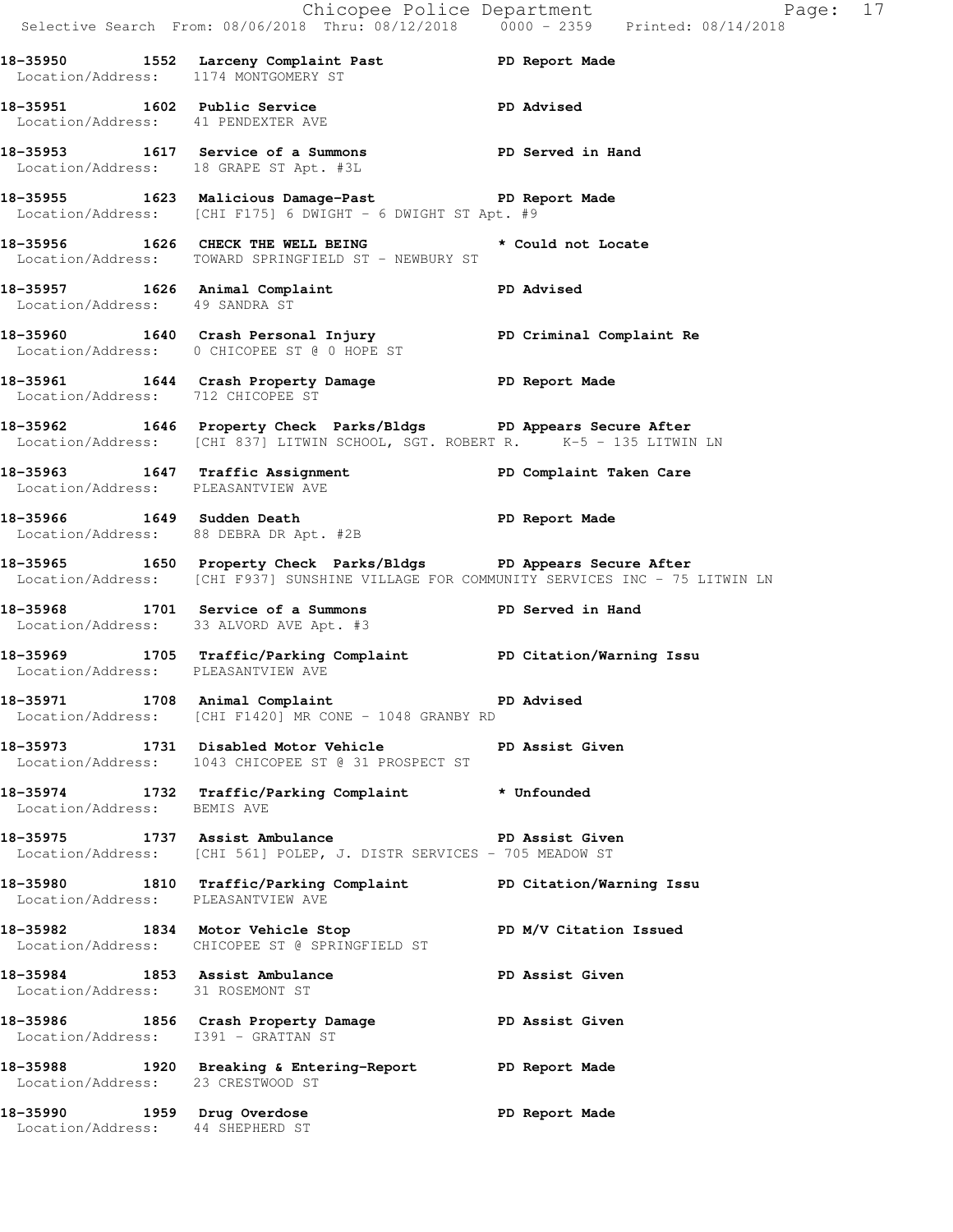18-35950 1552 Larceny Complaint Past PD Report Made
Location/Address: 1174 MONTGOMERY ST

18-35951 1602 Public Service PD Advised
Location/Address: 41 PENDEXTER AVE

18-35953 1617 Service of a Summons PD Served in Hand
Location/Address: 18 GRAPE ST Apt. #3L

18-35955 1623 Malicious Damage-Past PD Report Made
Location/Address: [CHI F175] 6 DWIGHT - 6 DWIGHT ST Apt. #9

18-35956 1626 CHECK THE WELL BEING * Could not Locate
Location/Address: TOWARD SPRINGFIELD ST - NEWBURY ST

18-35957 1626 Animal Complaint PD Advised
Location/Address: 49 SANDRA ST

18-35960 1640 Crash Personal Injury PD Criminal Complaint Re
Location/Address: 0 CHICOPEE ST @ 0 HOPE ST

18-35961 1644 Crash Property Damage PD Report Made
Location/Address: 712 CHICOPEE ST

18-35962 1646 Property Check Parks/Bldgs PD Appears Secure After
Location/Address: [CHI 837] LITWIN SCHOOL, SGT. ROBERT R. K-5 - 135 LITWIN LN

18-35963 1647 Traffic Assignment PD Complaint Taken Care
Location/Address: PLEASANTVIEW AVE

18-35966 1649 Sudden Death PD Report Made
Location/Address: 88 DEBRA DR Apt. #2B

18-35965 1650 Property Check Parks/Bldgs PD Appears Secure After
Location/Address: [CHI F937] SUNSHINE VILLAGE FOR COMMUNITY SERVICES INC - 75 LITWIN LN

18-35968 1701 Service of a Summons PD Served in Hand
Location/Address: 33 ALVORD AVE Apt. #3

18-35969 1705 Traffic/Parking Complaint PD Citation/Warning Issu
Location/Address: PLEASANTVIEW AVE

18-35971 1708 Animal Complaint PD Advised
Location/Address: [CHI F1420] MR CONE - 1048 GRANBY RD

18-35973 1731 Disabled Motor Vehicle PD Assist Given
Location/Address: 1043 CHICOPEE ST @ 31 PROSPECT ST

18-35974 1732 Traffic/Parking Complaint * Unfounded
Location/Address: BEMIS AVE

18-35975 1737 Assist Ambulance PD Assist Given
Location/Address: [CHI 561] POLEP, J. DISTR SERVICES - 705 MEADOW ST

18-35980 1810 Traffic/Parking Complaint PD Citation/Warning Issu
Location/Address: PLEASANTVIEW AVE

18-35982 1834 Motor Vehicle Stop PD M/V Citation Issued
Location/Address: CHICOPEE ST @ SPRINGFIELD ST

18-35984 1853 Assist Ambulance PD Assist Given
Location/Address: 31 ROSEMONT ST

18-35986 1856 Crash Property Damage PD Assist Given
Location/Address: I391 - GRATTAN ST

18-35988 1920 Breaking & Entering-Report PD Report Made
Location/Address: 23 CRESTWOOD ST

18-35990 1959 Drug Overdose PD Report Made
Location/Address: 44 SHEPHERD ST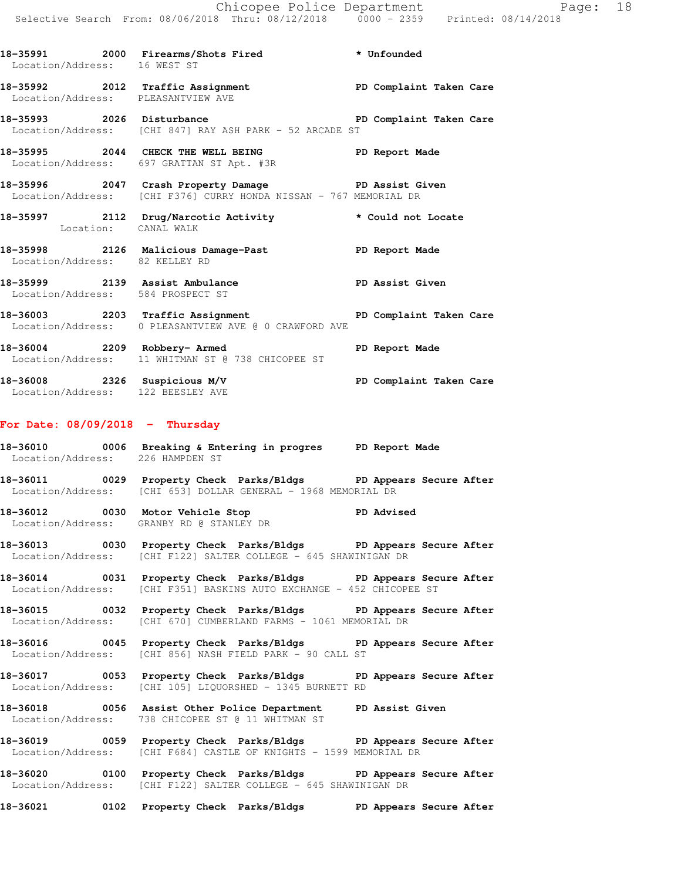18-35991 2000 Firearms/Shots Fired * Unfounded
Location/Address: 16 WEST ST

18-35992 2012 Traffic Assignment PD Complaint Taken Care
Location/Address: PLEASANTVIEW AVE

18-35993 2026 Disturbance PD Complaint Taken Care
Location/Address: [CHI 847] RAY ASH PARK - 52 ARCADE ST

18-35995 2044 CHECK THE WELL BEING PD Report Made
Location/Address: 697 GRATTAN ST Apt. #3R

18-35996 2047 Crash Property Damage PD Assist Given
Location/Address: [CHI F376] CURRY HONDA NISSAN - 767 MEMORIAL DR

18-35997 2112 Drug/Narcotic Activity * Could not Locate
Location: CANAL WALK

18-35998 2126 Malicious Damage-Past PD Report Made
Location/Address: 82 KELLEY RD

18-35999 2139 Assist Ambulance PD Assist Given
Location/Address: 584 PROSPECT ST

18-36003 2203 Traffic Assignment PD Complaint Taken Care
Location/Address: 0 PLEASANTVIEW AVE @ 0 CRAWFORD AVE

18-36004 2209 Robbery- Armed PD Report Made
Location/Address: 11 WHITMAN ST @ 738 CHICOPEE ST

18-36008 2326 Suspicious M/V PD Complaint Taken Care
Location/Address: 122 BEESLEY AVE

## For Date: 08/09/2018 - Thursday

18-36010 0006 Breaking & Entering in progres PD Report Made
Location/Address: 226 HAMPDEN ST

18-36011 0029 Property Check Parks/Bldgs PD Appears Secure After
Location/Address: [CHI 653] DOLLAR GENERAL - 1968 MEMORIAL DR

18-36012 0030 Motor Vehicle Stop PD Advised
Location/Address: GRANBY RD @ STANLEY DR

18-36013 0030 Property Check Parks/Bldgs PD Appears Secure After
Location/Address: [CHI F122] SALTER COLLEGE - 645 SHAWINIGAN DR

18-36014 0031 Property Check Parks/Bldgs PD Appears Secure After
Location/Address: [CHI F351] BASKINS AUTO EXCHANGE - 452 CHICOPEE ST

18-36015 0032 Property Check Parks/Bldgs PD Appears Secure After
Location/Address: [CHI 670] CUMBERLAND FARMS - 1061 MEMORIAL DR

18-36016 0045 Property Check Parks/Bldgs PD Appears Secure After
Location/Address: [CHI 856] NASH FIELD PARK - 90 CALL ST

18-36017 0053 Property Check Parks/Bldgs PD Appears Secure After
Location/Address: [CHI 105] LIQUORSHED - 1345 BURNETT RD

18-36018 0056 Assist Other Police Department PD Assist Given
Location/Address: 738 CHICOPEE ST @ 11 WHITMAN ST

18-36019 0059 Property Check Parks/Bldgs PD Appears Secure After
Location/Address: [CHI F684] CASTLE OF KNIGHTS - 1599 MEMORIAL DR

18-36020 0100 Property Check Parks/Bldgs PD Appears Secure After
Location/Address: [CHI F122] SALTER COLLEGE - 645 SHAWINIGAN DR

18-36021 0102 Property Check Parks/Bldgs PD Appears Secure After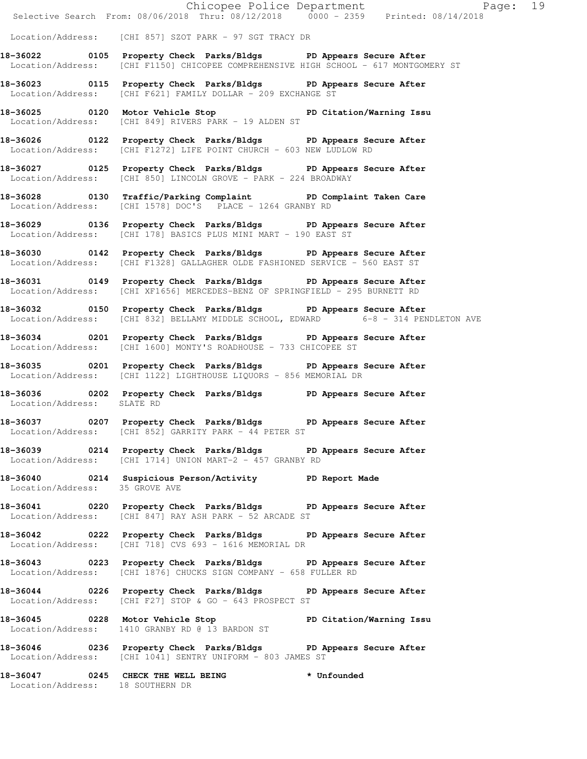Location/Address: [CHI 857] SZOT PARK - 97 SGT TRACY DR

**18-36022 0105 Property Check Parks/Bldgs PD Appears Secure After**
Location/Address: [CHI F1150] CHICOPEE COMPREHENSIVE HIGH SCHOOL - 617 MONTGOMERY ST

**18-36023 0115 Property Check Parks/Bldgs PD Appears Secure After**
Location/Address: [CHI F621] FAMILY DOLLAR - 209 EXCHANGE ST

**18-36025 0120 Motor Vehicle Stop PD Citation/Warning Issu**
Location/Address: [CHI 849] RIVERS PARK - 19 ALDEN ST

**18-36026 0122 Property Check Parks/Bldgs PD Appears Secure After**
Location/Address: [CHI F1272] LIFE POINT CHURCH - 603 NEW LUDLOW RD

**18-36027 0125 Property Check Parks/Bldgs PD Appears Secure After**
Location/Address: [CHI 850] LINCOLN GROVE - PARK - 224 BROADWAY

**18-36028 0130 Traffic/Parking Complaint PD Complaint Taken Care**
Location/Address: [CHI 1578] DOC'S PLACE - 1264 GRANBY RD

**18-36029 0136 Property Check Parks/Bldgs PD Appears Secure After**
Location/Address: [CHI 178] BASICS PLUS MINI MART - 190 EAST ST

**18-36030 0142 Property Check Parks/Bldgs PD Appears Secure After**
Location/Address: [CHI F1328] GALLAGHER OLDE FASHIONED SERVICE - 560 EAST ST

**18-36031 0149 Property Check Parks/Bldgs PD Appears Secure After**
Location/Address: [CHI XF1656] MERCEDES-BENZ OF SPRINGFIELD - 295 BURNETT RD

**18-36032 0150 Property Check Parks/Bldgs PD Appears Secure After**
Location/Address: [CHI 832] BELLAMY MIDDLE SCHOOL, EDWARD 6-8 - 314 PENDLETON AVE

**18-36034 0201 Property Check Parks/Bldgs PD Appears Secure After**
Location/Address: [CHI 1600] MONTY'S ROADHOUSE - 733 CHICOPEE ST

**18-36035 0201 Property Check Parks/Bldgs PD Appears Secure After**
Location/Address: [CHI 1122] LIGHTHOUSE LIQUORS - 856 MEMORIAL DR

**18-36036 0202 Property Check Parks/Bldgs PD Appears Secure After**
Location/Address: SLATE RD

**18-36037 0207 Property Check Parks/Bldgs PD Appears Secure After**
Location/Address: [CHI 852] GARRITY PARK - 44 PETER ST

**18-36039 0214 Property Check Parks/Bldgs PD Appears Secure After**
Location/Address: [CHI 1714] UNION MART-2 - 457 GRANBY RD

**18-36040 0214 Suspicious Person/Activity PD Report Made**
Location/Address: 35 GROVE AVE

**18-36041 0220 Property Check Parks/Bldgs PD Appears Secure After**
Location/Address: [CHI 847] RAY ASH PARK - 52 ARCADE ST

**18-36042 0222 Property Check Parks/Bldgs PD Appears Secure After**
Location/Address: [CHI 718] CVS 693 - 1616 MEMORIAL DR

**18-36043 0223 Property Check Parks/Bldgs PD Appears Secure After**
Location/Address: [CHI 1876] CHUCKS SIGN COMPANY - 658 FULLER RD

**18-36044 0226 Property Check Parks/Bldgs PD Appears Secure After**
Location/Address: [CHI F27] STOP & GO - 643 PROSPECT ST

**18-36045 0228 Motor Vehicle Stop PD Citation/Warning Issu**
Location/Address: 1410 GRANBY RD @ 13 BARDON ST

**18-36046 0236 Property Check Parks/Bldgs PD Appears Secure After**
Location/Address: [CHI 1041] SENTRY UNIFORM - 803 JAMES ST

**18-36047 0245 CHECK THE WELL BEING * Unfounded**
Location/Address: 18 SOUTHERN DR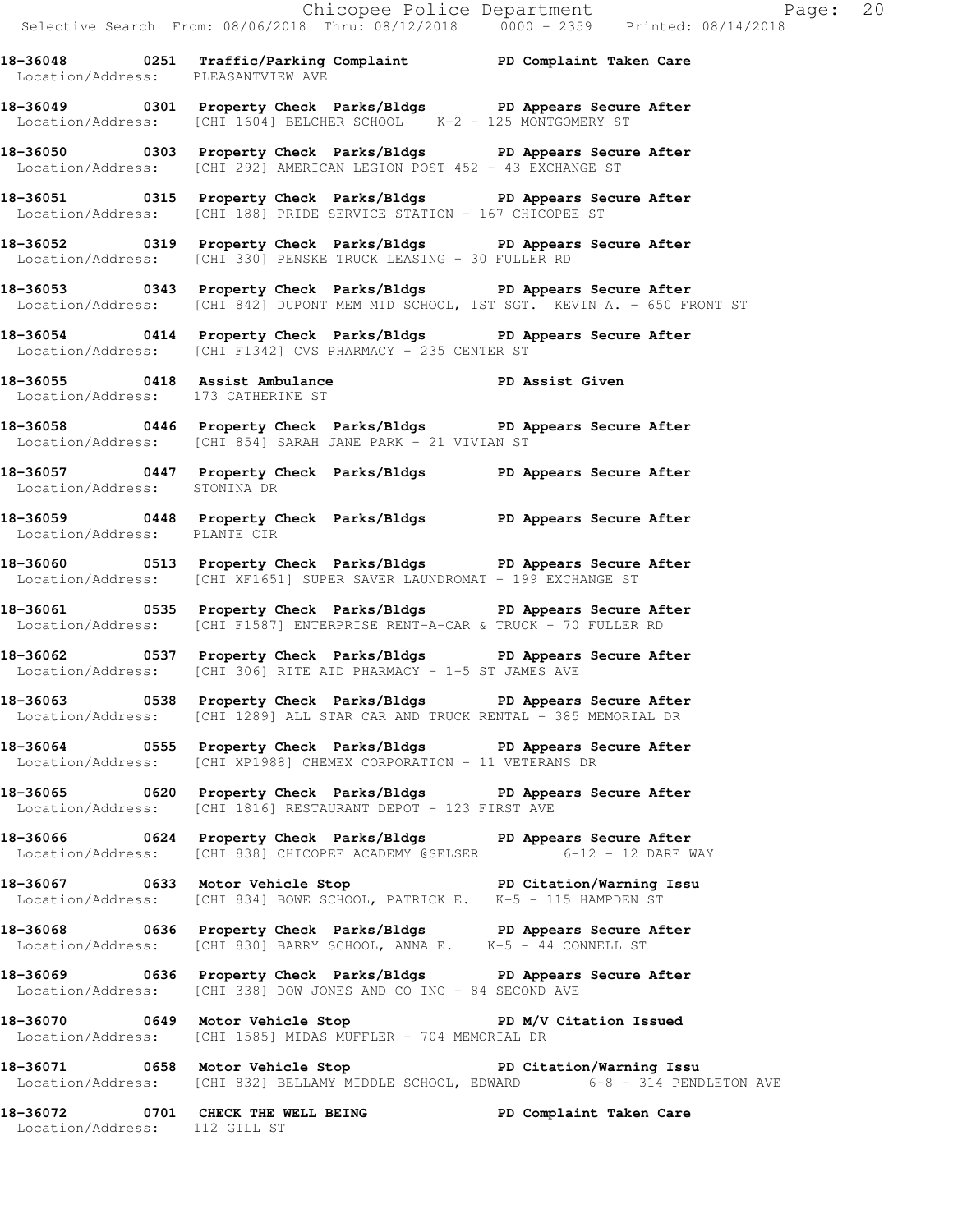**18-36048 0251 Traffic/Parking Complaint PD Complaint Taken Care**
Location/Address: PLEASANTVIEW AVE

**18-36049 0301 Property Check Parks/Bldgs PD Appears Secure After**
Location/Address: [CHI 1604] BELCHER SCHOOL K-2 - 125 MONTGOMERY ST

**18-36050 0303 Property Check Parks/Bldgs PD Appears Secure After**
Location/Address: [CHI 292] AMERICAN LEGION POST 452 - 43 EXCHANGE ST

**18-36051 0315 Property Check Parks/Bldgs PD Appears Secure After**
Location/Address: [CHI 188] PRIDE SERVICE STATION - 167 CHICOPEE ST

**18-36052 0319 Property Check Parks/Bldgs PD Appears Secure After**
Location/Address: [CHI 330] PENSKE TRUCK LEASING - 30 FULLER RD

**18-36053 0343 Property Check Parks/Bldgs PD Appears Secure After**
Location/Address: [CHI 842] DUPONT MEM MID SCHOOL, 1ST SGT. KEVIN A. - 650 FRONT ST

**18-36054 0414 Property Check Parks/Bldgs PD Appears Secure After**
Location/Address: [CHI F1342] CVS PHARMACY - 235 CENTER ST

**18-36055 0418 Assist Ambulance PD Assist Given**
Location/Address: 173 CATHERINE ST

**18-36058 0446 Property Check Parks/Bldgs PD Appears Secure After**
Location/Address: [CHI 854] SARAH JANE PARK - 21 VIVIAN ST

**18-36057 0447 Property Check Parks/Bldgs PD Appears Secure After**
Location/Address: STONINA DR

**18-36059 0448 Property Check Parks/Bldgs PD Appears Secure After**
Location/Address: PLANTE CIR

**18-36060 0513 Property Check Parks/Bldgs PD Appears Secure After**
Location/Address: [CHI XF1651] SUPER SAVER LAUNDROMAT - 199 EXCHANGE ST

**18-36061 0535 Property Check Parks/Bldgs PD Appears Secure After**
Location/Address: [CHI F1587] ENTERPRISE RENT-A-CAR & TRUCK - 70 FULLER RD

**18-36062 0537 Property Check Parks/Bldgs PD Appears Secure After**
Location/Address: [CHI 306] RITE AID PHARMACY - 1-5 ST JAMES AVE

**18-36063 0538 Property Check Parks/Bldgs PD Appears Secure After**
Location/Address: [CHI 1289] ALL STAR CAR AND TRUCK RENTAL - 385 MEMORIAL DR

**18-36064 0555 Property Check Parks/Bldgs PD Appears Secure After**
Location/Address: [CHI XP1988] CHEMEX CORPORATION - 11 VETERANS DR

**18-36065 0620 Property Check Parks/Bldgs PD Appears Secure After**
Location/Address: [CHI 1816] RESTAURANT DEPOT - 123 FIRST AVE

**18-36066 0624 Property Check Parks/Bldgs PD Appears Secure After**
Location/Address: [CHI 838] CHICOPEE ACADEMY @SELSER 6-12 - 12 DARE WAY

**18-36067 0633 Motor Vehicle Stop PD Citation/Warning Issu**
Location/Address: [CHI 834] BOWE SCHOOL, PATRICK E. K-5 - 115 HAMPDEN ST

**18-36068 0636 Property Check Parks/Bldgs PD Appears Secure After**
Location/Address: [CHI 830] BARRY SCHOOL, ANNA E. K-5 - 44 CONNELL ST

**18-36069 0636 Property Check Parks/Bldgs PD Appears Secure After**
Location/Address: [CHI 338] DOW JONES AND CO INC - 84 SECOND AVE

**18-36070 0649 Motor Vehicle Stop PD M/V Citation Issued**
Location/Address: [CHI 1585] MIDAS MUFFLER - 704 MEMORIAL DR

**18-36071 0658 Motor Vehicle Stop PD Citation/Warning Issu**
Location/Address: [CHI 832] BELLAMY MIDDLE SCHOOL, EDWARD 6-8 - 314 PENDLETON AVE

**18-36072 0701 CHECK THE WELL BEING PD Complaint Taken Care**
Location/Address: 112 GILL ST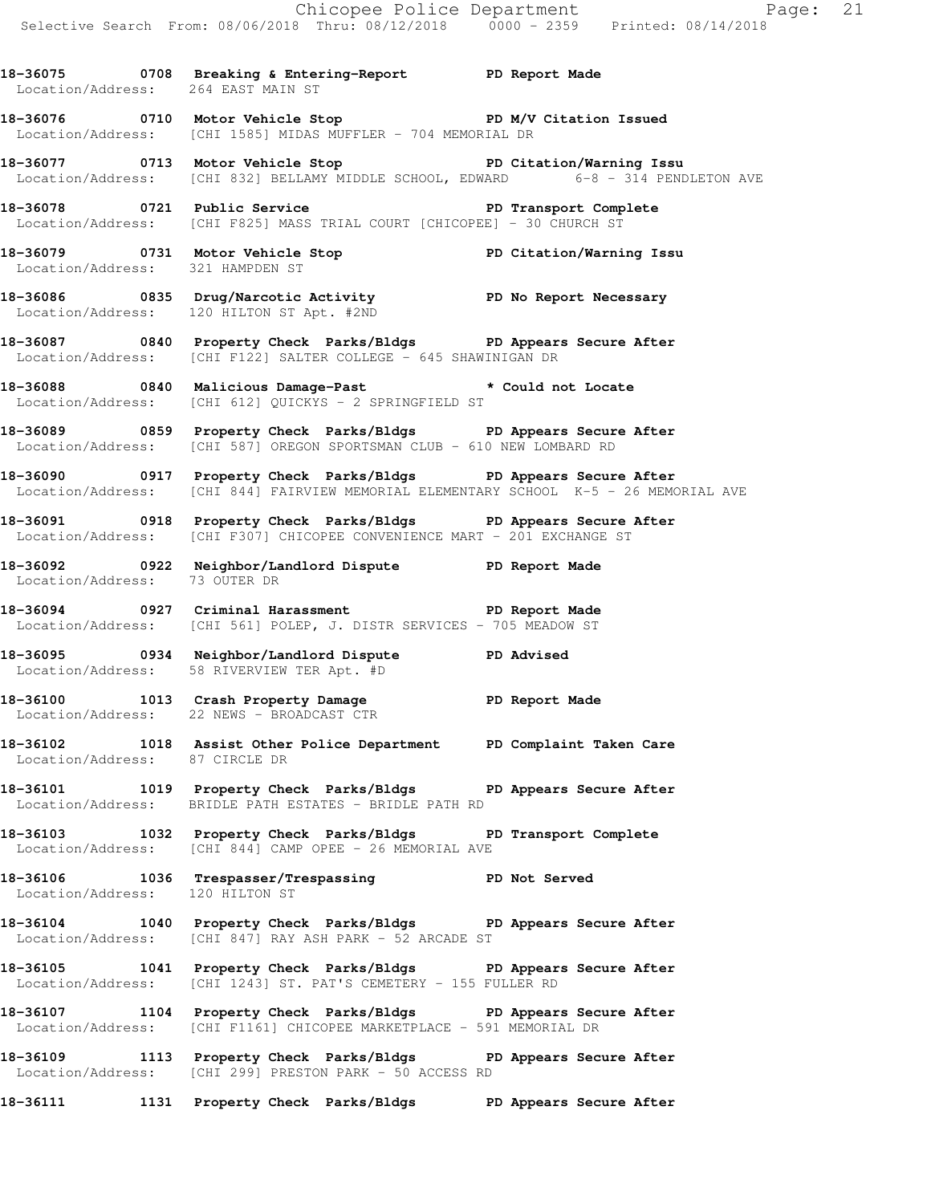**18-36075 0708 Breaking & Entering-Report PD Report Made**
Location/Address: 264 EAST MAIN ST

**18-36076 0710 Motor Vehicle Stop PD M/V Citation Issued**
Location/Address: [CHI 1585] MIDAS MUFFLER - 704 MEMORIAL DR

**18-36077 0713 Motor Vehicle Stop PD Citation/Warning Issu**
Location/Address: [CHI 832] BELLAMY MIDDLE SCHOOL, EDWARD 6-8 - 314 PENDLETON AVE

**18-36078 0721 Public Service PD Transport Complete**
Location/Address: [CHI F825] MASS TRIAL COURT [CHICOPEE] - 30 CHURCH ST

**18-36079 0731 Motor Vehicle Stop PD Citation/Warning Issu**
Location/Address: 321 HAMPDEN ST

**18-36086 0835 Drug/Narcotic Activity PD No Report Necessary**
Location/Address: 120 HILTON ST Apt. #2ND

**18-36087 0840 Property Check Parks/Bldgs PD Appears Secure After**
Location/Address: [CHI F122] SALTER COLLEGE - 645 SHAWINIGAN DR

**18-36088 0840 Malicious Damage-Past * Could not Locate**
Location/Address: [CHI 612] QUICKYS - 2 SPRINGFIELD ST

**18-36089 0859 Property Check Parks/Bldgs PD Appears Secure After**
Location/Address: [CHI 587] OREGON SPORTSMAN CLUB - 610 NEW LOMBARD RD

**18-36090 0917 Property Check Parks/Bldgs PD Appears Secure After**
Location/Address: [CHI 844] FAIRVIEW MEMORIAL ELEMENTARY SCHOOL K-5 - 26 MEMORIAL AVE

**18-36091 0918 Property Check Parks/Bldgs PD Appears Secure After**
Location/Address: [CHI F307] CHICOPEE CONVENIENCE MART - 201 EXCHANGE ST

**18-36092 0922 Neighbor/Landlord Dispute PD Report Made**
Location/Address: 73 OUTER DR

**18-36094 0927 Criminal Harassment PD Report Made**
Location/Address: [CHI 561] POLEP, J. DISTR SERVICES - 705 MEADOW ST

**18-36095 0934 Neighbor/Landlord Dispute PD Advised**
Location/Address: 58 RIVERVIEW TER Apt. #D

**18-36100 1013 Crash Property Damage PD Report Made**
Location/Address: 22 NEWS - BROADCAST CTR

**18-36102 1018 Assist Other Police Department PD Complaint Taken Care**
Location/Address: 87 CIRCLE DR

**18-36101 1019 Property Check Parks/Bldgs PD Appears Secure After**
Location/Address: BRIDLE PATH ESTATES - BRIDLE PATH RD

**18-36103 1032 Property Check Parks/Bldgs PD Transport Complete**
Location/Address: [CHI 844] CAMP OPEE - 26 MEMORIAL AVE

**18-36106 1036 Trespasser/Trespassing PD Not Served**
Location/Address: 120 HILTON ST

**18-36104 1040 Property Check Parks/Bldgs PD Appears Secure After**
Location/Address: [CHI 847] RAY ASH PARK - 52 ARCADE ST

**18-36105 1041 Property Check Parks/Bldgs PD Appears Secure After**
Location/Address: [CHI 1243] ST. PAT'S CEMETERY - 155 FULLER RD

**18-36107 1104 Property Check Parks/Bldgs PD Appears Secure After**
Location/Address: [CHI F1161] CHICOPEE MARKETPLACE - 591 MEMORIAL DR

**18-36109 1113 Property Check Parks/Bldgs PD Appears Secure After**
Location/Address: [CHI 299] PRESTON PARK - 50 ACCESS RD

**18-36111 1131 Property Check Parks/Bldgs PD Appears Secure After**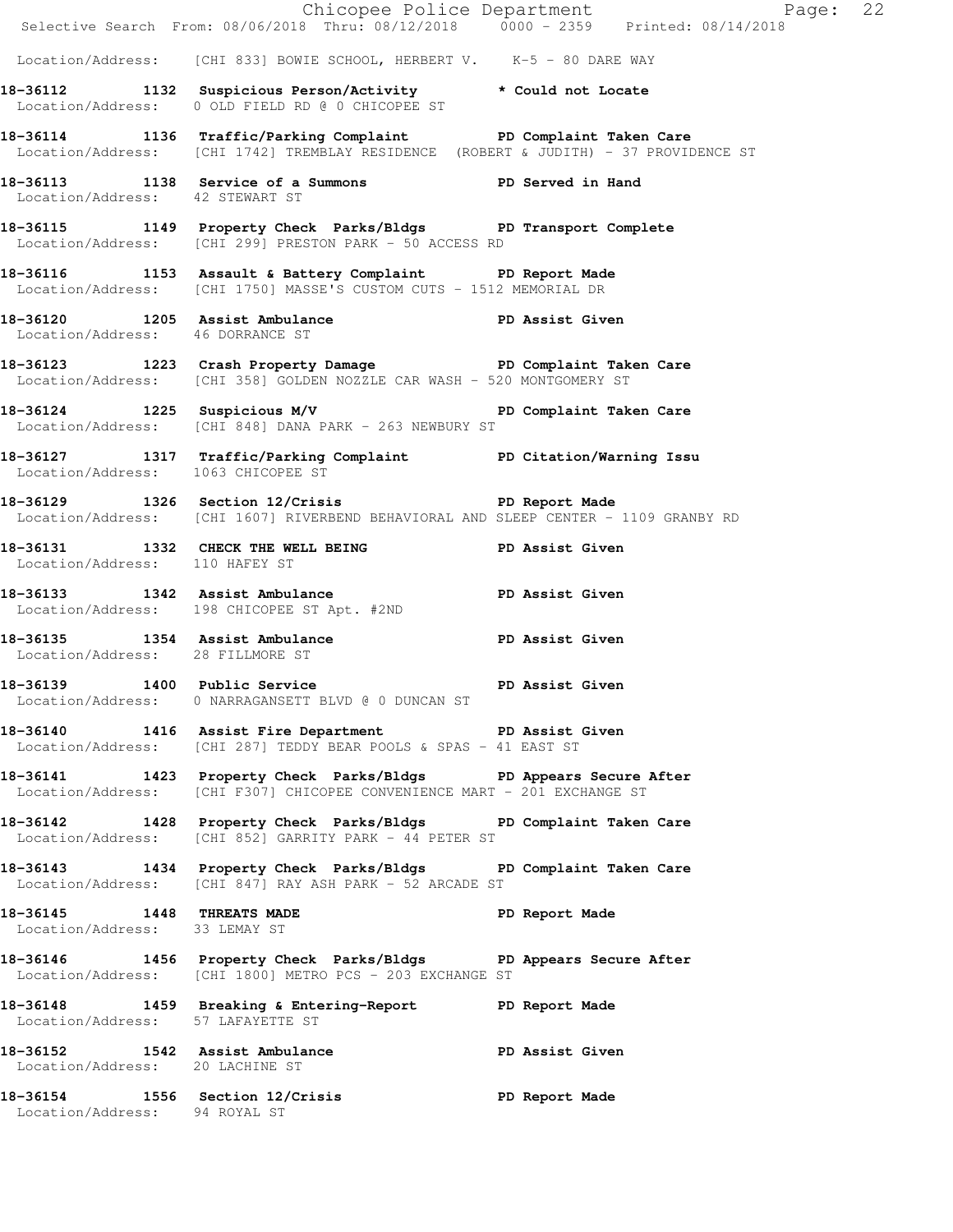Location/Address: [CHI 833] BOWIE SCHOOL, HERBERT V. K-5 - 80 DARE WAY

**18-36112 1132 Suspicious Person/Activity * Could not Locate**
Location/Address: 0 OLD FIELD RD @ 0 CHICOPEE ST

**18-36114 1136 Traffic/Parking Complaint PD Complaint Taken Care**
Location/Address: [CHI 1742] TREMBLAY RESIDENCE (ROBERT & JUDITH) - 37 PROVIDENCE ST

**18-36113 1138 Service of a Summons PD Served in Hand**
Location/Address: 42 STEWART ST

**18-36115 1149 Property Check Parks/Bldgs PD Transport Complete**
Location/Address: [CHI 299] PRESTON PARK - 50 ACCESS RD

**18-36116 1153 Assault & Battery Complaint PD Report Made**
Location/Address: [CHI 1750] MASSE'S CUSTOM CUTS - 1512 MEMORIAL DR

**18-36120 1205 Assist Ambulance PD Assist Given**
Location/Address: 46 DORRANCE ST

**18-36123 1223 Crash Property Damage PD Complaint Taken Care**
Location/Address: [CHI 358] GOLDEN NOZZLE CAR WASH - 520 MONTGOMERY ST

**18-36124 1225 Suspicious M/V PD Complaint Taken Care**
Location/Address: [CHI 848] DANA PARK - 263 NEWBURY ST

**18-36127 1317 Traffic/Parking Complaint PD Citation/Warning Issu**
Location/Address: 1063 CHICOPEE ST

**18-36129 1326 Section 12/Crisis PD Report Made**
Location/Address: [CHI 1607] RIVERBEND BEHAVIORAL AND SLEEP CENTER - 1109 GRANBY RD

**18-36131 1332 CHECK THE WELL BEING PD Assist Given**
Location/Address: 110 HAFEY ST

**18-36133 1342 Assist Ambulance PD Assist Given**
Location/Address: 198 CHICOPEE ST Apt. #2ND

**18-36135 1354 Assist Ambulance PD Assist Given**
Location/Address: 28 FILLMORE ST

**18-36139 1400 Public Service PD Assist Given**
Location/Address: 0 NARRAGANSETT BLVD @ 0 DUNCAN ST

**18-36140 1416 Assist Fire Department PD Assist Given**
Location/Address: [CHI 287] TEDDY BEAR POOLS & SPAS - 41 EAST ST

**18-36141 1423 Property Check Parks/Bldgs PD Appears Secure After**
Location/Address: [CHI F307] CHICOPEE CONVENIENCE MART - 201 EXCHANGE ST

**18-36142 1428 Property Check Parks/Bldgs PD Complaint Taken Care**
Location/Address: [CHI 852] GARRITY PARK - 44 PETER ST

**18-36143 1434 Property Check Parks/Bldgs PD Complaint Taken Care**
Location/Address: [CHI 847] RAY ASH PARK - 52 ARCADE ST

**18-36145 1448 THREATS MADE PD Report Made**
Location/Address: 33 LEMAY ST

**18-36146 1456 Property Check Parks/Bldgs PD Appears Secure After**
Location/Address: [CHI 1800] METRO PCS - 203 EXCHANGE ST

**18-36148 1459 Breaking & Entering-Report PD Report Made**
Location/Address: 57 LAFAYETTE ST

**18-36152 1542 Assist Ambulance PD Assist Given**
Location/Address: 20 LACHINE ST

**18-36154 1556 Section 12/Crisis PD Report Made**
Location/Address: 94 ROYAL ST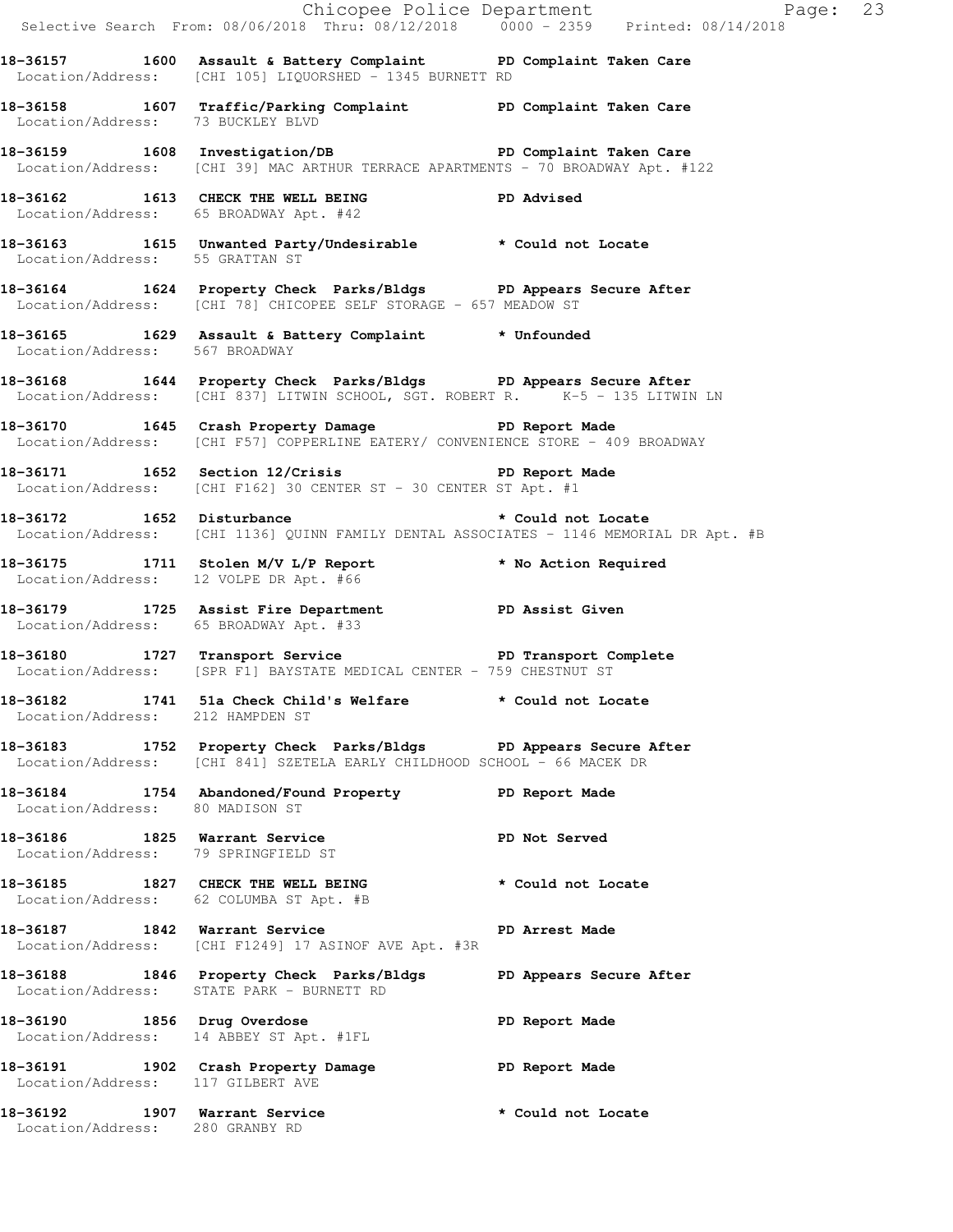**18-36157 1600 Assault & Battery Complaint PD Complaint Taken Care**
Location/Address: [CHI 105] LIQUORSHED - 1345 BURNETT RD

**18-36158 1607 Traffic/Parking Complaint PD Complaint Taken Care**
Location/Address: 73 BUCKLEY BLVD

**18-36159 1608 Investigation/DB PD Complaint Taken Care**
Location/Address: [CHI 39] MAC ARTHUR TERRACE APARTMENTS - 70 BROADWAY Apt. #122

**18-36162 1613 CHECK THE WELL BEING PD Advised**
Location/Address: 65 BROADWAY Apt. #42

**18-36163 1615 Unwanted Party/Undesirable * Could not Locate**
Location/Address: 55 GRATTAN ST

**18-36164 1624 Property Check Parks/Bldgs PD Appears Secure After**
Location/Address: [CHI 78] CHICOPEE SELF STORAGE - 657 MEADOW ST

**18-36165 1629 Assault & Battery Complaint * Unfounded**
Location/Address: 567 BROADWAY

**18-36168 1644 Property Check Parks/Bldgs PD Appears Secure After**
Location/Address: [CHI 837] LITWIN SCHOOL, SGT. ROBERT R. K-5 - 135 LITWIN LN

**18-36170 1645 Crash Property Damage PD Report Made**
Location/Address: [CHI F57] COPPERLINE EATERY/ CONVENIENCE STORE - 409 BROADWAY

**18-36171 1652 Section 12/Crisis PD Report Made**
Location/Address: [CHI F162] 30 CENTER ST - 30 CENTER ST Apt. #1

**18-36172 1652 Disturbance * Could not Locate**
Location/Address: [CHI 1136] QUINN FAMILY DENTAL ASSOCIATES - 1146 MEMORIAL DR Apt. #B

**18-36175 1711 Stolen M/V L/P Report * No Action Required**
Location/Address: 12 VOLPE DR Apt. #66

**18-36179 1725 Assist Fire Department PD Assist Given**
Location/Address: 65 BROADWAY Apt. #33

**18-36180 1727 Transport Service PD Transport Complete**
Location/Address: [SPR F1] BAYSTATE MEDICAL CENTER - 759 CHESTNUT ST

**18-36182 1741 51a Check Child's Welfare * Could not Locate**
Location/Address: 212 HAMPDEN ST

**18-36183 1752 Property Check Parks/Bldgs PD Appears Secure After**
Location/Address: [CHI 841] SZETELA EARLY CHILDHOOD SCHOOL - 66 MACEK DR

**18-36184 1754 Abandoned/Found Property PD Report Made**
Location/Address: 80 MADISON ST

**18-36186 1825 Warrant Service PD Not Served**
Location/Address: 79 SPRINGFIELD ST

**18-36185 1827 CHECK THE WELL BEING * Could not Locate**
Location/Address: 62 COLUMBA ST Apt. #B

**18-36187 1842 Warrant Service PD Arrest Made**
Location/Address: [CHI F1249] 17 ASINOF AVE Apt. #3R

**18-36188 1846 Property Check Parks/Bldgs PD Appears Secure After**
Location/Address: STATE PARK - BURNETT RD

**18-36190 1856 Drug Overdose PD Report Made**
Location/Address: 14 ABBEY ST Apt. #1FL

**18-36191 1902 Crash Property Damage PD Report Made**
Location/Address: 117 GILBERT AVE

**18-36192 1907 Warrant Service * Could not Locate**
Location/Address: 280 GRANBY RD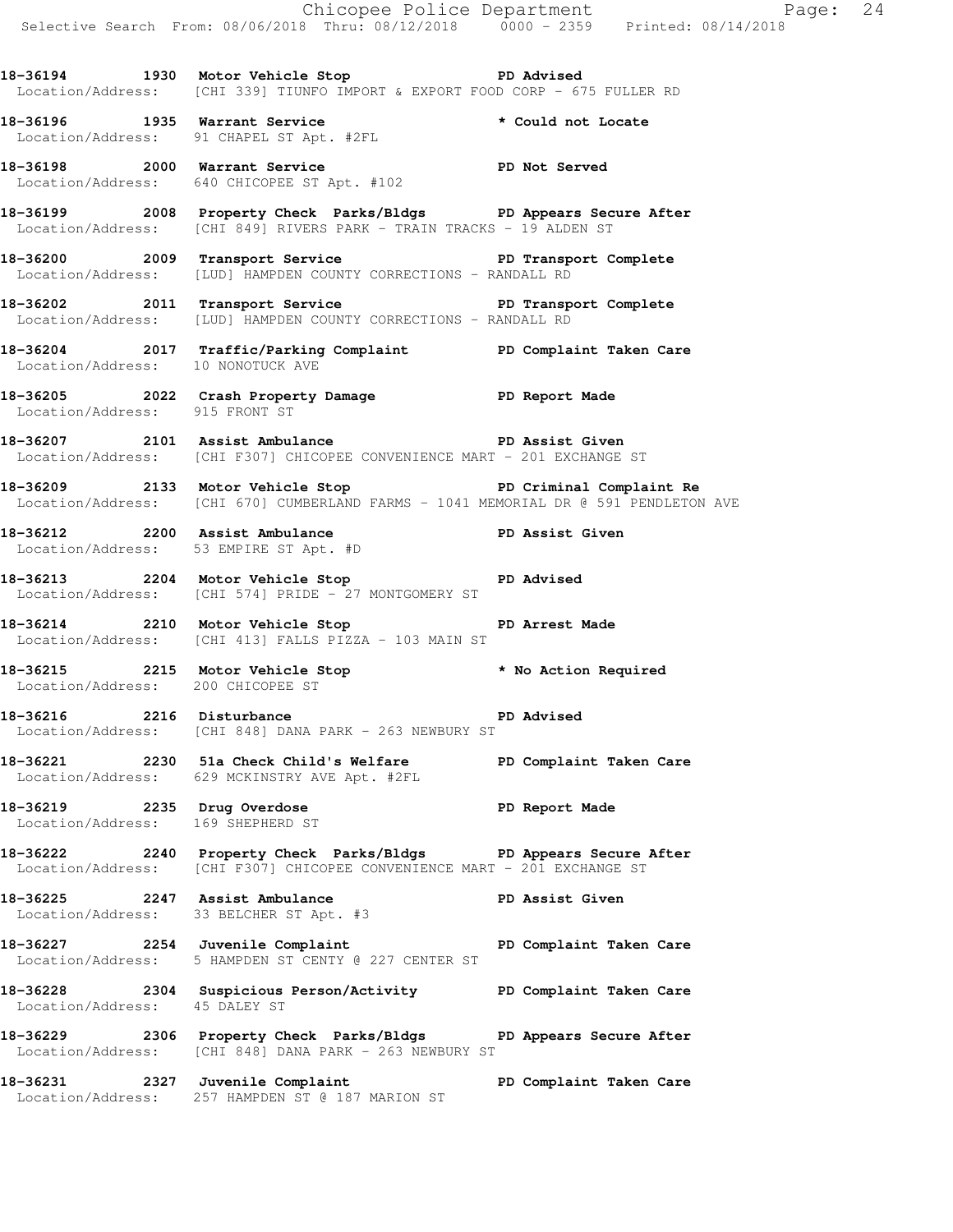**18-36194 1930 Motor Vehicle Stop PD Advised**
Location/Address: [CHI 339] TIUNFO IMPORT & EXPORT FOOD CORP - 675 FULLER RD

**18-36196 1935 Warrant Service * Could not Locate**
Location/Address: 91 CHAPEL ST Apt. #2FL

**18-36198 2000 Warrant Service PD Not Served**
Location/Address: 640 CHICOPEE ST Apt. #102

**18-36199 2008 Property Check Parks/Bldgs PD Appears Secure After**
Location/Address: [CHI 849] RIVERS PARK - TRAIN TRACKS - 19 ALDEN ST

**18-36200 2009 Transport Service PD Transport Complete**
Location/Address: [LUD] HAMPDEN COUNTY CORRECTIONS - RANDALL RD

**18-36202 2011 Transport Service PD Transport Complete**
Location/Address: [LUD] HAMPDEN COUNTY CORRECTIONS - RANDALL RD

**18-36204 2017 Traffic/Parking Complaint PD Complaint Taken Care**
Location/Address: 10 NONOTUCK AVE

**18-36205 2022 Crash Property Damage PD Report Made**
Location/Address: 915 FRONT ST

**18-36207 2101 Assist Ambulance PD Assist Given**
Location/Address: [CHI F307] CHICOPEE CONVENIENCE MART - 201 EXCHANGE ST

**18-36209 2133 Motor Vehicle Stop PD Criminal Complaint Re**
Location/Address: [CHI 670] CUMBERLAND FARMS - 1041 MEMORIAL DR @ 591 PENDLETON AVE

**18-36212 2200 Assist Ambulance PD Assist Given**
Location/Address: 53 EMPIRE ST Apt. #D

**18-36213 2204 Motor Vehicle Stop PD Advised**
Location/Address: [CHI 574] PRIDE - 27 MONTGOMERY ST

**18-36214 2210 Motor Vehicle Stop PD Arrest Made**
Location/Address: [CHI 413] FALLS PIZZA - 103 MAIN ST

**18-36215 2215 Motor Vehicle Stop * No Action Required**
Location/Address: 200 CHICOPEE ST

**18-36216 2216 Disturbance PD Advised**
Location/Address: [CHI 848] DANA PARK - 263 NEWBURY ST

**18-36221 2230 51a Check Child's Welfare PD Complaint Taken Care**
Location/Address: 629 MCKINSTRY AVE Apt. #2FL

**18-36219 2235 Drug Overdose PD Report Made**
Location/Address: 169 SHEPHERD ST

**18-36222 2240 Property Check Parks/Bldgs PD Appears Secure After**
Location/Address: [CHI F307] CHICOPEE CONVENIENCE MART - 201 EXCHANGE ST

**18-36225 2247 Assist Ambulance PD Assist Given**
Location/Address: 33 BELCHER ST Apt. #3

**18-36227 2254 Juvenile Complaint PD Complaint Taken Care**
Location/Address: 5 HAMPDEN ST CENTY @ 227 CENTER ST

**18-36228 2304 Suspicious Person/Activity PD Complaint Taken Care**
Location/Address: 45 DALEY ST

**18-36229 2306 Property Check Parks/Bldgs PD Appears Secure After**
Location/Address: [CHI 848] DANA PARK - 263 NEWBURY ST

**18-36231 2327 Juvenile Complaint PD Complaint Taken Care**
Location/Address: 257 HAMPDEN ST @ 187 MARION ST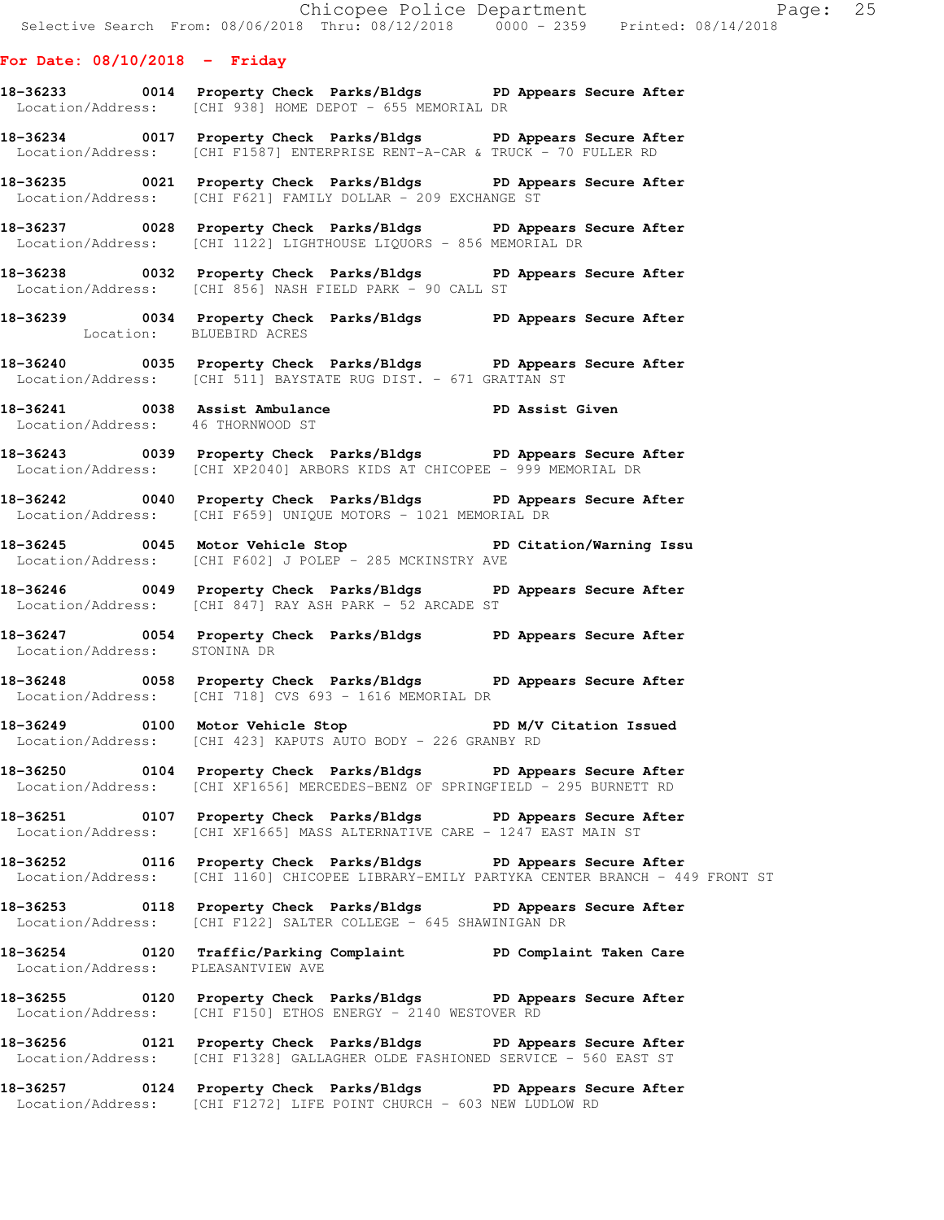**For Date: 08/10/2018 - Friday**

**18-36233 0014 Property Check Parks/Bldgs PD Appears Secure After**
Location/Address: [CHI 938] HOME DEPOT - 655 MEMORIAL DR

**18-36234 0017 Property Check Parks/Bldgs PD Appears Secure After**
Location/Address: [CHI F1587] ENTERPRISE RENT-A-CAR & TRUCK - 70 FULLER RD

**18-36235 0021 Property Check Parks/Bldgs PD Appears Secure After**
Location/Address: [CHI F621] FAMILY DOLLAR - 209 EXCHANGE ST

**18-36237 0028 Property Check Parks/Bldgs PD Appears Secure After**
Location/Address: [CHI 1122] LIGHTHOUSE LIQUORS - 856 MEMORIAL DR

**18-36238 0032 Property Check Parks/Bldgs PD Appears Secure After**
Location/Address: [CHI 856] NASH FIELD PARK - 90 CALL ST

**18-36239 0034 Property Check Parks/Bldgs PD Appears Secure After**
Location: BLUEBIRD ACRES

**18-36240 0035 Property Check Parks/Bldgs PD Appears Secure After**
Location/Address: [CHI 511] BAYSTATE RUG DIST. - 671 GRATTAN ST

**18-36241 0038 Assist Ambulance PD Assist Given**
Location/Address: 46 THORNWOOD ST

**18-36243 0039 Property Check Parks/Bldgs PD Appears Secure After**
Location/Address: [CHI XP2040] ARBORS KIDS AT CHICOPEE - 999 MEMORIAL DR

**18-36242 0040 Property Check Parks/Bldgs PD Appears Secure After**
Location/Address: [CHI F659] UNIQUE MOTORS - 1021 MEMORIAL DR

**18-36245 0045 Motor Vehicle Stop PD Citation/Warning Issu**
Location/Address: [CHI F602] J POLEP - 285 MCKINSTRY AVE

**18-36246 0049 Property Check Parks/Bldgs PD Appears Secure After**
Location/Address: [CHI 847] RAY ASH PARK - 52 ARCADE ST

**18-36247 0054 Property Check Parks/Bldgs PD Appears Secure After**
Location/Address: STONINA DR

**18-36248 0058 Property Check Parks/Bldgs PD Appears Secure After**
Location/Address: [CHI 718] CVS 693 - 1616 MEMORIAL DR

**18-36249 0100 Motor Vehicle Stop PD M/V Citation Issued**
Location/Address: [CHI 423] KAPUTS AUTO BODY - 226 GRANBY RD

**18-36250 0104 Property Check Parks/Bldgs PD Appears Secure After**
Location/Address: [CHI XF1656] MERCEDES-BENZ OF SPRINGFIELD - 295 BURNETT RD

**18-36251 0107 Property Check Parks/Bldgs PD Appears Secure After**
Location/Address: [CHI XF1665] MASS ALTERNATIVE CARE - 1247 EAST MAIN ST

**18-36252 0116 Property Check Parks/Bldgs PD Appears Secure After**
Location/Address: [CHI 1160] CHICOPEE LIBRARY-EMILY PARTYKA CENTER BRANCH - 449 FRONT ST

**18-36253 0118 Property Check Parks/Bldgs PD Appears Secure After**
Location/Address: [CHI F122] SALTER COLLEGE - 645 SHAWINIGAN DR

**18-36254 0120 Traffic/Parking Complaint PD Complaint Taken Care**
Location/Address: PLEASANTVIEW AVE

**18-36255 0120 Property Check Parks/Bldgs PD Appears Secure After**
Location/Address: [CHI F150] ETHOS ENERGY - 2140 WESTOVER RD

**18-36256 0121 Property Check Parks/Bldgs PD Appears Secure After**
Location/Address: [CHI F1328] GALLAGHER OLDE FASHIONED SERVICE - 560 EAST ST

**18-36257 0124 Property Check Parks/Bldgs PD Appears Secure After**
Location/Address: [CHI F1272] LIFE POINT CHURCH - 603 NEW LUDLOW RD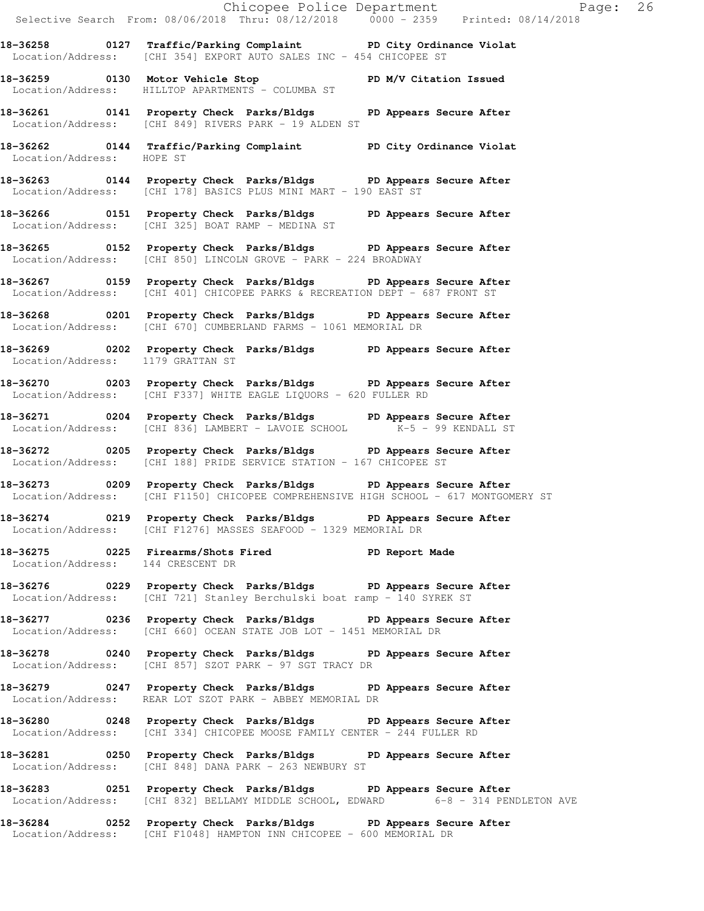**18-36258 0127 Traffic/Parking Complaint PD City Ordinance Violat**
Location/Address: [CHI 354] EXPORT AUTO SALES INC - 454 CHICOPEE ST

**18-36259 0130 Motor Vehicle Stop PD M/V Citation Issued**
Location/Address: HILLTOP APARTMENTS - COLUMBA ST

**18-36261 0141 Property Check Parks/Bldgs PD Appears Secure After**
Location/Address: [CHI 849] RIVERS PARK - 19 ALDEN ST

**18-36262 0144 Traffic/Parking Complaint PD City Ordinance Violat**
Location/Address: HOPE ST

**18-36263 0144 Property Check Parks/Bldgs PD Appears Secure After**
Location/Address: [CHI 178] BASICS PLUS MINI MART - 190 EAST ST

**18-36266 0151 Property Check Parks/Bldgs PD Appears Secure After**
Location/Address: [CHI 325] BOAT RAMP - MEDINA ST

**18-36265 0152 Property Check Parks/Bldgs PD Appears Secure After**
Location/Address: [CHI 850] LINCOLN GROVE - PARK - 224 BROADWAY

**18-36267 0159 Property Check Parks/Bldgs PD Appears Secure After**
Location/Address: [CHI 401] CHICOPEE PARKS & RECREATION DEPT - 687 FRONT ST

**18-36268 0201 Property Check Parks/Bldgs PD Appears Secure After**
Location/Address: [CHI 670] CUMBERLAND FARMS - 1061 MEMORIAL DR

**18-36269 0202 Property Check Parks/Bldgs PD Appears Secure After**
Location/Address: 1179 GRATTAN ST

**18-36270 0203 Property Check Parks/Bldgs PD Appears Secure After**
Location/Address: [CHI F337] WHITE EAGLE LIQUORS - 620 FULLER RD

**18-36271 0204 Property Check Parks/Bldgs PD Appears Secure After**
Location/Address: [CHI 836] LAMBERT - LAVOIE SCHOOL K-5 - 99 KENDALL ST

**18-36272 0205 Property Check Parks/Bldgs PD Appears Secure After**
Location/Address: [CHI 188] PRIDE SERVICE STATION - 167 CHICOPEE ST

**18-36273 0209 Property Check Parks/Bldgs PD Appears Secure After**
Location/Address: [CHI F1150] CHICOPEE COMPREHENSIVE HIGH SCHOOL - 617 MONTGOMERY ST

**18-36274 0219 Property Check Parks/Bldgs PD Appears Secure After**
Location/Address: [CHI F1276] MASSES SEAFOOD - 1329 MEMORIAL DR

**18-36275 0225 Firearms/Shots Fired PD Report Made**
Location/Address: 144 CRESCENT DR

**18-36276 0229 Property Check Parks/Bldgs PD Appears Secure After**
Location/Address: [CHI 721] Stanley Berchulski boat ramp - 140 SYREK ST

**18-36277 0236 Property Check Parks/Bldgs PD Appears Secure After**
Location/Address: [CHI 660] OCEAN STATE JOB LOT - 1451 MEMORIAL DR

**18-36278 0240 Property Check Parks/Bldgs PD Appears Secure After**
Location/Address: [CHI 857] SZOT PARK - 97 SGT TRACY DR

**18-36279 0247 Property Check Parks/Bldgs PD Appears Secure After**
Location/Address: REAR LOT SZOT PARK - ABBEY MEMORIAL DR

**18-36280 0248 Property Check Parks/Bldgs PD Appears Secure After**
Location/Address: [CHI 334] CHICOPEE MOOSE FAMILY CENTER - 244 FULLER RD

**18-36281 0250 Property Check Parks/Bldgs PD Appears Secure After**
Location/Address: [CHI 848] DANA PARK - 263 NEWBURY ST

**18-36283 0251 Property Check Parks/Bldgs PD Appears Secure After**
Location/Address: [CHI 832] BELLAMY MIDDLE SCHOOL, EDWARD 6-8 - 314 PENDLETON AVE

**18-36284 0252 Property Check Parks/Bldgs PD Appears Secure After**
Location/Address: [CHI F1048] HAMPTON INN CHICOPEE - 600 MEMORIAL DR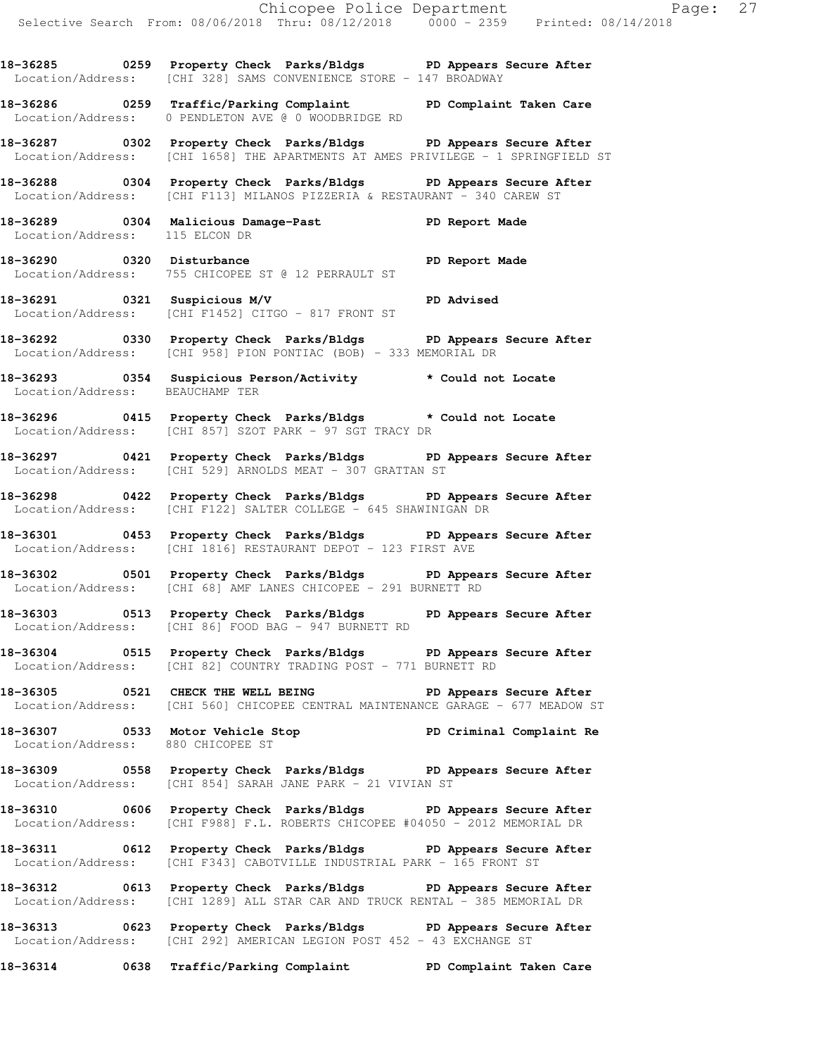**18-36285 0259 Property Check Parks/Bldgs PD Appears Secure After**
Location/Address: [CHI 328] SAMS CONVENIENCE STORE - 147 BROADWAY

**18-36286 0259 Traffic/Parking Complaint PD Complaint Taken Care**
Location/Address: 0 PENDLETON AVE @ 0 WOODBRIDGE RD

**18-36287 0302 Property Check Parks/Bldgs PD Appears Secure After**
Location/Address: [CHI 1658] THE APARTMENTS AT AMES PRIVILEGE - 1 SPRINGFIELD ST

**18-36288 0304 Property Check Parks/Bldgs PD Appears Secure After**
Location/Address: [CHI F113] MILANOS PIZZERIA & RESTAURANT - 340 CAREW ST

**18-36289 0304 Malicious Damage-Past PD Report Made**
Location/Address: 115 ELCON DR

**18-36290 0320 Disturbance PD Report Made**
Location/Address: 755 CHICOPEE ST @ 12 PERRAULT ST

**18-36291 0321 Suspicious M/V PD Advised**
Location/Address: [CHI F1452] CITGO - 817 FRONT ST

**18-36292 0330 Property Check Parks/Bldgs PD Appears Secure After**
Location/Address: [CHI 958] PION PONTIAC (BOB) - 333 MEMORIAL DR

**18-36293 0354 Suspicious Person/Activity * Could not Locate**
Location/Address: BEAUCHAMP TER

**18-36296 0415 Property Check Parks/Bldgs * Could not Locate**
Location/Address: [CHI 857] SZOT PARK - 97 SGT TRACY DR

**18-36297 0421 Property Check Parks/Bldgs PD Appears Secure After**
Location/Address: [CHI 529] ARNOLDS MEAT - 307 GRATTAN ST

**18-36298 0422 Property Check Parks/Bldgs PD Appears Secure After**
Location/Address: [CHI F122] SALTER COLLEGE - 645 SHAWINIGAN DR

**18-36301 0453 Property Check Parks/Bldgs PD Appears Secure After**
Location/Address: [CHI 1816] RESTAURANT DEPOT - 123 FIRST AVE

**18-36302 0501 Property Check Parks/Bldgs PD Appears Secure After**
Location/Address: [CHI 68] AMF LANES CHICOPEE - 291 BURNETT RD

**18-36303 0513 Property Check Parks/Bldgs PD Appears Secure After**
Location/Address: [CHI 86] FOOD BAG - 947 BURNETT RD

**18-36304 0515 Property Check Parks/Bldgs PD Appears Secure After**
Location/Address: [CHI 82] COUNTRY TRADING POST - 771 BURNETT RD

**18-36305 0521 CHECK THE WELL BEING PD Appears Secure After**
Location/Address: [CHI 560] CHICOPEE CENTRAL MAINTENANCE GARAGE - 677 MEADOW ST

**18-36307 0533 Motor Vehicle Stop PD Criminal Complaint Re**
Location/Address: 880 CHICOPEE ST

**18-36309 0558 Property Check Parks/Bldgs PD Appears Secure After**
Location/Address: [CHI 854] SARAH JANE PARK - 21 VIVIAN ST

**18-36310 0606 Property Check Parks/Bldgs PD Appears Secure After**
Location/Address: [CHI F988] F.L. ROBERTS CHICOPEE #04050 - 2012 MEMORIAL DR

**18-36311 0612 Property Check Parks/Bldgs PD Appears Secure After**
Location/Address: [CHI F343] CABOTVILLE INDUSTRIAL PARK - 165 FRONT ST

**18-36312 0613 Property Check Parks/Bldgs PD Appears Secure After**
Location/Address: [CHI 1289] ALL STAR CAR AND TRUCK RENTAL - 385 MEMORIAL DR

**18-36313 0623 Property Check Parks/Bldgs PD Appears Secure After**
Location/Address: [CHI 292] AMERICAN LEGION POST 452 - 43 EXCHANGE ST

**18-36314 0638 Traffic/Parking Complaint PD Complaint Taken Care**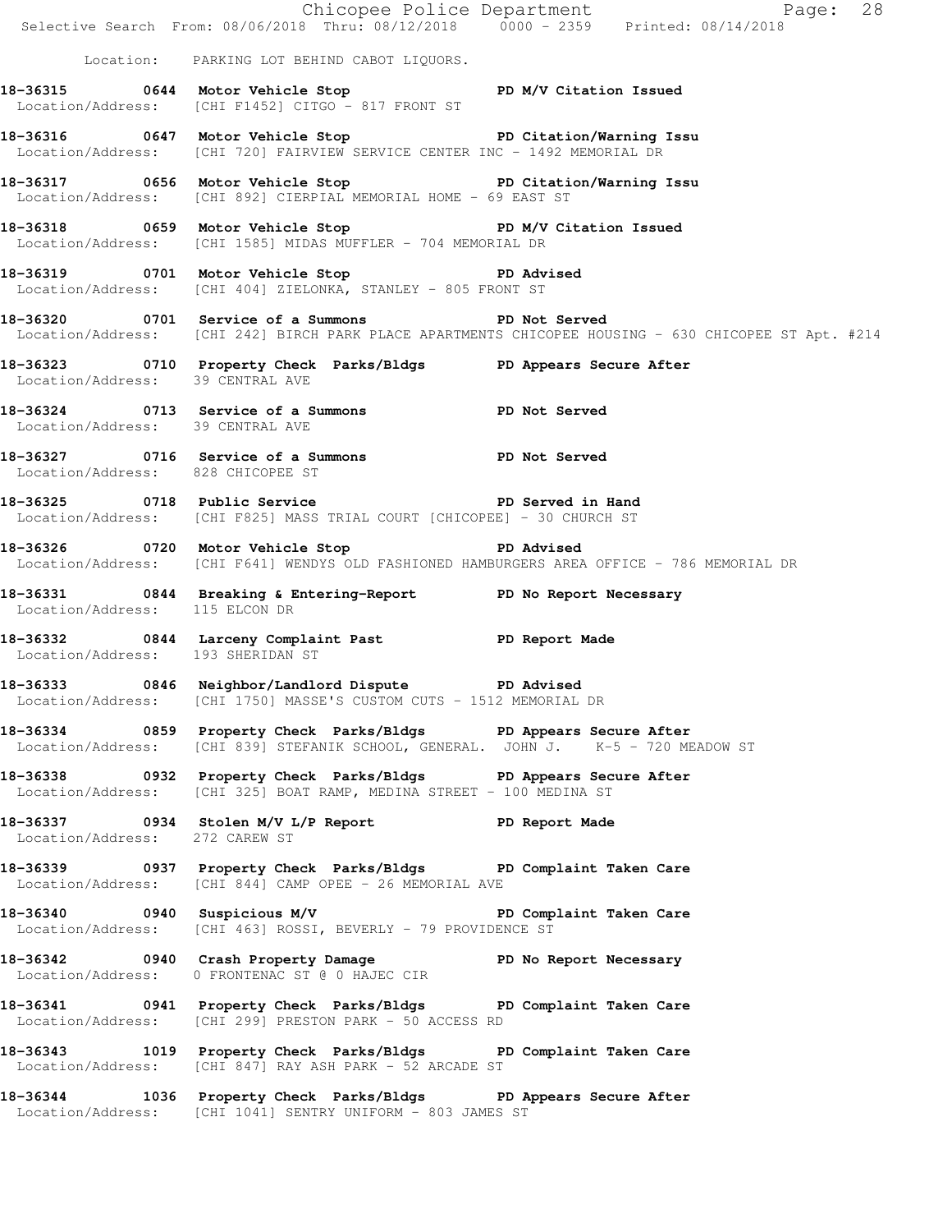Location: PARKING LOT BEHIND CABOT LIQUORS.

**18-36315 0644 Motor Vehicle Stop PD M/V Citation Issued**
Location/Address: [CHI F1452] CITGO - 817 FRONT ST

**18-36316 0647 Motor Vehicle Stop PD Citation/Warning Issu**
Location/Address: [CHI 720] FAIRVIEW SERVICE CENTER INC - 1492 MEMORIAL DR

**18-36317 0656 Motor Vehicle Stop PD Citation/Warning Issu**
Location/Address: [CHI 892] CIERPIAL MEMORIAL HOME - 69 EAST ST

**18-36318 0659 Motor Vehicle Stop PD M/V Citation Issued**
Location/Address: [CHI 1585] MIDAS MUFFLER - 704 MEMORIAL DR

**18-36319 0701 Motor Vehicle Stop PD Advised**
Location/Address: [CHI 404] ZIELONKA, STANLEY - 805 FRONT ST

**18-36320 0701 Service of a Summons PD Not Served**
Location/Address: [CHI 242] BIRCH PARK PLACE APARTMENTS CHICOPEE HOUSING - 630 CHICOPEE ST Apt. #214

**18-36323 0710 Property Check Parks/Bldgs PD Appears Secure After**
Location/Address: 39 CENTRAL AVE

**18-36324 0713 Service of a Summons PD Not Served**
Location/Address: 39 CENTRAL AVE

**18-36327 0716 Service of a Summons PD Not Served**
Location/Address: 828 CHICOPEE ST

**18-36325 0718 Public Service PD Served in Hand**
Location/Address: [CHI F825] MASS TRIAL COURT [CHICOPEE] - 30 CHURCH ST

**18-36326 0720 Motor Vehicle Stop PD Advised**
Location/Address: [CHI F641] WENDYS OLD FASHIONED HAMBURGERS AREA OFFICE - 786 MEMORIAL DR

**18-36331 0844 Breaking & Entering-Report PD No Report Necessary**
Location/Address: 115 ELCON DR

**18-36332 0844 Larceny Complaint Past PD Report Made**
Location/Address: 193 SHERIDAN ST

**18-36333 0846 Neighbor/Landlord Dispute PD Advised**
Location/Address: [CHI 1750] MASSE'S CUSTOM CUTS - 1512 MEMORIAL DR

**18-36334 0859 Property Check Parks/Bldgs PD Appears Secure After**
Location/Address: [CHI 839] STEFANIK SCHOOL, GENERAL. JOHN J. K-5 - 720 MEADOW ST

**18-36338 0932 Property Check Parks/Bldgs PD Appears Secure After**
Location/Address: [CHI 325] BOAT RAMP, MEDINA STREET - 100 MEDINA ST

**18-36337 0934 Stolen M/V L/P Report PD Report Made**
Location/Address: 272 CAREW ST

**18-36339 0937 Property Check Parks/Bldgs PD Complaint Taken Care**
Location/Address: [CHI 844] CAMP OPEE - 26 MEMORIAL AVE

**18-36340 0940 Suspicious M/V PD Complaint Taken Care**
Location/Address: [CHI 463] ROSSI, BEVERLY - 79 PROVIDENCE ST

**18-36342 0940 Crash Property Damage PD No Report Necessary**
Location/Address: 0 FRONTENAC ST @ 0 HAJEC CIR

**18-36341 0941 Property Check Parks/Bldgs PD Complaint Taken Care**
Location/Address: [CHI 299] PRESTON PARK - 50 ACCESS RD

**18-36343 1019 Property Check Parks/Bldgs PD Complaint Taken Care**
Location/Address: [CHI 847] RAY ASH PARK - 52 ARCADE ST

**18-36344 1036 Property Check Parks/Bldgs PD Appears Secure After**
Location/Address: [CHI 1041] SENTRY UNIFORM - 803 JAMES ST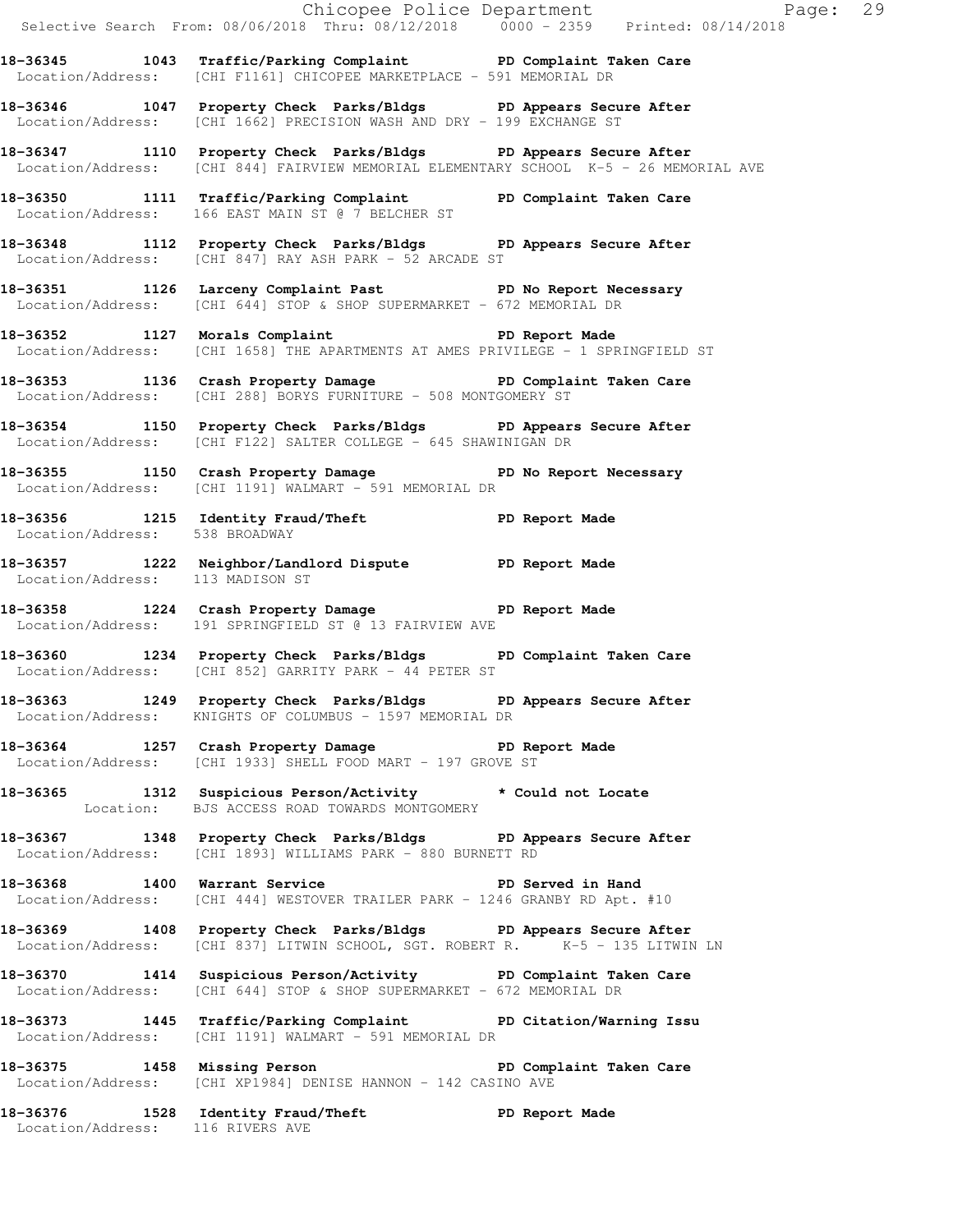**18-36345 1043 Traffic/Parking Complaint PD Complaint Taken Care**
Location/Address: [CHI F1161] CHICOPEE MARKETPLACE - 591 MEMORIAL DR

**18-36346 1047 Property Check Parks/Bldgs PD Appears Secure After**
Location/Address: [CHI 1662] PRECISION WASH AND DRY - 199 EXCHANGE ST

**18-36347 1110 Property Check Parks/Bldgs PD Appears Secure After**
Location/Address: [CHI 844] FAIRVIEW MEMORIAL ELEMENTARY SCHOOL K-5 - 26 MEMORIAL AVE

**18-36350 1111 Traffic/Parking Complaint PD Complaint Taken Care**
Location/Address: 166 EAST MAIN ST @ 7 BELCHER ST

**18-36348 1112 Property Check Parks/Bldgs PD Appears Secure After**
Location/Address: [CHI 847] RAY ASH PARK - 52 ARCADE ST

**18-36351 1126 Larceny Complaint Past PD No Report Necessary**
Location/Address: [CHI 644] STOP & SHOP SUPERMARKET - 672 MEMORIAL DR

**18-36352 1127 Morals Complaint PD Report Made**
Location/Address: [CHI 1658] THE APARTMENTS AT AMES PRIVILEGE - 1 SPRINGFIELD ST

**18-36353 1136 Crash Property Damage PD Complaint Taken Care**
Location/Address: [CHI 288] BORYS FURNITURE - 508 MONTGOMERY ST

**18-36354 1150 Property Check Parks/Bldgs PD Appears Secure After**
Location/Address: [CHI F122] SALTER COLLEGE - 645 SHAWINIGAN DR

**18-36355 1150 Crash Property Damage PD No Report Necessary**
Location/Address: [CHI 1191] WALMART - 591 MEMORIAL DR

**18-36356 1215 Identity Fraud/Theft PD Report Made**
Location/Address: 538 BROADWAY

**18-36357 1222 Neighbor/Landlord Dispute PD Report Made**
Location/Address: 113 MADISON ST

**18-36358 1224 Crash Property Damage PD Report Made**
Location/Address: 191 SPRINGFIELD ST @ 13 FAIRVIEW AVE

**18-36360 1234 Property Check Parks/Bldgs PD Complaint Taken Care**
Location/Address: [CHI 852] GARRITY PARK - 44 PETER ST

**18-36363 1249 Property Check Parks/Bldgs PD Appears Secure After**
Location/Address: KNIGHTS OF COLUMBUS - 1597 MEMORIAL DR

**18-36364 1257 Crash Property Damage PD Report Made**
Location/Address: [CHI 1933] SHELL FOOD MART - 197 GROVE ST

**18-36365 1312 Suspicious Person/Activity * Could not Locate**
Location: BJS ACCESS ROAD TOWARDS MONTGOMERY

**18-36367 1348 Property Check Parks/Bldgs PD Appears Secure After**
Location/Address: [CHI 1893] WILLIAMS PARK - 880 BURNETT RD

**18-36368 1400 Warrant Service PD Served in Hand**
Location/Address: [CHI 444] WESTOVER TRAILER PARK - 1246 GRANBY RD Apt. #10

**18-36369 1408 Property Check Parks/Bldgs PD Appears Secure After**
Location/Address: [CHI 837] LITWIN SCHOOL, SGT. ROBERT R. K-5 - 135 LITWIN LN

**18-36370 1414 Suspicious Person/Activity PD Complaint Taken Care**
Location/Address: [CHI 644] STOP & SHOP SUPERMARKET - 672 MEMORIAL DR

**18-36373 1445 Traffic/Parking Complaint PD Citation/Warning Issu**
Location/Address: [CHI 1191] WALMART - 591 MEMORIAL DR

**18-36375 1458 Missing Person PD Complaint Taken Care**
Location/Address: [CHI XP1984] DENISE HANNON - 142 CASINO AVE

**18-36376 1528 Identity Fraud/Theft PD Report Made**
Location/Address: 116 RIVERS AVE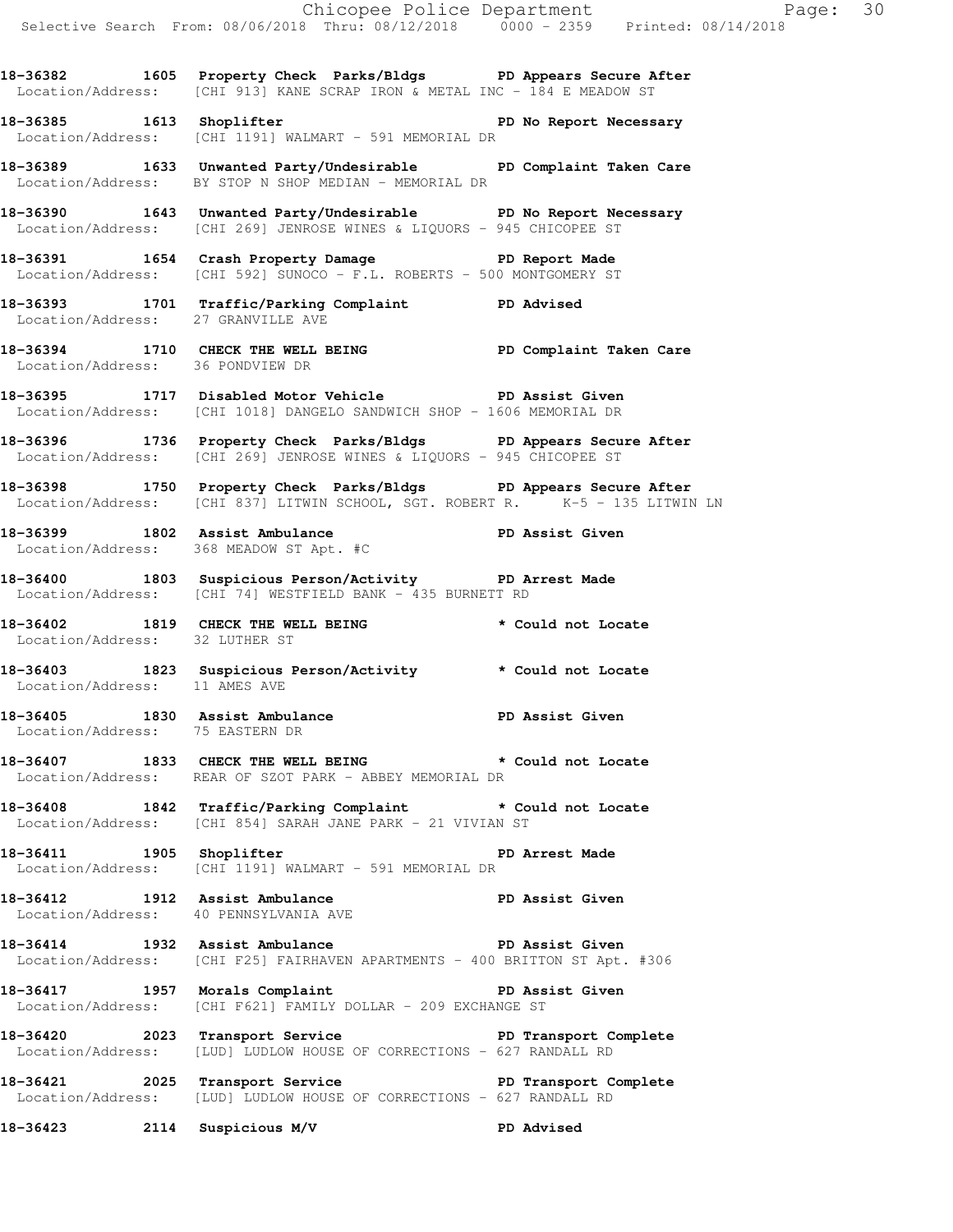**18-36382 1605 Property Check Parks/Bldgs PD Appears Secure After**
Location/Address: [CHI 913] KANE SCRAP IRON & METAL INC - 184 E MEADOW ST

**18-36385 1613 Shoplifter PD No Report Necessary**
Location/Address: [CHI 1191] WALMART - 591 MEMORIAL DR

**18-36389 1633 Unwanted Party/Undesirable PD Complaint Taken Care**
Location/Address: BY STOP N SHOP MEDIAN - MEMORIAL DR

**18-36390 1643 Unwanted Party/Undesirable PD No Report Necessary**
Location/Address: [CHI 269] JENROSE WINES & LIQUORS - 945 CHICOPEE ST

**18-36391 1654 Crash Property Damage PD Report Made**
Location/Address: [CHI 592] SUNOCO - F.L. ROBERTS - 500 MONTGOMERY ST

**18-36393 1701 Traffic/Parking Complaint PD Advised**
Location/Address: 27 GRANVILLE AVE

**18-36394 1710 CHECK THE WELL BEING PD Complaint Taken Care**
Location/Address: 36 PONDVIEW DR

**18-36395 1717 Disabled Motor Vehicle PD Assist Given**
Location/Address: [CHI 1018] DANGELO SANDWICH SHOP - 1606 MEMORIAL DR

**18-36396 1736 Property Check Parks/Bldgs PD Appears Secure After**
Location/Address: [CHI 269] JENROSE WINES & LIQUORS - 945 CHICOPEE ST

**18-36398 1750 Property Check Parks/Bldgs PD Appears Secure After**
Location/Address: [CHI 837] LITWIN SCHOOL, SGT. ROBERT R. K-5 - 135 LITWIN LN

**18-36399 1802 Assist Ambulance PD Assist Given**
Location/Address: 368 MEADOW ST Apt. #C

**18-36400 1803 Suspicious Person/Activity PD Arrest Made**
Location/Address: [CHI 74] WESTFIELD BANK - 435 BURNETT RD

**18-36402 1819 CHECK THE WELL BEING * Could not Locate**
Location/Address: 32 LUTHER ST

**18-36403 1823 Suspicious Person/Activity * Could not Locate**
Location/Address: 11 AMES AVE

**18-36405 1830 Assist Ambulance PD Assist Given**
Location/Address: 75 EASTERN DR

**18-36407 1833 CHECK THE WELL BEING * Could not Locate**
Location/Address: REAR OF SZOT PARK - ABBEY MEMORIAL DR

**18-36408 1842 Traffic/Parking Complaint * Could not Locate**
Location/Address: [CHI 854] SARAH JANE PARK - 21 VIVIAN ST

**18-36411 1905 Shoplifter PD Arrest Made**
Location/Address: [CHI 1191] WALMART - 591 MEMORIAL DR

**18-36412 1912 Assist Ambulance PD Assist Given**
Location/Address: 40 PENNSYLVANIA AVE

**18-36414 1932 Assist Ambulance PD Assist Given**
Location/Address: [CHI F25] FAIRHAVEN APARTMENTS - 400 BRITTON ST Apt. #306

**18-36417 1957 Morals Complaint PD Assist Given**
Location/Address: [CHI F621] FAMILY DOLLAR - 209 EXCHANGE ST

**18-36420 2023 Transport Service PD Transport Complete**
Location/Address: [LUD] LUDLOW HOUSE OF CORRECTIONS - 627 RANDALL RD

**18-36421 2025 Transport Service PD Transport Complete**
Location/Address: [LUD] LUDLOW HOUSE OF CORRECTIONS - 627 RANDALL RD

**18-36423 2114 Suspicious M/V PD Advised**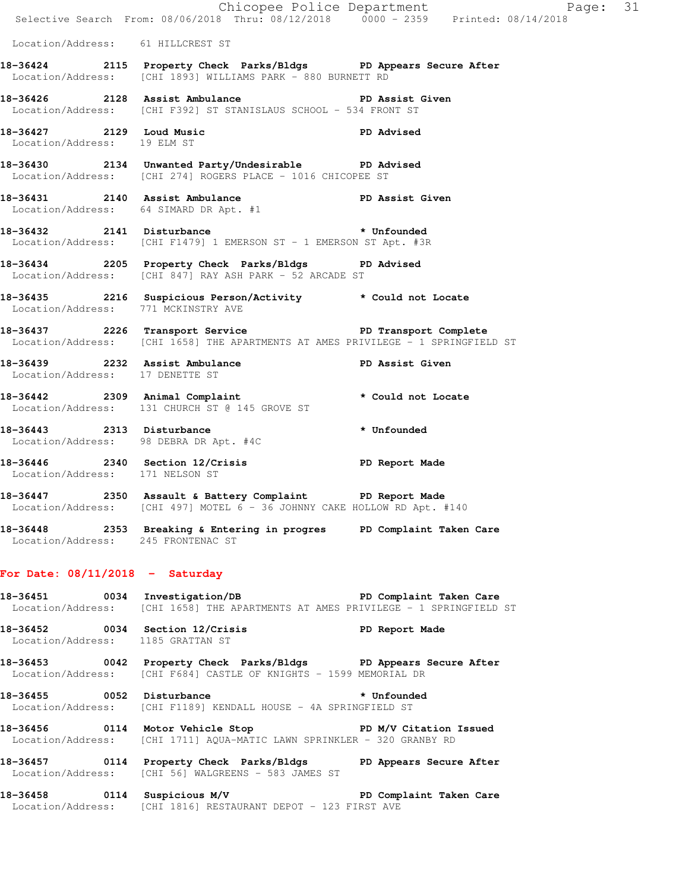Location/Address: 61 HILLCREST ST

**18-36424 2115 Property Check Parks/Bldgs PD Appears Secure After**
Location/Address: [CHI 1893] WILLIAMS PARK - 880 BURNETT RD

**18-36426 2128 Assist Ambulance PD Assist Given**
Location/Address: [CHI F392] ST STANISLAUS SCHOOL - 534 FRONT ST

**18-36427 2129 Loud Music PD Advised**
Location/Address: 19 ELM ST

**18-36430 2134 Unwanted Party/Undesirable PD Advised**
Location/Address: [CHI 274] ROGERS PLACE - 1016 CHICOPEE ST

**18-36431 2140 Assist Ambulance PD Assist Given**
Location/Address: 64 SIMARD DR Apt. #1

**18-36432 2141 Disturbance * Unfounded**
Location/Address: [CHI F1479] 1 EMERSON ST - 1 EMERSON ST Apt. #3R

**18-36434 2205 Property Check Parks/Bldgs PD Advised**
Location/Address: [CHI 847] RAY ASH PARK - 52 ARCADE ST

**18-36435 2216 Suspicious Person/Activity * Could not Locate**
Location/Address: 771 MCKINSTRY AVE

**18-36437 2226 Transport Service PD Transport Complete**
Location/Address: [CHI 1658] THE APARTMENTS AT AMES PRIVILEGE - 1 SPRINGFIELD ST

**18-36439 2232 Assist Ambulance PD Assist Given**
Location/Address: 17 DENETTE ST

**18-36442 2309 Animal Complaint * Could not Locate**
Location/Address: 131 CHURCH ST @ 145 GROVE ST

**18-36443 2313 Disturbance * Unfounded**
Location/Address: 98 DEBRA DR Apt. #4C

**18-36446 2340 Section 12/Crisis PD Report Made**
Location/Address: 171 NELSON ST

**18-36447 2350 Assault & Battery Complaint PD Report Made**
Location/Address: [CHI 497] MOTEL 6 - 36 JOHNNY CAKE HOLLOW RD Apt. #140

**18-36448 2353 Breaking & Entering in progres PD Complaint Taken Care**
Location/Address: 245 FRONTENAC ST

## For Date: 08/11/2018 - Saturday

**18-36451 0034 Investigation/DB PD Complaint Taken Care**
Location/Address: [CHI 1658] THE APARTMENTS AT AMES PRIVILEGE - 1 SPRINGFIELD ST

**18-36452 0034 Section 12/Crisis PD Report Made**
Location/Address: 1185 GRATTAN ST

**18-36453 0042 Property Check Parks/Bldgs PD Appears Secure After**
Location/Address: [CHI F684] CASTLE OF KNIGHTS - 1599 MEMORIAL DR

**18-36455 0052 Disturbance * Unfounded**
Location/Address: [CHI F1189] KENDALL HOUSE - 4A SPRINGFIELD ST

**18-36456 0114 Motor Vehicle Stop PD M/V Citation Issued**
Location/Address: [CHI 1711] AQUA-MATIC LAWN SPRINKLER - 320 GRANBY RD

**18-36457 0114 Property Check Parks/Bldgs PD Appears Secure After**
Location/Address: [CHI 56] WALGREENS - 583 JAMES ST

**18-36458 0114 Suspicious M/V PD Complaint Taken Care**
Location/Address: [CHI 1816] RESTAURANT DEPOT - 123 FIRST AVE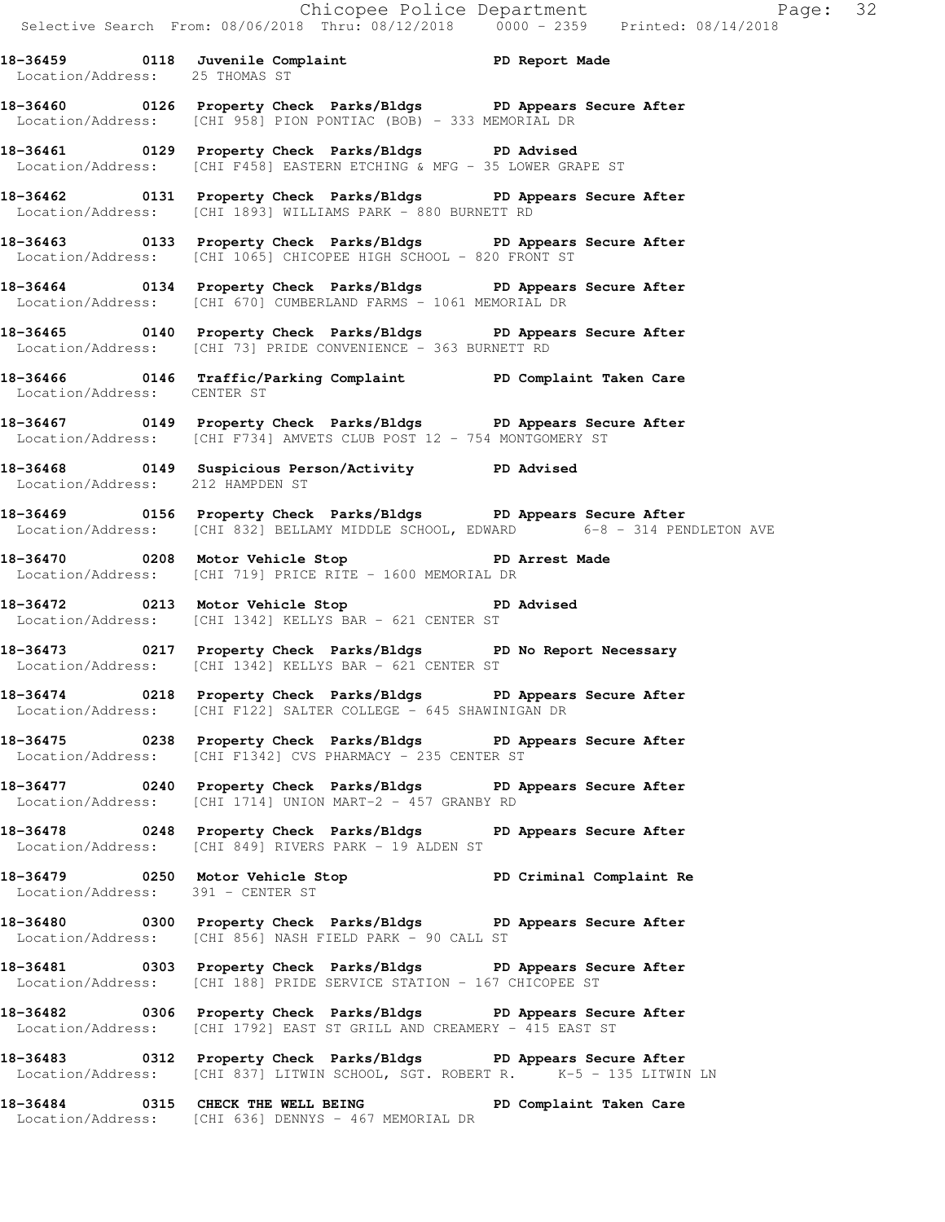**18-36459 0118 Juvenile Complaint PD Report Made**
Location/Address: 25 THOMAS ST

**18-36460 0126 Property Check Parks/Bldgs PD Appears Secure After**
Location/Address: [CHI 958] PION PONTIAC (BOB) - 333 MEMORIAL DR

**18-36461 0129 Property Check Parks/Bldgs PD Advised**
Location/Address: [CHI F458] EASTERN ETCHING & MFG - 35 LOWER GRAPE ST

**18-36462 0131 Property Check Parks/Bldgs PD Appears Secure After**
Location/Address: [CHI 1893] WILLIAMS PARK - 880 BURNETT RD

**18-36463 0133 Property Check Parks/Bldgs PD Appears Secure After**
Location/Address: [CHI 1065] CHICOPEE HIGH SCHOOL - 820 FRONT ST

**18-36464 0134 Property Check Parks/Bldgs PD Appears Secure After**
Location/Address: [CHI 670] CUMBERLAND FARMS - 1061 MEMORIAL DR

**18-36465 0140 Property Check Parks/Bldgs PD Appears Secure After**
Location/Address: [CHI 73] PRIDE CONVENIENCE - 363 BURNETT RD

**18-36466 0146 Traffic/Parking Complaint PD Complaint Taken Care**
Location/Address: CENTER ST

**18-36467 0149 Property Check Parks/Bldgs PD Appears Secure After**
Location/Address: [CHI F734] AMVETS CLUB POST 12 - 754 MONTGOMERY ST

**18-36468 0149 Suspicious Person/Activity PD Advised**
Location/Address: 212 HAMPDEN ST

**18-36469 0156 Property Check Parks/Bldgs PD Appears Secure After**
Location/Address: [CHI 832] BELLAMY MIDDLE SCHOOL, EDWARD 6-8 - 314 PENDLETON AVE

**18-36470 0208 Motor Vehicle Stop PD Arrest Made**
Location/Address: [CHI 719] PRICE RITE - 1600 MEMORIAL DR

**18-36472 0213 Motor Vehicle Stop PD Advised**
Location/Address: [CHI 1342] KELLYS BAR - 621 CENTER ST

**18-36473 0217 Property Check Parks/Bldgs PD No Report Necessary**
Location/Address: [CHI 1342] KELLYS BAR - 621 CENTER ST

**18-36474 0218 Property Check Parks/Bldgs PD Appears Secure After**
Location/Address: [CHI F122] SALTER COLLEGE - 645 SHAWINIGAN DR

**18-36475 0238 Property Check Parks/Bldgs PD Appears Secure After**
Location/Address: [CHI F1342] CVS PHARMACY - 235 CENTER ST

**18-36477 0240 Property Check Parks/Bldgs PD Appears Secure After**
Location/Address: [CHI 1714] UNION MART-2 - 457 GRANBY RD

**18-36478 0248 Property Check Parks/Bldgs PD Appears Secure After**
Location/Address: [CHI 849] RIVERS PARK - 19 ALDEN ST

**18-36479 0250 Motor Vehicle Stop PD Criminal Complaint Re**
Location/Address: 391 - CENTER ST

**18-36480 0300 Property Check Parks/Bldgs PD Appears Secure After**
Location/Address: [CHI 856] NASH FIELD PARK - 90 CALL ST

**18-36481 0303 Property Check Parks/Bldgs PD Appears Secure After**
Location/Address: [CHI 188] PRIDE SERVICE STATION - 167 CHICOPEE ST

**18-36482 0306 Property Check Parks/Bldgs PD Appears Secure After**
Location/Address: [CHI 1792] EAST ST GRILL AND CREAMERY - 415 EAST ST

**18-36483 0312 Property Check Parks/Bldgs PD Appears Secure After**
Location/Address: [CHI 837] LITWIN SCHOOL, SGT. ROBERT R. K-5 - 135 LITWIN LN

**18-36484 0315 CHECK THE WELL BEING PD Complaint Taken Care**
Location/Address: [CHI 636] DENNYS - 467 MEMORIAL DR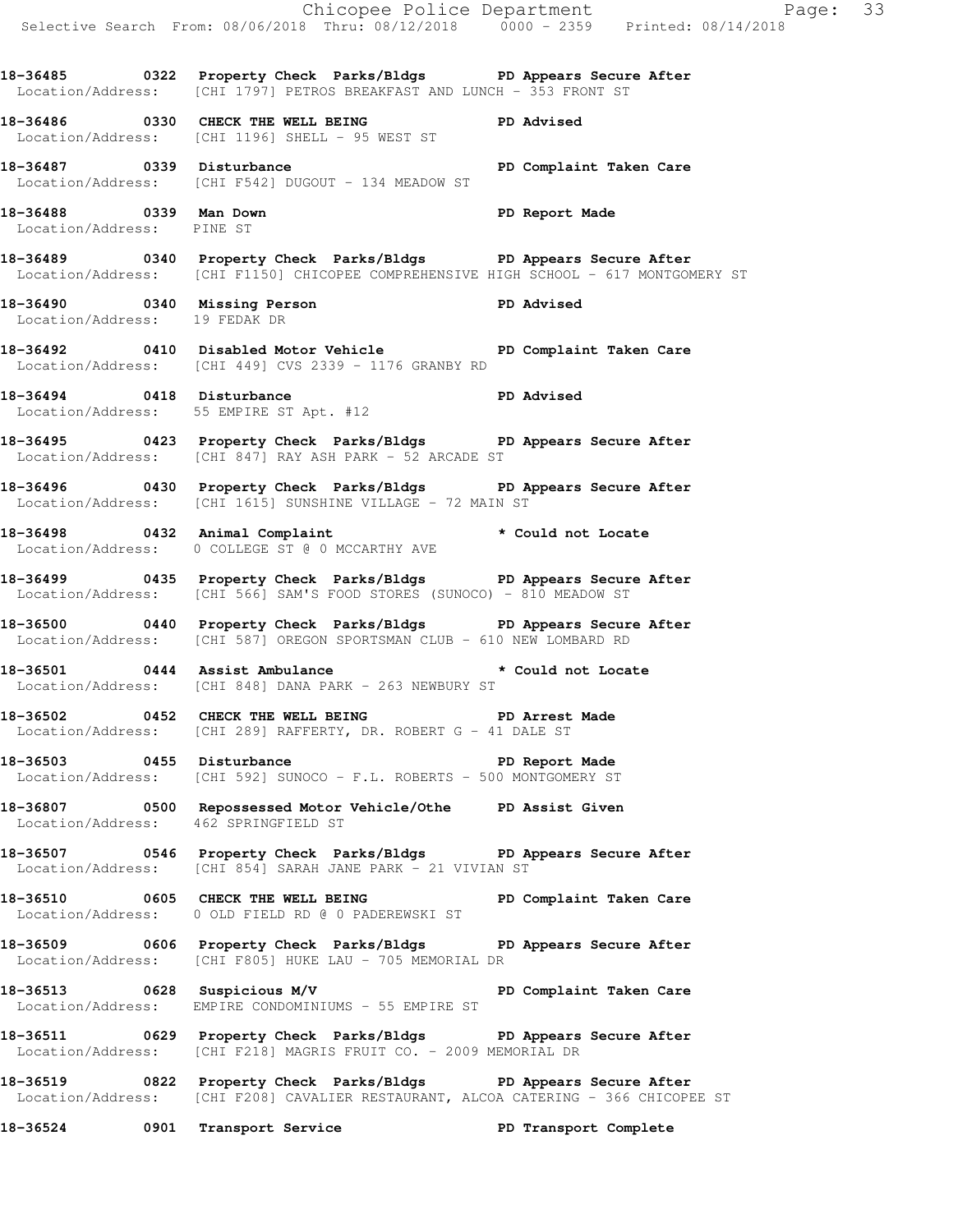18-36485 0322 Property Check Parks/Bldgs PD Appears Secure After
Location/Address: [CHI 1797] PETROS BREAKFAST AND LUNCH - 353 FRONT ST

18-36486 0330 CHECK THE WELL BEING PD Advised
Location/Address: [CHI 1196] SHELL - 95 WEST ST

18-36487 0339 Disturbance PD Complaint Taken Care
Location/Address: [CHI F542] DUGOUT - 134 MEADOW ST

18-36488 0339 Man Down PD Report Made
Location/Address: PINE ST

18-36489 0340 Property Check Parks/Bldgs PD Appears Secure After
Location/Address: [CHI F1150] CHICOPEE COMPREHENSIVE HIGH SCHOOL - 617 MONTGOMERY ST

18-36490 0340 Missing Person PD Advised
Location/Address: 19 FEDAK DR

18-36492 0410 Disabled Motor Vehicle PD Complaint Taken Care
Location/Address: [CHI 449] CVS 2339 - 1176 GRANBY RD

18-36494 0418 Disturbance PD Advised
Location/Address: 55 EMPIRE ST Apt. #12

18-36495 0423 Property Check Parks/Bldgs PD Appears Secure After
Location/Address: [CHI 847] RAY ASH PARK - 52 ARCADE ST

18-36496 0430 Property Check Parks/Bldgs PD Appears Secure After
Location/Address: [CHI 1615] SUNSHINE VILLAGE - 72 MAIN ST

18-36498 0432 Animal Complaint * Could not Locate
Location/Address: 0 COLLEGE ST @ 0 MCCARTHY AVE

18-36499 0435 Property Check Parks/Bldgs PD Appears Secure After
Location/Address: [CHI 566] SAM'S FOOD STORES (SUNOCO) - 810 MEADOW ST

18-36500 0440 Property Check Parks/Bldgs PD Appears Secure After
Location/Address: [CHI 587] OREGON SPORTSMAN CLUB - 610 NEW LOMBARD RD

18-36501 0444 Assist Ambulance * Could not Locate
Location/Address: [CHI 848] DANA PARK - 263 NEWBURY ST

18-36502 0452 CHECK THE WELL BEING PD Arrest Made
Location/Address: [CHI 289] RAFFERTY, DR. ROBERT G - 41 DALE ST

18-36503 0455 Disturbance PD Report Made
Location/Address: [CHI 592] SUNOCO - F.L. ROBERTS - 500 MONTGOMERY ST

18-36807 0500 Repossessed Motor Vehicle/Othe PD Assist Given
Location/Address: 462 SPRINGFIELD ST

18-36507 0546 Property Check Parks/Bldgs PD Appears Secure After
Location/Address: [CHI 854] SARAH JANE PARK - 21 VIVIAN ST

18-36510 0605 CHECK THE WELL BEING PD Complaint Taken Care
Location/Address: 0 OLD FIELD RD @ 0 PADEREWSKI ST

18-36509 0606 Property Check Parks/Bldgs PD Appears Secure After
Location/Address: [CHI F805] HUKE LAU - 705 MEMORIAL DR

18-36513 0628 Suspicious M/V PD Complaint Taken Care
Location/Address: EMPIRE CONDOMINIUMS - 55 EMPIRE ST

18-36511 0629 Property Check Parks/Bldgs PD Appears Secure After
Location/Address: [CHI F218] MAGRIS FRUIT CO. - 2009 MEMORIAL DR

18-36519 0822 Property Check Parks/Bldgs PD Appears Secure After
Location/Address: [CHI F208] CAVALIER RESTAURANT, ALCOA CATERING - 366 CHICOPEE ST

18-36524 0901 Transport Service PD Transport Complete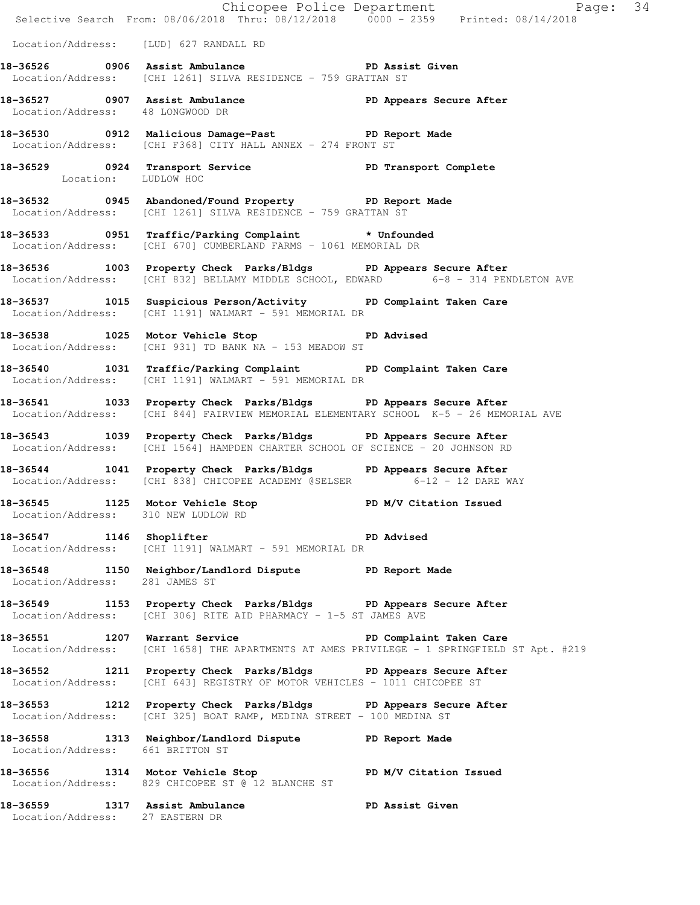Location/Address: [LUD] 627 RANDALL RD

**18-36526 0906 Assist Ambulance** **PD Assist Given**
Location/Address: [CHI 1261] SILVA RESIDENCE - 759 GRATTAN ST

**18-36527 0907 Assist Ambulance** **PD Appears Secure After**
Location/Address: 48 LONGWOOD DR

**18-36530 0912 Malicious Damage-Past** **PD Report Made**
Location/Address: [CHI F368] CITY HALL ANNEX - 274 FRONT ST

**18-36529 0924 Transport Service** **PD Transport Complete**
Location: LUDLOW HOC

**18-36532 0945 Abandoned/Found Property** **PD Report Made**
Location/Address: [CHI 1261] SILVA RESIDENCE - 759 GRATTAN ST

**18-36533 0951 Traffic/Parking Complaint** *** Unfounded**
Location/Address: [CHI 670] CUMBERLAND FARMS - 1061 MEMORIAL DR

**18-36536 1003 Property Check Parks/Bldgs** **PD Appears Secure After**
Location/Address: [CHI 832] BELLAMY MIDDLE SCHOOL, EDWARD 6-8 - 314 PENDLETON AVE

**18-36537 1015 Suspicious Person/Activity** **PD Complaint Taken Care**
Location/Address: [CHI 1191] WALMART - 591 MEMORIAL DR

**18-36538 1025 Motor Vehicle Stop** **PD Advised**
Location/Address: [CHI 931] TD BANK NA - 153 MEADOW ST

**18-36540 1031 Traffic/Parking Complaint** **PD Complaint Taken Care**
Location/Address: [CHI 1191] WALMART - 591 MEMORIAL DR

**18-36541 1033 Property Check Parks/Bldgs** **PD Appears Secure After**
Location/Address: [CHI 844] FAIRVIEW MEMORIAL ELEMENTARY SCHOOL K-5 - 26 MEMORIAL AVE

**18-36543 1039 Property Check Parks/Bldgs** **PD Appears Secure After**
Location/Address: [CHI 1564] HAMPDEN CHARTER SCHOOL OF SCIENCE - 20 JOHNSON RD

**18-36544 1041 Property Check Parks/Bldgs** **PD Appears Secure After**
Location/Address: [CHI 838] CHICOPEE ACADEMY @SELSER 6-12 - 12 DARE WAY

**18-36545 1125 Motor Vehicle Stop** **PD M/V Citation Issued**
Location/Address: 310 NEW LUDLOW RD

**18-36547 1146 Shoplifter** **PD Advised**
Location/Address: [CHI 1191] WALMART - 591 MEMORIAL DR

**18-36548 1150 Neighbor/Landlord Dispute** **PD Report Made**
Location/Address: 281 JAMES ST

**18-36549 1153 Property Check Parks/Bldgs** **PD Appears Secure After**
Location/Address: [CHI 306] RITE AID PHARMACY - 1-5 ST JAMES AVE

**18-36551 1207 Warrant Service** **PD Complaint Taken Care**
Location/Address: [CHI 1658] THE APARTMENTS AT AMES PRIVILEGE - 1 SPRINGFIELD ST Apt. #219

**18-36552 1211 Property Check Parks/Bldgs** **PD Appears Secure After**
Location/Address: [CHI 643] REGISTRY OF MOTOR VEHICLES - 1011 CHICOPEE ST

**18-36553 1212 Property Check Parks/Bldgs** **PD Appears Secure After**
Location/Address: [CHI 325] BOAT RAMP, MEDINA STREET - 100 MEDINA ST

**18-36558 1313 Neighbor/Landlord Dispute** **PD Report Made**
Location/Address: 661 BRITTON ST

**18-36556 1314 Motor Vehicle Stop** **PD M/V Citation Issued**
Location/Address: 829 CHICOPEE ST @ 12 BLANCHE ST

**18-36559 1317 Assist Ambulance** **PD Assist Given**
Location/Address: 27 EASTERN DR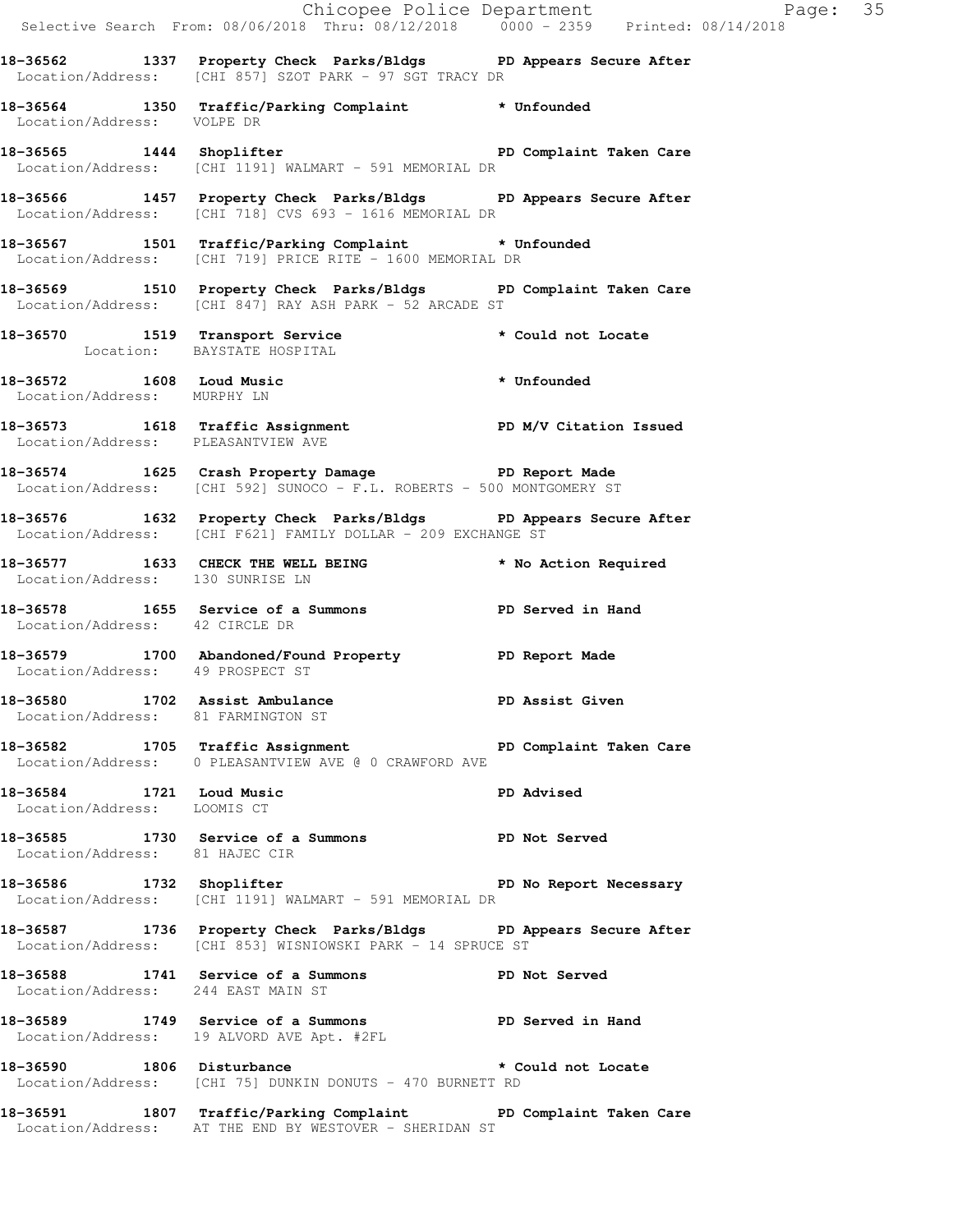**18-36562 1337 Property Check Parks/Bldgs PD Appears Secure After**
Location/Address: [CHI 857] SZOT PARK - 97 SGT TRACY DR

**18-36564 1350 Traffic/Parking Complaint * Unfounded**
Location/Address: VOLPE DR

**18-36565 1444 Shoplifter PD Complaint Taken Care**
Location/Address: [CHI 1191] WALMART - 591 MEMORIAL DR

**18-36566 1457 Property Check Parks/Bldgs PD Appears Secure After**
Location/Address: [CHI 718] CVS 693 - 1616 MEMORIAL DR

**18-36567 1501 Traffic/Parking Complaint * Unfounded**
Location/Address: [CHI 719] PRICE RITE - 1600 MEMORIAL DR

**18-36569 1510 Property Check Parks/Bldgs PD Complaint Taken Care**
Location/Address: [CHI 847] RAY ASH PARK - 52 ARCADE ST

**18-36570 1519 Transport Service * Could not Locate**
Location: BAYSTATE HOSPITAL

**18-36572 1608 Loud Music * Unfounded**
Location/Address: MURPHY LN

**18-36573 1618 Traffic Assignment PD M/V Citation Issued**
Location/Address: PLEASANTVIEW AVE

**18-36574 1625 Crash Property Damage PD Report Made**
Location/Address: [CHI 592] SUNOCO - F.L. ROBERTS - 500 MONTGOMERY ST

**18-36576 1632 Property Check Parks/Bldgs PD Appears Secure After**
Location/Address: [CHI F621] FAMILY DOLLAR - 209 EXCHANGE ST

**18-36577 1633 CHECK THE WELL BEING * No Action Required**
Location/Address: 130 SUNRISE LN

**18-36578 1655 Service of a Summons PD Served in Hand**
Location/Address: 42 CIRCLE DR

**18-36579 1700 Abandoned/Found Property PD Report Made**
Location/Address: 49 PROSPECT ST

**18-36580 1702 Assist Ambulance PD Assist Given**
Location/Address: 81 FARMINGTON ST

**18-36582 1705 Traffic Assignment PD Complaint Taken Care**
Location/Address: 0 PLEASANTVIEW AVE @ 0 CRAWFORD AVE

**18-36584 1721 Loud Music PD Advised**
Location/Address: LOOMIS CT

**18-36585 1730 Service of a Summons PD Not Served**
Location/Address: 81 HAJEC CIR

**18-36586 1732 Shoplifter PD No Report Necessary**
Location/Address: [CHI 1191] WALMART - 591 MEMORIAL DR

**18-36587 1736 Property Check Parks/Bldgs PD Appears Secure After**
Location/Address: [CHI 853] WISNIOWSKI PARK - 14 SPRUCE ST

**18-36588 1741 Service of a Summons PD Not Served**
Location/Address: 244 EAST MAIN ST

**18-36589 1749 Service of a Summons PD Served in Hand**
Location/Address: 19 ALVORD AVE Apt. #2FL

**18-36590 1806 Disturbance * Could not Locate**
Location/Address: [CHI 75] DUNKIN DONUTS - 470 BURNETT RD

**18-36591 1807 Traffic/Parking Complaint PD Complaint Taken Care**
Location/Address: AT THE END BY WESTOVER - SHERIDAN ST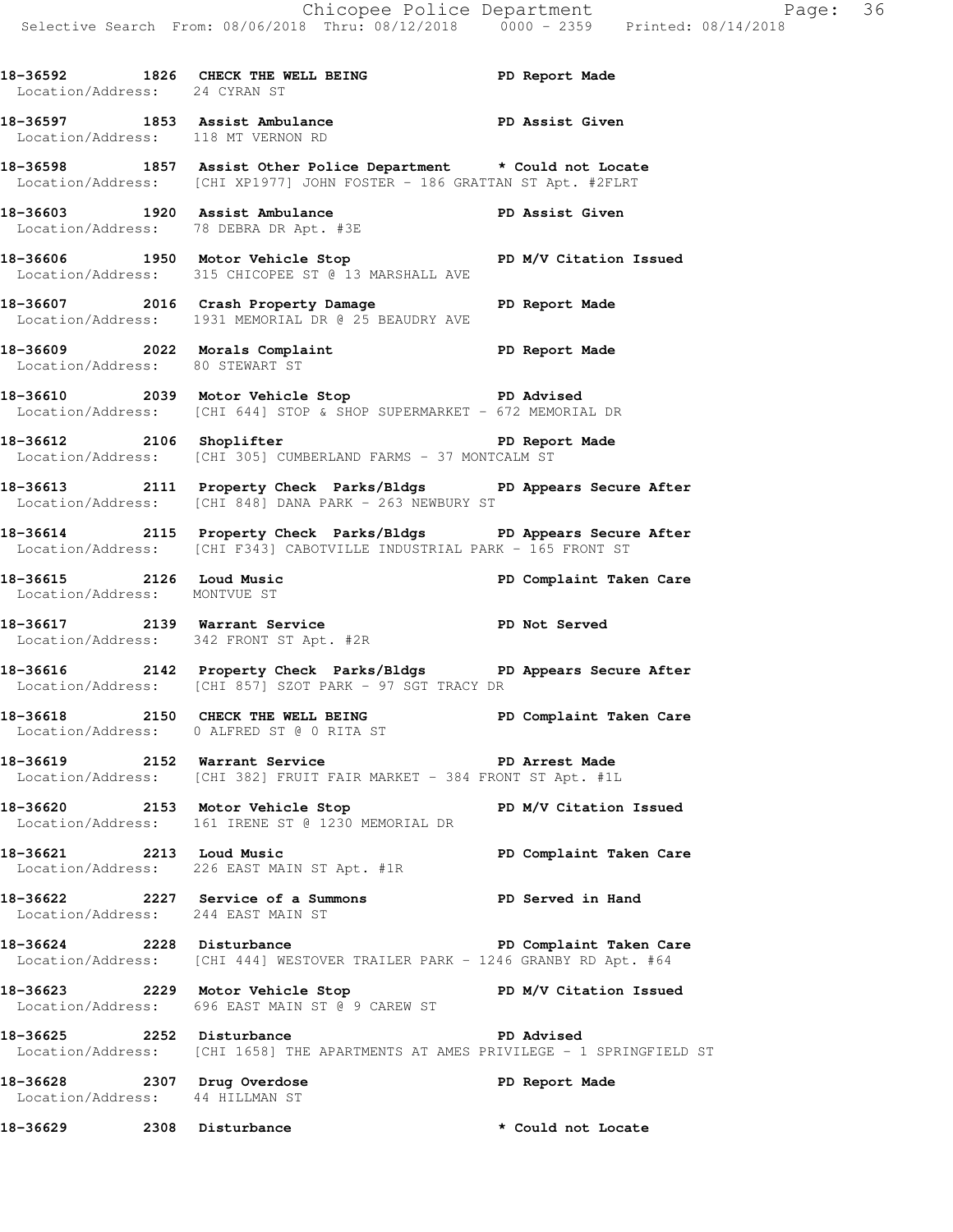**18-36592 1826 CHECK THE WELL BEING PD Report Made**
Location/Address: 24 CYRAN ST

**18-36597 1853 Assist Ambulance PD Assist Given**
Location/Address: 118 MT VERNON RD

**18-36598 1857 Assist Other Police Department * Could not Locate**
Location/Address: [CHI XP1977] JOHN FOSTER - 186 GRATTAN ST Apt. #2FLRT

**18-36603 1920 Assist Ambulance PD Assist Given**
Location/Address: 78 DEBRA DR Apt. #3E

**18-36606 1950 Motor Vehicle Stop PD M/V Citation Issued**
Location/Address: 315 CHICOPEE ST @ 13 MARSHALL AVE

**18-36607 2016 Crash Property Damage PD Report Made**
Location/Address: 1931 MEMORIAL DR @ 25 BEAUDRY AVE

**18-36609 2022 Morals Complaint PD Report Made**
Location/Address: 80 STEWART ST

**18-36610 2039 Motor Vehicle Stop PD Advised**
Location/Address: [CHI 644] STOP & SHOP SUPERMARKET - 672 MEMORIAL DR

**18-36612 2106 Shoplifter PD Report Made**
Location/Address: [CHI 305] CUMBERLAND FARMS - 37 MONTCALM ST

**18-36613 2111 Property Check Parks/Bldgs PD Appears Secure After**
Location/Address: [CHI 848] DANA PARK - 263 NEWBURY ST

**18-36614 2115 Property Check Parks/Bldgs PD Appears Secure After**
Location/Address: [CHI F343] CABOTVILLE INDUSTRIAL PARK - 165 FRONT ST

**18-36615 2126 Loud Music PD Complaint Taken Care**
Location/Address: MONTVUE ST

**18-36617 2139 Warrant Service PD Not Served**
Location/Address: 342 FRONT ST Apt. #2R

**18-36616 2142 Property Check Parks/Bldgs PD Appears Secure After**
Location/Address: [CHI 857] SZOT PARK - 97 SGT TRACY DR

**18-36618 2150 CHECK THE WELL BEING PD Complaint Taken Care**
Location/Address: 0 ALFRED ST @ 0 RITA ST

**18-36619 2152 Warrant Service PD Arrest Made**
Location/Address: [CHI 382] FRUIT FAIR MARKET - 384 FRONT ST Apt. #1L

**18-36620 2153 Motor Vehicle Stop PD M/V Citation Issued**
Location/Address: 161 IRENE ST @ 1230 MEMORIAL DR

**18-36621 2213 Loud Music PD Complaint Taken Care**
Location/Address: 226 EAST MAIN ST Apt. #1R

**18-36622 2227 Service of a Summons PD Served in Hand**
Location/Address: 244 EAST MAIN ST

**18-36624 2228 Disturbance PD Complaint Taken Care**
Location/Address: [CHI 444] WESTOVER TRAILER PARK - 1246 GRANBY RD Apt. #64

**18-36623 2229 Motor Vehicle Stop PD M/V Citation Issued**
Location/Address: 696 EAST MAIN ST @ 9 CAREW ST

**18-36625 2252 Disturbance PD Advised**
Location/Address: [CHI 1658] THE APARTMENTS AT AMES PRIVILEGE - 1 SPRINGFIELD ST

**18-36628 2307 Drug Overdose PD Report Made**
Location/Address: 44 HILLMAN ST

**18-36629 2308 Disturbance * Could not Locate**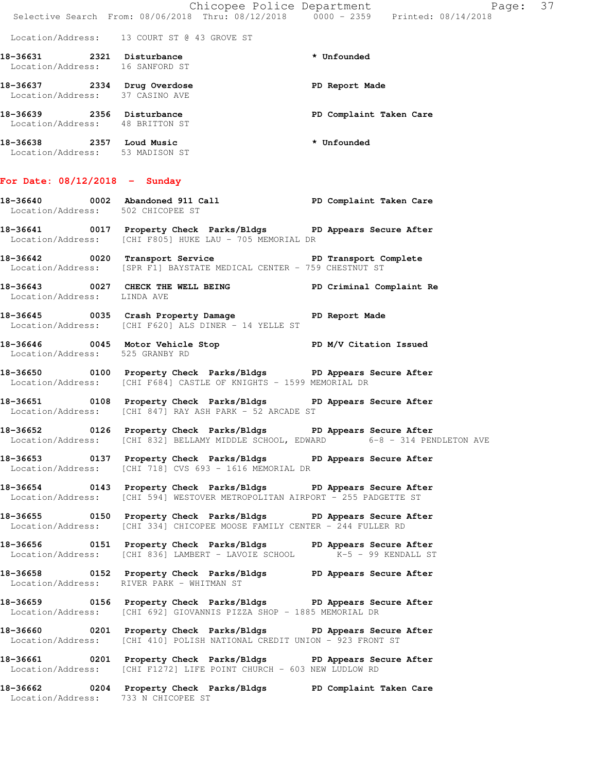Location/Address: 13 COURT ST @ 43 GROVE ST

**18-36631 2321 Disturbance** * Unfounded
Location/Address: 16 SANFORD ST

**18-36637 2334 Drug Overdose** PD Report Made
Location/Address: 37 CASINO AVE

**18-36639 2356 Disturbance** PD Complaint Taken Care
Location/Address: 48 BRITTON ST

**18-36638 2357 Loud Music** * Unfounded
Location/Address: 53 MADISON ST

## For Date: 08/12/2018 - Sunday

**18-36640 0002 Abandoned 911 Call** PD Complaint Taken Care
Location/Address: 502 CHICOPEE ST

**18-36641 0017 Property Check Parks/Bldgs** PD Appears Secure After
Location/Address: [CHI F805] HUKE LAU - 705 MEMORIAL DR

**18-36642 0020 Transport Service** PD Transport Complete
Location/Address: [SPR F1] BAYSTATE MEDICAL CENTER - 759 CHESTNUT ST

**18-36643 0027 CHECK THE WELL BEING** PD Criminal Complaint Re
Location/Address: LINDA AVE

**18-36645 0035 Crash Property Damage** PD Report Made
Location/Address: [CHI F620] ALS DINER - 14 YELLE ST

**18-36646 0045 Motor Vehicle Stop** PD M/V Citation Issued
Location/Address: 525 GRANBY RD

**18-36650 0100 Property Check Parks/Bldgs** PD Appears Secure After
Location/Address: [CHI F684] CASTLE OF KNIGHTS - 1599 MEMORIAL DR

**18-36651 0108 Property Check Parks/Bldgs** PD Appears Secure After
Location/Address: [CHI 847] RAY ASH PARK - 52 ARCADE ST

**18-36652 0126 Property Check Parks/Bldgs** PD Appears Secure After
Location/Address: [CHI 832] BELLAMY MIDDLE SCHOOL, EDWARD 6-8 - 314 PENDLETON AVE

**18-36653 0137 Property Check Parks/Bldgs** PD Appears Secure After
Location/Address: [CHI 718] CVS 693 - 1616 MEMORIAL DR

**18-36654 0143 Property Check Parks/Bldgs** PD Appears Secure After
Location/Address: [CHI 594] WESTOVER METROPOLITAN AIRPORT - 255 PADGETTE ST

**18-36655 0150 Property Check Parks/Bldgs** PD Appears Secure After
Location/Address: [CHI 334] CHICOPEE MOOSE FAMILY CENTER - 244 FULLER RD

**18-36656 0151 Property Check Parks/Bldgs** PD Appears Secure After
Location/Address: [CHI 836] LAMBERT - LAVOIE SCHOOL K-5 - 99 KENDALL ST

**18-36658 0152 Property Check Parks/Bldgs** PD Appears Secure After
Location/Address: RIVER PARK - WHITMAN ST

**18-36659 0156 Property Check Parks/Bldgs** PD Appears Secure After
Location/Address: [CHI 692] GIOVANNIS PIZZA SHOP - 1885 MEMORIAL DR

**18-36660 0201 Property Check Parks/Bldgs** PD Appears Secure After
Location/Address: [CHI 410] POLISH NATIONAL CREDIT UNION - 923 FRONT ST

**18-36661 0201 Property Check Parks/Bldgs** PD Appears Secure After
Location/Address: [CHI F1272] LIFE POINT CHURCH - 603 NEW LUDLOW RD

**18-36662 0204 Property Check Parks/Bldgs** PD Complaint Taken Care
Location/Address: 733 N CHICOPEE ST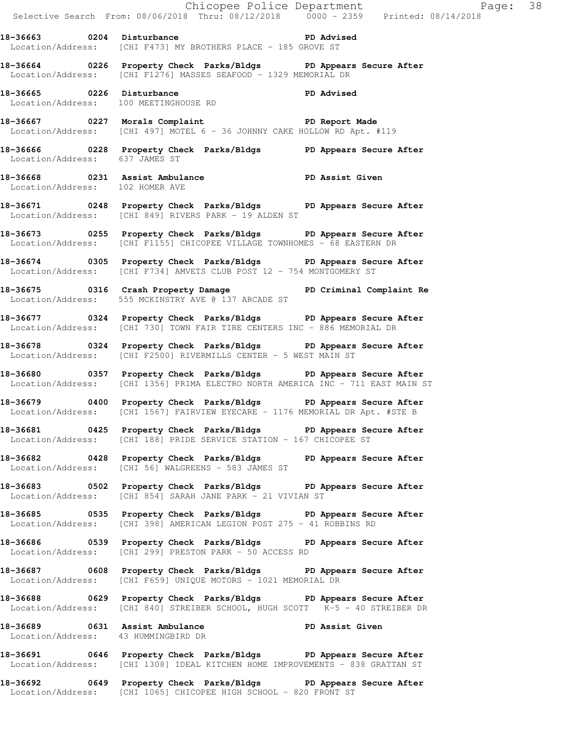**18-36663 0204 Disturbance PD Advised**
Location/Address: [CHI F473] MY BROTHERS PLACE - 185 GROVE ST

**18-36664 0226 Property Check Parks/Bldgs PD Appears Secure After**
Location/Address: [CHI F1276] MASSES SEAFOOD - 1329 MEMORIAL DR

**18-36665 0226 Disturbance PD Advised**
Location/Address: 100 MEETINGHOUSE RD

**18-36667 0227 Morals Complaint PD Report Made**
Location/Address: [CHI 497] MOTEL 6 - 36 JOHNNY CAKE HOLLOW RD Apt. #119

**18-36666 0228 Property Check Parks/Bldgs PD Appears Secure After**
Location/Address: 637 JAMES ST

**18-36668 0231 Assist Ambulance PD Assist Given**
Location/Address: 102 HOMER AVE

**18-36671 0248 Property Check Parks/Bldgs PD Appears Secure After**
Location/Address: [CHI 849] RIVERS PARK - 19 ALDEN ST

**18-36673 0255 Property Check Parks/Bldgs PD Appears Secure After**
Location/Address: [CHI F1155] CHICOPEE VILLAGE TOWNHOMES - 68 EASTERN DR

**18-36674 0305 Property Check Parks/Bldgs PD Appears Secure After**
Location/Address: [CHI F734] AMVETS CLUB POST 12 - 754 MONTGOMERY ST

**18-36675 0316 Crash Property Damage PD Criminal Complaint Re**
Location/Address: 555 MCKINSTRY AVE @ 137 ARCADE ST

**18-36677 0324 Property Check Parks/Bldgs PD Appears Secure After**
Location/Address: [CHI 730] TOWN FAIR TIRE CENTERS INC - 886 MEMORIAL DR

**18-36678 0324 Property Check Parks/Bldgs PD Appears Secure After**
Location/Address: [CHI F2500] RIVERMILLS CENTER - 5 WEST MAIN ST

**18-36680 0357 Property Check Parks/Bldgs PD Appears Secure After**
Location/Address: [CHI 1356] PRIMA ELECTRO NORTH AMERICA INC - 711 EAST MAIN ST

**18-36679 0400 Property Check Parks/Bldgs PD Appears Secure After**
Location/Address: [CHI 1567] FAIRVIEW EYECARE - 1176 MEMORIAL DR Apt. #STE B

**18-36681 0425 Property Check Parks/Bldgs PD Appears Secure After**
Location/Address: [CHI 188] PRIDE SERVICE STATION - 167 CHICOPEE ST

**18-36682 0428 Property Check Parks/Bldgs PD Appears Secure After**
Location/Address: [CHI 56] WALGREENS - 583 JAMES ST

**18-36683 0502 Property Check Parks/Bldgs PD Appears Secure After**
Location/Address: [CHI 854] SARAH JANE PARK - 21 VIVIAN ST

**18-36685 0535 Property Check Parks/Bldgs PD Appears Secure After**
Location/Address: [CHI 398] AMERICAN LEGION POST 275 - 41 ROBBINS RD

**18-36686 0539 Property Check Parks/Bldgs PD Appears Secure After**
Location/Address: [CHI 299] PRESTON PARK - 50 ACCESS RD

**18-36687 0608 Property Check Parks/Bldgs PD Appears Secure After**
Location/Address: [CHI F659] UNIQUE MOTORS - 1021 MEMORIAL DR

**18-36688 0629 Property Check Parks/Bldgs PD Appears Secure After**
Location/Address: [CHI 840] STREIBER SCHOOL, HUGH SCOTT K-5 - 40 STREIBER DR

**18-36689 0631 Assist Ambulance PD Assist Given**
Location/Address: 43 HUMMINGBIRD DR

**18-36691 0646 Property Check Parks/Bldgs PD Appears Secure After**
Location/Address: [CHI 1308] IDEAL KITCHEN HOME IMPROVEMENTS - 838 GRATTAN ST

**18-36692 0649 Property Check Parks/Bldgs PD Appears Secure After**
Location/Address: [CHI 1065] CHICOPEE HIGH SCHOOL - 820 FRONT ST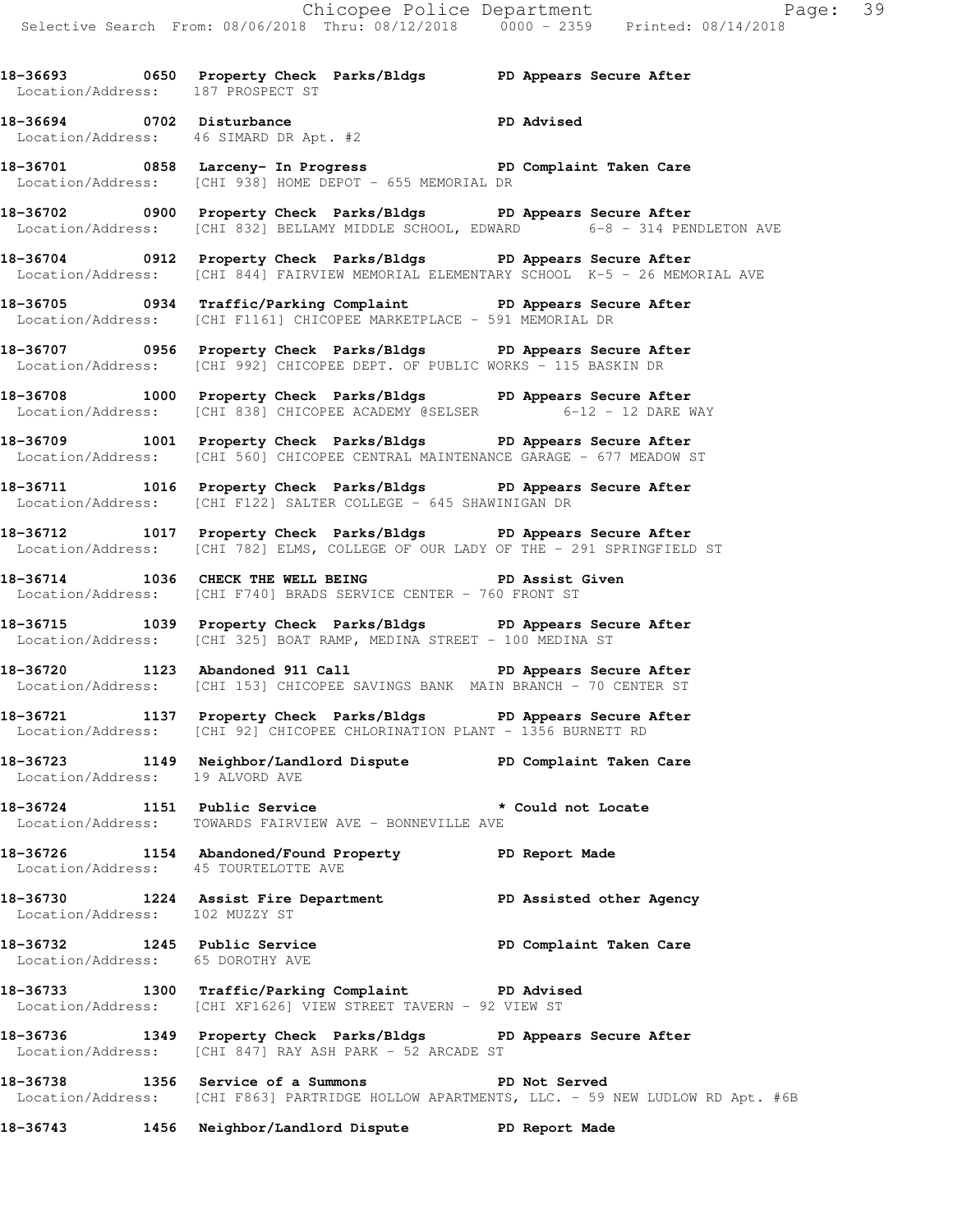**18-36693 0650 Property Check Parks/Bldgs PD Appears Secure After**
Location/Address: 187 PROSPECT ST

**18-36694 0702 Disturbance PD Advised**
Location/Address: 46 SIMARD DR Apt. #2

**18-36701 0858 Larceny- In Progress PD Complaint Taken Care**
Location/Address: [CHI 938] HOME DEPOT - 655 MEMORIAL DR

**18-36702 0900 Property Check Parks/Bldgs PD Appears Secure After**
Location/Address: [CHI 832] BELLAMY MIDDLE SCHOOL, EDWARD 6-8 - 314 PENDLETON AVE

**18-36704 0912 Property Check Parks/Bldgs PD Appears Secure After**
Location/Address: [CHI 844] FAIRVIEW MEMORIAL ELEMENTARY SCHOOL K-5 - 26 MEMORIAL AVE

**18-36705 0934 Traffic/Parking Complaint PD Appears Secure After**
Location/Address: [CHI F1161] CHICOPEE MARKETPLACE - 591 MEMORIAL DR

**18-36707 0956 Property Check Parks/Bldgs PD Appears Secure After**
Location/Address: [CHI 992] CHICOPEE DEPT. OF PUBLIC WORKS - 115 BASKIN DR

**18-36708 1000 Property Check Parks/Bldgs PD Appears Secure After**
Location/Address: [CHI 838] CHICOPEE ACADEMY @SELSER 6-12 - 12 DARE WAY

**18-36709 1001 Property Check Parks/Bldgs PD Appears Secure After**
Location/Address: [CHI 560] CHICOPEE CENTRAL MAINTENANCE GARAGE - 677 MEADOW ST

**18-36711 1016 Property Check Parks/Bldgs PD Appears Secure After**
Location/Address: [CHI F122] SALTER COLLEGE - 645 SHAWINIGAN DR

**18-36712 1017 Property Check Parks/Bldgs PD Appears Secure After**
Location/Address: [CHI 782] ELMS, COLLEGE OF OUR LADY OF THE - 291 SPRINGFIELD ST

**18-36714 1036 CHECK THE WELL BEING PD Assist Given**
Location/Address: [CHI F740] BRADS SERVICE CENTER - 760 FRONT ST

**18-36715 1039 Property Check Parks/Bldgs PD Appears Secure After**
Location/Address: [CHI 325] BOAT RAMP, MEDINA STREET - 100 MEDINA ST

**18-36720 1123 Abandoned 911 Call PD Appears Secure After**
Location/Address: [CHI 153] CHICOPEE SAVINGS BANK MAIN BRANCH - 70 CENTER ST

**18-36721 1137 Property Check Parks/Bldgs PD Appears Secure After**
Location/Address: [CHI 92] CHICOPEE CHLORINATION PLANT - 1356 BURNETT RD

**18-36723 1149 Neighbor/Landlord Dispute PD Complaint Taken Care**
Location/Address: 19 ALVORD AVE

**18-36724 1151 Public Service * Could not Locate**
Location/Address: TOWARDS FAIRVIEW AVE - BONNEVILLE AVE

**18-36726 1154 Abandoned/Found Property PD Report Made**
Location/Address: 45 TOURTELOTTE AVE

**18-36730 1224 Assist Fire Department PD Assisted other Agency**
Location/Address: 102 MUZZY ST

**18-36732 1245 Public Service PD Complaint Taken Care**
Location/Address: 65 DOROTHY AVE

**18-36733 1300 Traffic/Parking Complaint PD Advised**
Location/Address: [CHI XF1626] VIEW STREET TAVERN - 92 VIEW ST

**18-36736 1349 Property Check Parks/Bldgs PD Appears Secure After**
Location/Address: [CHI 847] RAY ASH PARK - 52 ARCADE ST

**18-36738 1356 Service of a Summons PD Not Served**
Location/Address: [CHI F863] PARTRIDGE HOLLOW APARTMENTS, LLC. - 59 NEW LUDLOW RD Apt. #6B

**18-36743 1456 Neighbor/Landlord Dispute PD Report Made**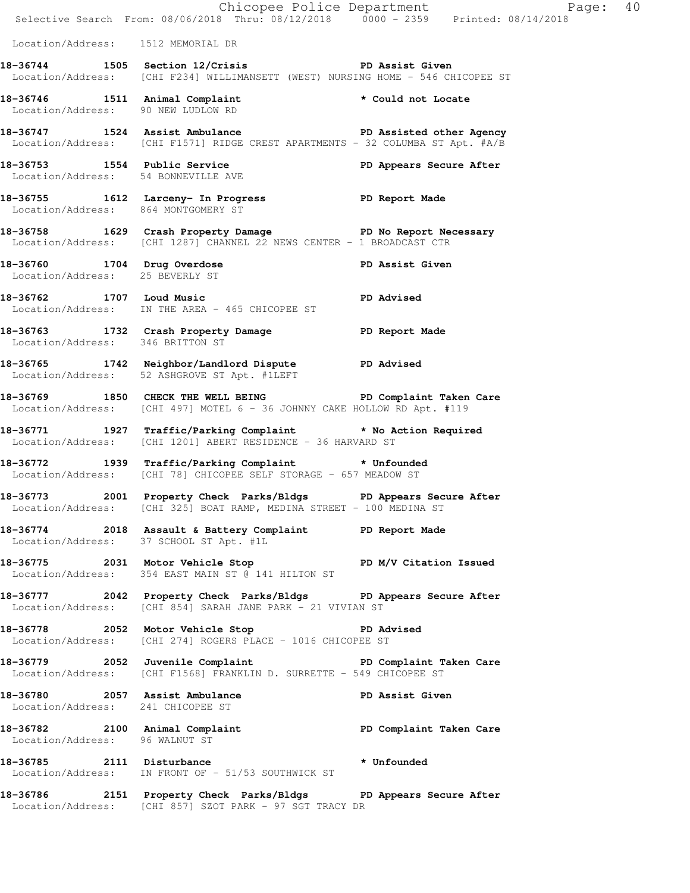Location/Address: 1512 MEMORIAL DR

**18-36744 1505 Section 12/Crisis** PD Assist Given
Location/Address: [CHI F234] WILLIMANSETT (WEST) NURSING HOME - 546 CHICOPEE ST

**18-36746 1511 Animal Complaint** * Could not Locate
Location/Address: 90 NEW LUDLOW RD

**18-36747 1524 Assist Ambulance** PD Assisted other Agency
Location/Address: [CHI F1571] RIDGE CREST APARTMENTS - 32 COLUMBA ST Apt. #A/B

**18-36753 1554 Public Service** PD Appears Secure After
Location/Address: 54 BONNEVILLE AVE

**18-36755 1612 Larceny- In Progress** PD Report Made
Location/Address: 864 MONTGOMERY ST

**18-36758 1629 Crash Property Damage** PD No Report Necessary
Location/Address: [CHI 1287] CHANNEL 22 NEWS CENTER - 1 BROADCAST CTR

**18-36760 1704 Drug Overdose** PD Assist Given
Location/Address: 25 BEVERLY ST

**18-36762 1707 Loud Music** PD Advised
Location/Address: IN THE AREA - 465 CHICOPEE ST

**18-36763 1732 Crash Property Damage** PD Report Made
Location/Address: 346 BRITTON ST

**18-36765 1742 Neighbor/Landlord Dispute** PD Advised
Location/Address: 52 ASHGROVE ST Apt. #1LEFT

**18-36769 1850 CHECK THE WELL BEING** PD Complaint Taken Care
Location/Address: [CHI 497] MOTEL 6 - 36 JOHNNY CAKE HOLLOW RD Apt. #119

**18-36771 1927 Traffic/Parking Complaint** * No Action Required
Location/Address: [CHI 1201] ABERT RESIDENCE - 36 HARVARD ST

**18-36772 1939 Traffic/Parking Complaint** * Unfounded
Location/Address: [CHI 78] CHICOPEE SELF STORAGE - 657 MEADOW ST

**18-36773 2001 Property Check Parks/Bldgs** PD Appears Secure After
Location/Address: [CHI 325] BOAT RAMP, MEDINA STREET - 100 MEDINA ST

**18-36774 2018 Assault & Battery Complaint** PD Report Made
Location/Address: 37 SCHOOL ST Apt. #1L

**18-36775 2031 Motor Vehicle Stop** PD M/V Citation Issued
Location/Address: 354 EAST MAIN ST @ 141 HILTON ST

**18-36777 2042 Property Check Parks/Bldgs** PD Appears Secure After
Location/Address: [CHI 854] SARAH JANE PARK - 21 VIVIAN ST

**18-36778 2052 Motor Vehicle Stop** PD Advised
Location/Address: [CHI 274] ROGERS PLACE - 1016 CHICOPEE ST

**18-36779 2052 Juvenile Complaint** PD Complaint Taken Care
Location/Address: [CHI F1568] FRANKLIN D. SURRETTE - 549 CHICOPEE ST

**18-36780 2057 Assist Ambulance** PD Assist Given
Location/Address: 241 CHICOPEE ST

**18-36782 2100 Animal Complaint** PD Complaint Taken Care
Location/Address: 96 WALNUT ST

**18-36785 2111 Disturbance** * Unfounded
Location/Address: IN FRONT OF - 51/53 SOUTHWICK ST

**18-36786 2151 Property Check Parks/Bldgs** PD Appears Secure After
Location/Address: [CHI 857] SZOT PARK - 97 SGT TRACY DR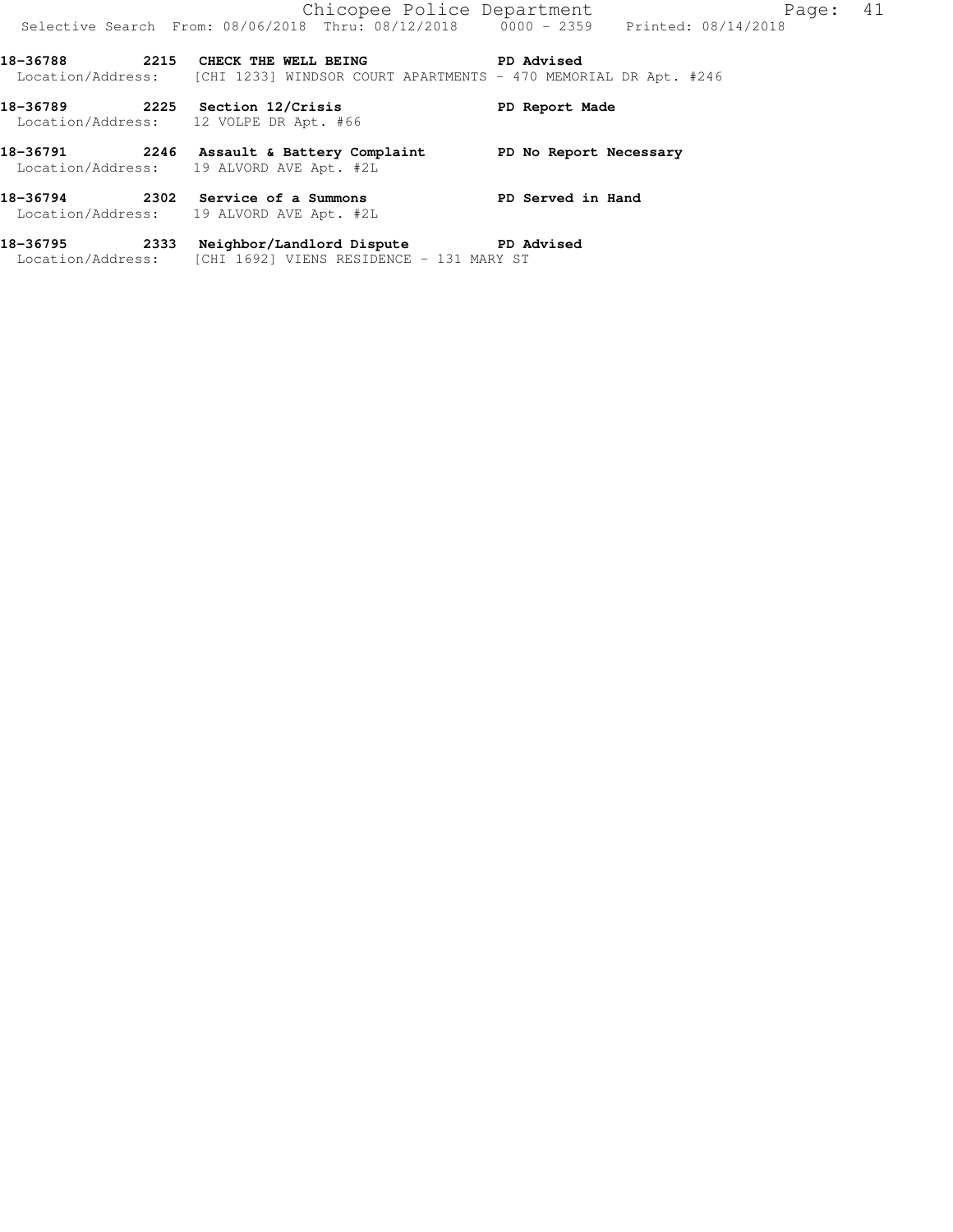**18-36788 2215 CHECK THE WELL BEING PD Advised**
Location/Address: [CHI 1233] WINDSOR COURT APARTMENTS - 470 MEMORIAL DR Apt. #246

**18-36789 2225 Section 12/Crisis PD Report Made**
Location/Address: 12 VOLPE DR Apt. #66

**18-36791 2246 Assault & Battery Complaint PD No Report Necessary**
Location/Address: 19 ALVORD AVE Apt. #2L

**18-36794 2302 Service of a Summons PD Served in Hand**
Location/Address: 19 ALVORD AVE Apt. #2L

**18-36795 2333 Neighbor/Landlord Dispute PD Advised**
Location/Address: [CHI 1692] VIENS RESIDENCE - 131 MARY ST